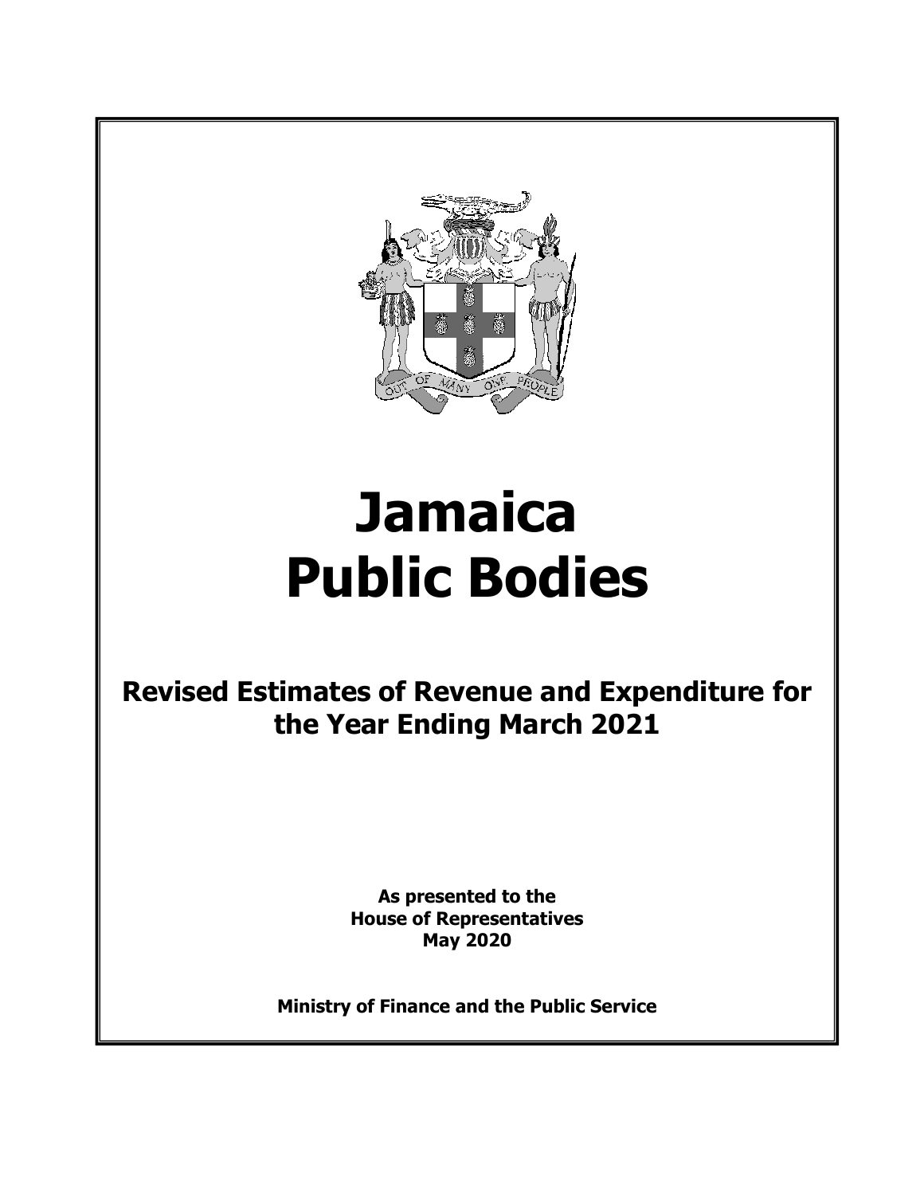# Jamaica Public Bodies

## Revised Estimates of Revenue and Expenditure for the Year Ending March 2021

**As presented to the House of Representatives May 2020**

**Ministry of Finance and the Public Service**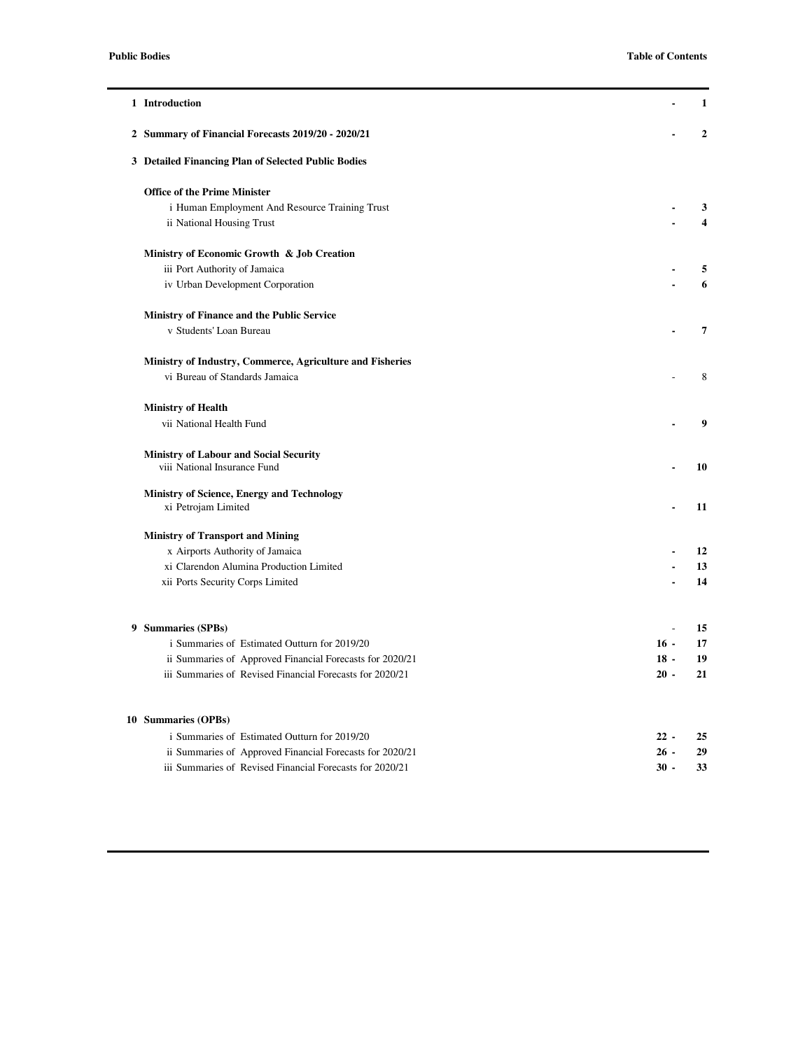# Table of Contents

| | | |
|---|---|---|
| **1 Introduction** | **-** | **1** |
| **2 Summary of Financial Forecasts 2019/20 - 2020/21** | **-** | **2** |
| **3 Detailed Financing Plan of Selected Public Bodies** | | |
| **Office of the Prime Minister** | | |
| i Human Employment And Resource Training Trust | **-** | **3** |
| ii National Housing Trust | **-** | **4** |
| **Ministry of Economic Growth & Job Creation** | | |
| iii Port Authority of Jamaica | **-** | **5** |
| iv Urban Development Corporation | **-** | **6** |
| **Ministry of Finance and the Public Service** | | |
| v Students' Loan Bureau | **-** | **7** |
| **Ministry of Industry, Commerce, Agriculture and Fisheries** | | |
| vi Bureau of Standards Jamaica | - | 8 |
| **Ministry of Health** | | |
| vii National Health Fund | **-** | **9** |
| **Ministry of Labour and Social Security** | | |
| viii National Insurance Fund | **-** | **10** |
| **Ministry of Science, Energy and Technology** | | |
| xi Petrojam Limited | **-** | **11** |
| **Ministry of Transport and Mining** | | |
| x Airports Authority of Jamaica | **-** | **12** |
| xi Clarendon Alumina Production Limited | **-** | **13** |
| xii Ports Security Corps Limited | **-** | **14** |
| **9 Summaries (SPBs)** | - | **15** |
| i Summaries of Estimated Outturn for 2019/20 | **16 -** | **17** |
| ii Summaries of Approved Financial Forecasts for 2020/21 | **18 -** | **19** |
| iii Summaries of Revised Financial Forecasts for 2020/21 | **20 -** | **21** |
| **10 Summaries (OPBs)** | | |
| i Summaries of Estimated Outturn for 2019/20 | **22 -** | **25** |
| ii Summaries of Approved Financial Forecasts for 2020/21 | **26 -** | **29** |
| iii Summaries of Revised Financial Forecasts for 2020/21 | **30 -** | **33** |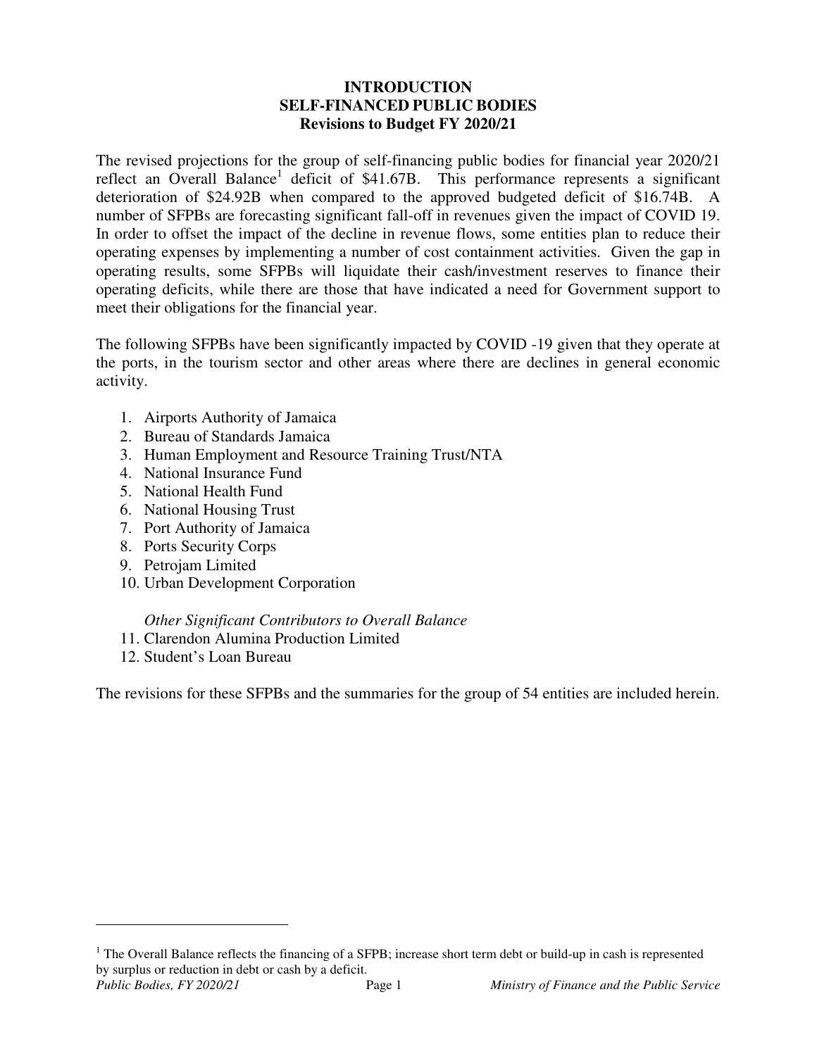# INTRODUCTION
## SELF-FINANCED PUBLIC BODIES
### Revisions to Budget FY 2020/21

The revised projections for the group of self-financing public bodies for financial year 2020/21 reflect an Overall Balance[1] deficit of $41.67B. This performance represents a significant deterioration of $24.92B when compared to the approved budgeted deficit of $16.74B. A number of SFPBs are forecasting significant fall-off in revenues given the impact of COVID 19. In order to offset the impact of the decline in revenue flows, some entities plan to reduce their operating expenses by implementing a number of cost containment activities. Given the gap in operating results, some SFPBs will liquidate their cash/investment reserves to finance their operating deficits, while there are those that have indicated a need for Government support to meet their obligations for the financial year.

The following SFPBs have been significantly impacted by COVID -19 given that they operate at the ports, in the tourism sector and other areas where there are declines in general economic activity.

1. Airports Authority of Jamaica
2. Bureau of Standards Jamaica
3. Human Employment and Resource Training Trust/NTA
4. National Insurance Fund
5. National Health Fund
6. National Housing Trust
7. Port Authority of Jamaica
8. Ports Security Corps
9. Petrojam Limited
10. Urban Development Corporation

*Other Significant Contributors to Overall Balance*

11. Clarendon Alumina Production Limited
12. Student's Loan Bureau

The revisions for these SFPBs and the summaries for the group of 54 entities are included herein.

---

[1] The Overall Balance reflects the financing of a SFPB; increase short term debt or build-up in cash is represented by surplus or reduction in debt or cash by a deficit.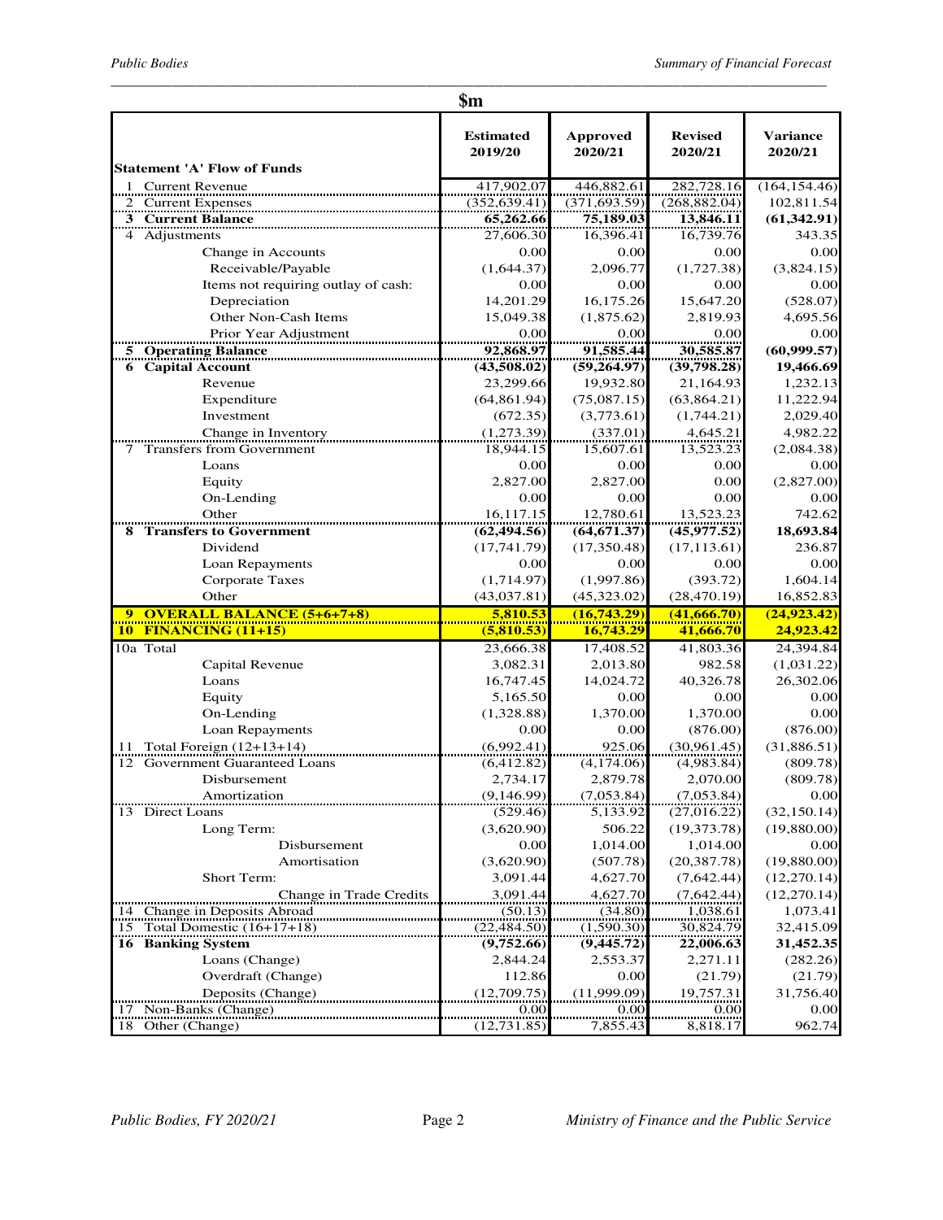**$m**

| Statement 'A' Flow of Funds | Estimated 2019/20 | Approved 2020/21 | Revised 2020/21 | Variance 2020/21 |
|---|---|---|---|---|
| 1 Current Revenue | 417,902.07 | 446,882.61 | 282,728.16 | (164,154.46) |
| 2 Current Expenses | (352,639.41) | (371,693.59) | (268,882.04) | 102,811.54 |
| **3 Current Balance** | **65,262.66** | **75,189.03** | **13,846.11** | **(61,342.91)** |
| 4 Adjustments | 27,606.30 | 16,396.41 | 16,739.76 | 343.35 |
| Change in Accounts | 0.00 | 0.00 | 0.00 | 0.00 |
| Receivable/Payable | (1,644.37) | 2,096.77 | (1,727.38) | (3,824.15) |
| Items not requiring outlay of cash: | 0.00 | 0.00 | 0.00 | 0.00 |
| Depreciation | 14,201.29 | 16,175.26 | 15,647.20 | (528.07) |
| Other Non-Cash Items | 15,049.38 | (1,875.62) | 2,819.93 | 4,695.56 |
| Prior Year Adjustment | 0.00 | 0.00 | 0.00 | 0.00 |
| **5 Operating Balance** | **92,868.97** | **91,585.44** | **30,585.87** | **(60,999.57)** |
| **6 Capital Account** | **(43,508.02)** | **(59,264.97)** | **(39,798.28)** | **19,466.69** |
| Revenue | 23,299.66 | 19,932.80 | 21,164.93 | 1,232.13 |
| Expenditure | (64,861.94) | (75,087.15) | (63,864.21) | 11,222.94 |
| Investment | (672.35) | (3,773.61) | (1,744.21) | 2,029.40 |
| Change in Inventory | (1,273.39) | (337.01) | 4,645.21 | 4,982.22 |
| 7 Transfers from Government | 18,944.15 | 15,607.61 | 13,523.23 | (2,084.38) |
| Loans | 0.00 | 0.00 | 0.00 | 0.00 |
| Equity | 2,827.00 | 2,827.00 | 0.00 | (2,827.00) |
| On-Lending | 0.00 | 0.00 | 0.00 | 0.00 |
| Other | 16,117.15 | 12,780.61 | 13,523.23 | 742.62 |
| **8 Transfers to Government** | **(62,494.56)** | **(64,671.37)** | **(45,977.52)** | **18,693.84** |
| Dividend | (17,741.79) | (17,350.48) | (17,113.61) | 236.87 |
| Loan Repayments | 0.00 | 0.00 | 0.00 | 0.00 |
| Corporate Taxes | (1,714.97) | (1,997.86) | (393.72) | 1,604.14 |
| Other | (43,037.81) | (45,323.02) | (28,470.19) | 16,852.83 |
| **9 OVERALL BALANCE (5+6+7+8)** | **5,810.53** | **(16,743.29)** | **(41,666.70)** | **(24,923.42)** |
| **10 FINANCING (11+15)** | **(5,810.53)** | **16,743.29** | **41,666.70** | **24,923.42** |
| 10a Total | 23,666.38 | 17,408.52 | 41,803.36 | 24,394.84 |
| Capital Revenue | 3,082.31 | 2,013.80 | 982.58 | (1,031.22) |
| Loans | 16,747.45 | 14,024.72 | 40,326.78 | 26,302.06 |
| Equity | 5,165.50 | 0.00 | 0.00 | 0.00 |
| On-Lending | (1,328.88) | 1,370.00 | 1,370.00 | 0.00 |
| Loan Repayments | 0.00 | 0.00 | (876.00) | (876.00) |
| 11 Total Foreign (12+13+14) | (6,992.41) | 925.06 | (30,961.45) | (31,886.51) |
| 12 Government Guaranteed Loans | (6,412.82) | (4,174.06) | (4,983.84) | (809.78) |
| Disbursement | 2,734.17 | 2,879.78 | 2,070.00 | (809.78) |
| Amortization | (9,146.99) | (7,053.84) | (7,053.84) | 0.00 |
| 13 Direct Loans | (529.46) | 5,133.92 | (27,016.22) | (32,150.14) |
| Long Term: | (3,620.90) | 506.22 | (19,373.78) | (19,880.00) |
| Disbursement | 0.00 | 1,014.00 | 1,014.00 | 0.00 |
| Amortisation | (3,620.90) | (507.78) | (20,387.78) | (19,880.00) |
| Short Term: | 3,091.44 | 4,627.70 | (7,642.44) | (12,270.14) |
| Change in Trade Credits | 3,091.44 | 4,627.70 | (7,642.44) | (12,270.14) |
| 14 Change in Deposits Abroad | (50.13) | (34.80) | 1,038.61 | 1,073.41 |
| 15 Total Domestic (16+17+18) | (22,484.50) | (1,590.30) | 30,824.79 | 32,415.09 |
| **16 Banking System** | **(9,752.66)** | **(9,445.72)** | **22,006.63** | **31,452.35** |
| Loans (Change) | 2,844.24 | 2,553.37 | 2,271.11 | (282.26) |
| Overdraft (Change) | 112.86 | 0.00 | (21.79) | (21.79) |
| Deposits (Change) | (12,709.75) | (11,999.09) | 19,757.31 | 31,756.40 |
| 17 Non-Banks (Change) | 0.00 | 0.00 | 0.00 | 0.00 |
| 18 Other (Change) | (12,731.85) | 7,855.43 | 8,818.17 | 962.74 |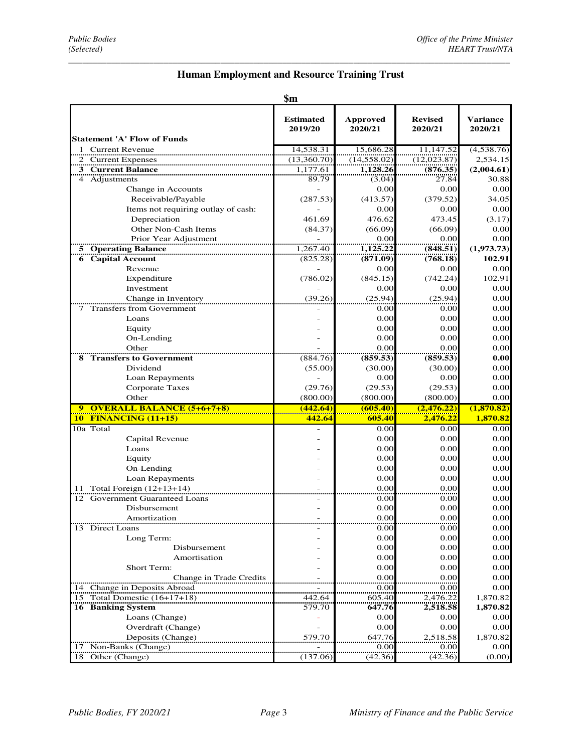# Human Employment and Resource Training Trust

$m

| Statement 'A' Flow of Funds | Estimated 2019/20 | Approved 2020/21 | Revised 2020/21 | Variance 2020/21 |
|---|---|---|---|---|
| 1 Current Revenue | 14,538.31 | 15,686.28 | 11,147.52 | (4,538.76) |
| 2 Current Expenses | (13,360.70) | (14,558.02) | (12,023.87) | 2,534.15 |
| **3 Current Balance** | 1,177.61 | **1,128.26** | **(876.35)** | **(2,004.61)** |
| 4 Adjustments | 89.79 | (3.04) | 27.84 | 30.88 |
| Change in Accounts | - | 0.00 | 0.00 | 0.00 |
| Receivable/Payable | (287.53) | (413.57) | (379.52) | 34.05 |
| Items not requiring outlay of cash: | - | 0.00 | 0.00 | 0.00 |
| Depreciation | 461.69 | 476.62 | 473.45 | (3.17) |
| Other Non-Cash Items | (84.37) | (66.09) | (66.09) | 0.00 |
| Prior Year Adjustment | - | 0.00 | 0.00 | 0.00 |
| **5 Operating Balance** | 1,267.40 | **1,125.22** | **(848.51)** | **(1,973.73)** |
| **6 Capital Account** | (825.28) | **(871.09)** | **(768.18)** | **102.91** |
| Revenue | - | 0.00 | 0.00 | 0.00 |
| Expenditure | (786.02) | (845.15) | (742.24) | 102.91 |
| Investment | - | 0.00 | 0.00 | 0.00 |
| Change in Inventory | (39.26) | (25.94) | (25.94) | 0.00 |
| 7 Transfers from Government | - | 0.00 | 0.00 | 0.00 |
| Loans | - | 0.00 | 0.00 | 0.00 |
| Equity | - | 0.00 | 0.00 | 0.00 |
| On-Lending | - | 0.00 | 0.00 | 0.00 |
| Other | - | 0.00 | 0.00 | 0.00 |
| **8 Transfers to Government** | (884.76) | **(859.53)** | **(859.53)** | **0.00** |
| Dividend | (55.00) | (30.00) | (30.00) | 0.00 |
| Loan Repayments | - | 0.00 | 0.00 | 0.00 |
| Corporate Taxes | (29.76) | (29.53) | (29.53) | 0.00 |
| Other | (800.00) | (800.00) | (800.00) | 0.00 |
| **9 OVERALL BALANCE (5+6+7+8)** | **(442.64)** | **(605.40)** | **(2,476.22)** | **(1,870.82)** |
| **10 FINANCING (11+15)** | **442.64** | **605.40** | **2,476.22** | **1,870.82** |
| 10a Total | - | 0.00 | 0.00 | 0.00 |
| Capital Revenue | - | 0.00 | 0.00 | 0.00 |
| Loans | - | 0.00 | 0.00 | 0.00 |
| Equity | - | 0.00 | 0.00 | 0.00 |
| On-Lending | - | 0.00 | 0.00 | 0.00 |
| Loan Repayments | - | 0.00 | 0.00 | 0.00 |
| 11 Total Foreign (12+13+14) | - | 0.00 | 0.00 | 0.00 |
| 12 Government Guaranteed Loans | - | 0.00 | 0.00 | 0.00 |
| Disbursement | - | 0.00 | 0.00 | 0.00 |
| Amortization | - | 0.00 | 0.00 | 0.00 |
| 13 Direct Loans | - | 0.00 | 0.00 | 0.00 |
| Long Term: | - | 0.00 | 0.00 | 0.00 |
| Disbursement | - | 0.00 | 0.00 | 0.00 |
| Amortisation | - | 0.00 | 0.00 | 0.00 |
| Short Term: | - | 0.00 | 0.00 | 0.00 |
| Change in Trade Credits | - | 0.00 | 0.00 | 0.00 |
| 14 Change in Deposits Abroad | - | 0.00 | 0.00 | 0.00 |
| 15 Total Domestic (16+17+18) | 442.64 | 605.40 | 2,476.22 | 1,870.82 |
| **16 Banking System** | 579.70 | **647.76** | **2,518.58** | **1,870.82** |
| Loans (Change) | - | 0.00 | 0.00 | 0.00 |
| Overdraft (Change) | - | 0.00 | 0.00 | 0.00 |
| Deposits (Change) | 579.70 | 647.76 | 2,518.58 | 1,870.82 |
| 17 Non-Banks (Change) | - | 0.00 | 0.00 | 0.00 |
| 18 Other (Change) | (137.06) | (42.36) | (42.36) | (0.00) |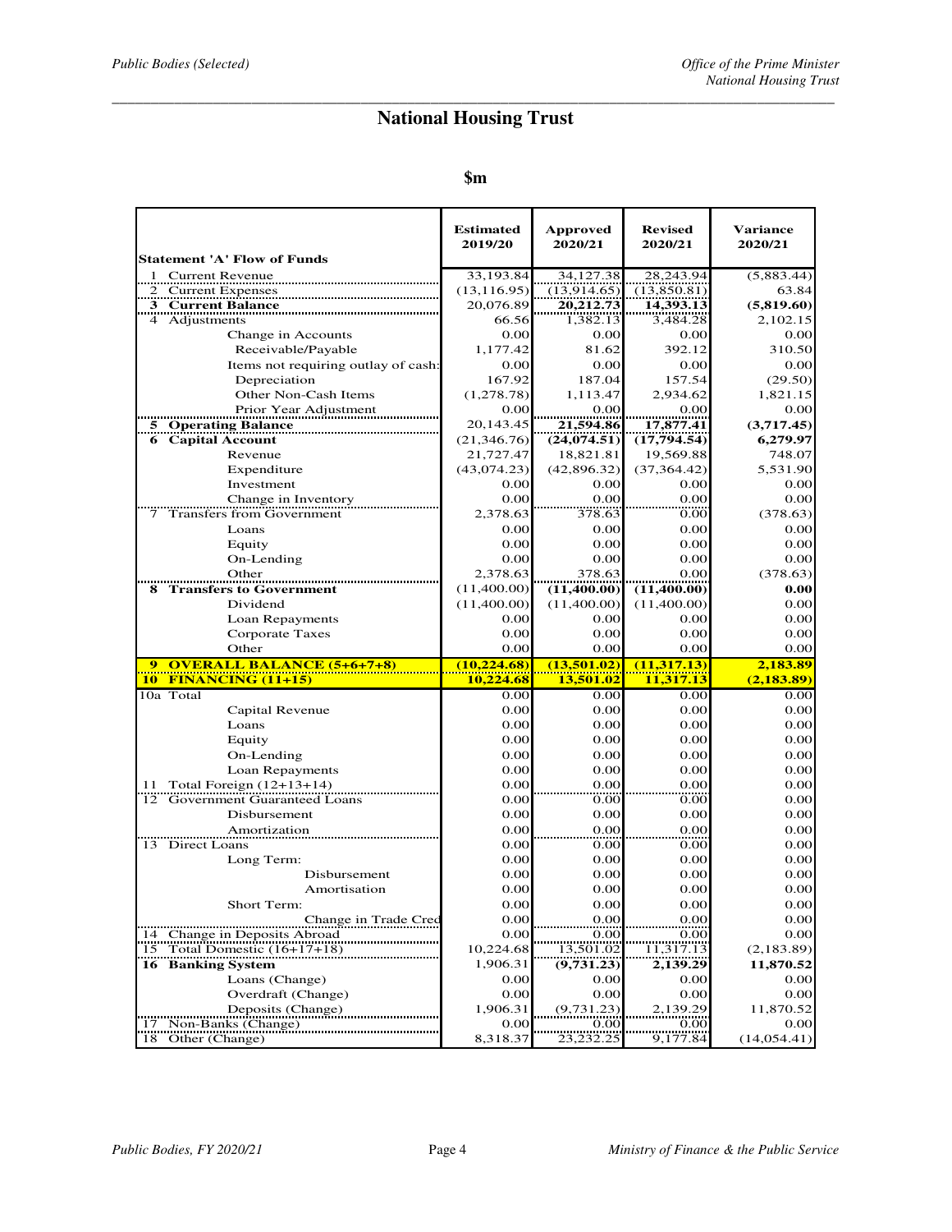# National Housing Trust

**$m**

| Statement 'A' Flow of Funds | Estimated 2019/20 | Approved 2020/21 | Revised 2020/21 | Variance 2020/21 |
|---|---|---|---|---|
| 1 Current Revenue | 33,193.84 | 34,127.38 | 28,243.94 | (5,883.44) |
| 2 Current Expenses | (13,116.95) | (13,914.65) | (13,850.81) | 63.84 |
| **3 Current Balance** | 20,076.89 | **20,212.73** | **14,393.13** | **(5,819.60)** |
| 4 Adjustments | 66.56 | 1,382.13 | 3,484.28 | 2,102.15 |
| Change in Accounts | 0.00 | 0.00 | 0.00 | 0.00 |
| Receivable/Payable | 1,177.42 | 81.62 | 392.12 | 310.50 |
| Items not requiring outlay of cash: | 0.00 | 0.00 | 0.00 | 0.00 |
| Depreciation | 167.92 | 187.04 | 157.54 | (29.50) |
| Other Non-Cash Items | (1,278.78) | 1,113.47 | 2,934.62 | 1,821.15 |
| Prior Year Adjustment | 0.00 | 0.00 | 0.00 | 0.00 |
| **5 Operating Balance** | 20,143.45 | **21,594.86** | **17,877.41** | **(3,717.45)** |
| **6 Capital Account** | (21,346.76) | **(24,074.51)** | **(17,794.54)** | **6,279.97** |
| Revenue | 21,727.47 | 18,821.81 | 19,569.88 | 748.07 |
| Expenditure | (43,074.23) | (42,896.32) | (37,364.42) | 5,531.90 |
| Investment | 0.00 | 0.00 | 0.00 | 0.00 |
| Change in Inventory | 0.00 | 0.00 | 0.00 | 0.00 |
| 7 Transfers from Government | 2,378.63 | 378.63 | 0.00 | (378.63) |
| Loans | 0.00 | 0.00 | 0.00 | 0.00 |
| Equity | 0.00 | 0.00 | 0.00 | 0.00 |
| On-Lending | 0.00 | 0.00 | 0.00 | 0.00 |
| Other | 2,378.63 | 378.63 | 0.00 | (378.63) |
| **8 Transfers to Government** | (11,400.00) | **(11,400.00)** | **(11,400.00)** | **0.00** |
| Dividend | (11,400.00) | (11,400.00) | (11,400.00) | 0.00 |
| Loan Repayments | 0.00 | 0.00 | 0.00 | 0.00 |
| Corporate Taxes | 0.00 | 0.00 | 0.00 | 0.00 |
| Other | 0.00 | 0.00 | 0.00 | 0.00 |
| **9 OVERALL BALANCE (5+6+7+8)** | **(10,224.68)** | **(13,501.02)** | **(11,317.13)** | **2,183.89** |
| **10 FINANCING (11+15)** | **10,224.68** | **13,501.02** | **11,317.13** | **(2,183.89)** |
| 10a Total | 0.00 | 0.00 | 0.00 | 0.00 |
| Capital Revenue | 0.00 | 0.00 | 0.00 | 0.00 |
| Loans | 0.00 | 0.00 | 0.00 | 0.00 |
| Equity | 0.00 | 0.00 | 0.00 | 0.00 |
| On-Lending | 0.00 | 0.00 | 0.00 | 0.00 |
| Loan Repayments | 0.00 | 0.00 | 0.00 | 0.00 |
| 11 Total Foreign (12+13+14) | 0.00 | 0.00 | 0.00 | 0.00 |
| 12 Government Guaranteed Loans | 0.00 | 0.00 | 0.00 | 0.00 |
| Disbursement | 0.00 | 0.00 | 0.00 | 0.00 |
| Amortization | 0.00 | 0.00 | 0.00 | 0.00 |
| 13 Direct Loans | 0.00 | 0.00 | 0.00 | 0.00 |
| Long Term: | 0.00 | 0.00 | 0.00 | 0.00 |
| Disbursement | 0.00 | 0.00 | 0.00 | 0.00 |
| Amortisation | 0.00 | 0.00 | 0.00 | 0.00 |
| Short Term: | 0.00 | 0.00 | 0.00 | 0.00 |
| Change in Trade Cred | 0.00 | 0.00 | 0.00 | 0.00 |
| 14 Change in Deposits Abroad | 0.00 | 0.00 | 0.00 | 0.00 |
| 15 Total Domestic (16+17+18) | 10,224.68 | 13,501.02 | 11,317.13 | (2,183.89) |
| **16 Banking System** | 1,906.31 | **(9,731.23)** | **2,139.29** | **11,870.52** |
| Loans (Change) | 0.00 | 0.00 | 0.00 | 0.00 |
| Overdraft (Change) | 0.00 | 0.00 | 0.00 | 0.00 |
| Deposits (Change) | 1,906.31 | (9,731.23) | 2,139.29 | 11,870.52 |
| 17 Non-Banks (Change) | 0.00 | 0.00 | 0.00 | 0.00 |
| 18 Other (Change) | 8,318.37 | 23,232.25 | 9,177.84 | (14,054.41) |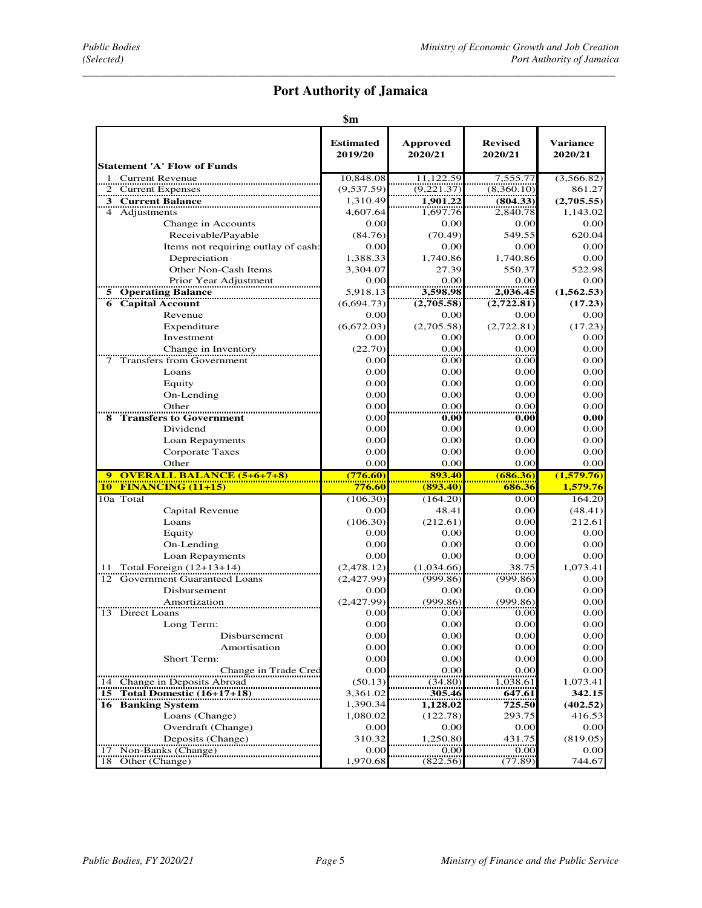# Port Authority of Jamaica

$m

| Statement 'A' Flow of Funds | Estimated 2019/20 | Approved 2020/21 | Revised 2020/21 | Variance 2020/21 |
|---|---|---|---|---|
| 1 Current Revenue | 10,848.08 | 11,122.59 | 7,555.77 | (3,566.82) |
| 2 Current Expenses | (9,537.59) | (9,221.37) | (8,360.10) | 861.27 |
| **3 Current Balance** | 1,310.49 | **1,901.22** | **(804.33)** | **(2,705.55)** |
| 4 Adjustments | 4,607.64 | 1,697.76 | 2,840.78 | 1,143.02 |
| Change in Accounts | 0.00 | 0.00 | 0.00 | 0.00 |
| Receivable/Payable | (84.76) | (70.49) | 549.55 | 620.04 |
| Items not requiring outlay of cash: | 0.00 | 0.00 | 0.00 | 0.00 |
| Depreciation | 1,388.33 | 1,740.86 | 1,740.86 | 0.00 |
| Other Non-Cash Items | 3,304.07 | 27.39 | 550.37 | 522.98 |
| Prior Year Adjustment | 0.00 | 0.00 | 0.00 | 0.00 |
| **5 Operating Balance** | 5,918.13 | **3,598.98** | **2,036.45** | **(1,562.53)** |
| **6 Capital Account** | (6,694.73) | **(2,705.58)** | **(2,722.81)** | **(17.23)** |
| Revenue | 0.00 | 0.00 | 0.00 | 0.00 |
| Expenditure | (6,672.03) | (2,705.58) | (2,722.81) | (17.23) |
| Investment | 0.00 | 0.00 | 0.00 | 0.00 |
| Change in Inventory | (22.70) | 0.00 | 0.00 | 0.00 |
| 7 Transfers from Government | 0.00 | 0.00 | 0.00 | 0.00 |
| Loans | 0.00 | 0.00 | 0.00 | 0.00 |
| Equity | 0.00 | 0.00 | 0.00 | 0.00 |
| On-Lending | 0.00 | 0.00 | 0.00 | 0.00 |
| Other | 0.00 | 0.00 | 0.00 | 0.00 |
| **8 Transfers to Government** | 0.00 | **0.00** | **0.00** | **0.00** |
| Dividend | 0.00 | 0.00 | 0.00 | 0.00 |
| Loan Repayments | 0.00 | 0.00 | 0.00 | 0.00 |
| Corporate Taxes | 0.00 | 0.00 | 0.00 | 0.00 |
| Other | 0.00 | 0.00 | 0.00 | 0.00 |
| **9 OVERALL BALANCE (5+6+7+8)** | **(776.60)** | **893.40** | **(686.36)** | **(1,579.76)** |
| **10 FINANCING (11+15)** | **776.60** | **(893.40)** | **686.36** | **1,579.76** |
| 10a Total | (106.30) | (164.20) | 0.00 | 164.20 |
| Capital Revenue | 0.00 | 48.41 | 0.00 | (48.41) |
| Loans | (106.30) | (212.61) | 0.00 | 212.61 |
| Equity | 0.00 | 0.00 | 0.00 | 0.00 |
| On-Lending | 0.00 | 0.00 | 0.00 | 0.00 |
| Loan Repayments | 0.00 | 0.00 | 0.00 | 0.00 |
| 11 Total Foreign (12+13+14) | (2,478.12) | (1,034.66) | 38.75 | 1,073.41 |
| 12 Government Guaranteed Loans | (2,427.99) | (999.86) | (999.86) | 0.00 |
| Disbursement | 0.00 | 0.00 | 0.00 | 0.00 |
| Amortization | (2,427.99) | (999.86) | (999.86) | 0.00 |
| 13 Direct Loans | 0.00 | 0.00 | 0.00 | 0.00 |
| Long Term: | 0.00 | 0.00 | 0.00 | 0.00 |
| Disbursement | 0.00 | 0.00 | 0.00 | 0.00 |
| Amortisation | 0.00 | 0.00 | 0.00 | 0.00 |
| Short Term: | 0.00 | 0.00 | 0.00 | 0.00 |
| Change in Trade Cred | 0.00 | 0.00 | 0.00 | 0.00 |
| 14 Change in Deposits Abroad | (50.13) | (34.80) | 1,038.61 | 1,073.41 |
| **15 Total Domestic (16+17+18)** | 3,361.02 | **305.46** | **647.61** | **342.15** |
| **16 Banking System** | 1,390.34 | **1,128.02** | **725.50** | **(402.52)** |
| Loans (Change) | 1,080.02 | (122.78) | 293.75 | 416.53 |
| Overdraft (Change) | 0.00 | 0.00 | 0.00 | 0.00 |
| Deposits (Change) | 310.32 | 1,250.80 | 431.75 | (819.05) |
| 17 Non-Banks (Change) | 0.00 | 0.00 | 0.00 | 0.00 |
| 18 Other (Change) | 1,970.68 | (822.56) | (77.89) | 744.67 |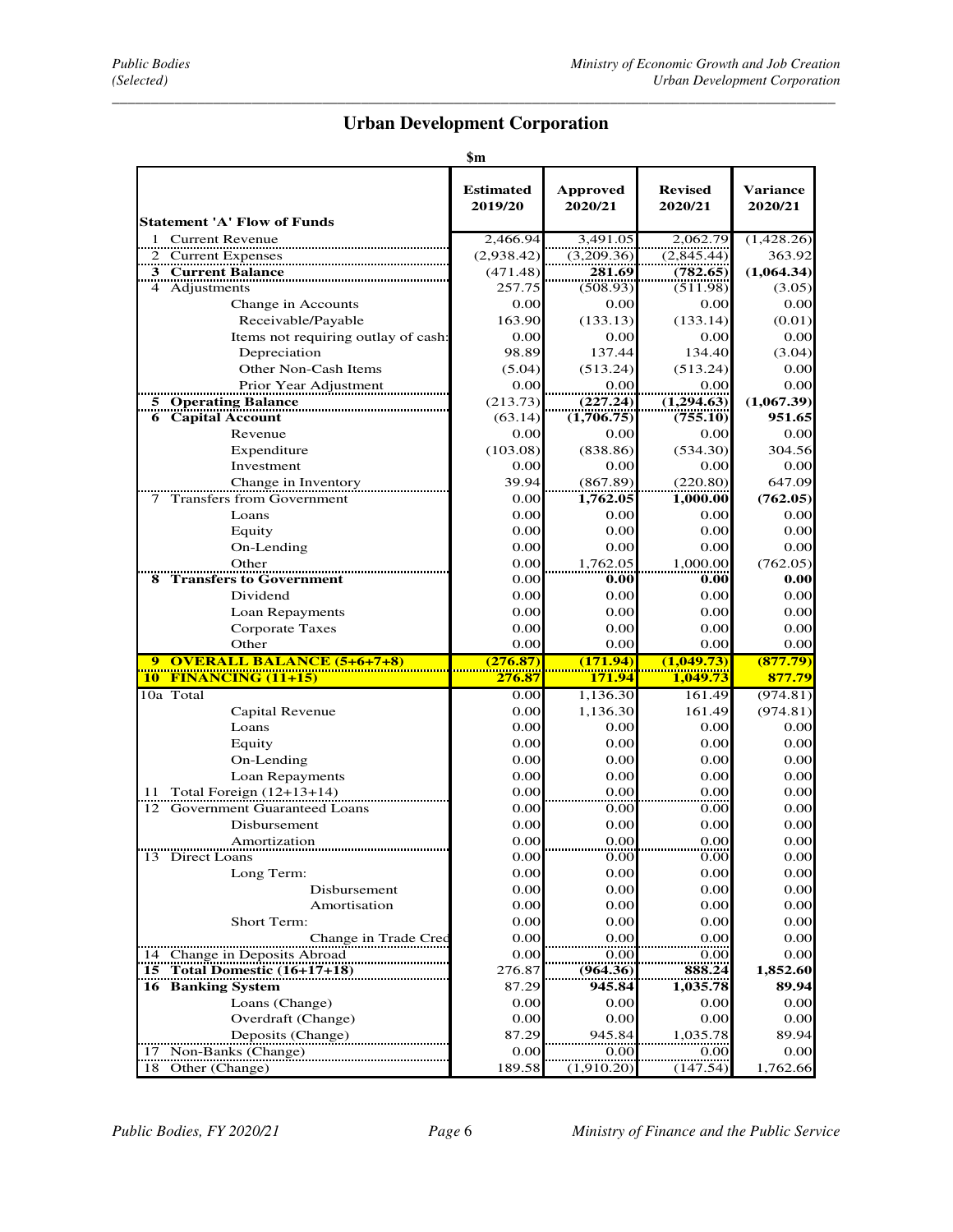# Urban Development Corporation

$m

| Statement 'A' Flow of Funds | Estimated 2019/20 | Approved 2020/21 | Revised 2020/21 | Variance 2020/21 |
|---|---|---|---|---|
| 1 Current Revenue | 2,466.94 | 3,491.05 | 2,062.79 | (1,428.26) |
| 2 Current Expenses | (2,938.42) | (3,209.36) | (2,845.44) | 363.92 |
| **3 Current Balance** | (471.48) | **281.69** | **(782.65)** | **(1,064.34)** |
| 4 Adjustments | 257.75 | (508.93) | (511.98) | (3.05) |
| Change in Accounts | 0.00 | 0.00 | 0.00 | 0.00 |
| Receivable/Payable | 163.90 | (133.13) | (133.14) | (0.01) |
| Items not requiring outlay of cash: | 0.00 | 0.00 | 0.00 | 0.00 |
| Depreciation | 98.89 | 137.44 | 134.40 | (3.04) |
| Other Non-Cash Items | (5.04) | (513.24) | (513.24) | 0.00 |
| Prior Year Adjustment | 0.00 | 0.00 | 0.00 | 0.00 |
| **5 Operating Balance** | (213.73) | **(227.24)** | **(1,294.63)** | **(1,067.39)** |
| **6 Capital Account** | (63.14) | **(1,706.75)** | **(755.10)** | **951.65** |
| Revenue | 0.00 | 0.00 | 0.00 | 0.00 |
| Expenditure | (103.08) | (838.86) | (534.30) | 304.56 |
| Investment | 0.00 | 0.00 | 0.00 | 0.00 |
| Change in Inventory | 39.94 | (867.89) | (220.80) | 647.09 |
| 7 Transfers from Government | 0.00 | **1,762.05** | **1,000.00** | **(762.05)** |
| Loans | 0.00 | 0.00 | 0.00 | 0.00 |
| Equity | 0.00 | 0.00 | 0.00 | 0.00 |
| On-Lending | 0.00 | 0.00 | 0.00 | 0.00 |
| Other | 0.00 | 1,762.05 | 1,000.00 | (762.05) |
| **8 Transfers to Government** | 0.00 | **0.00** | **0.00** | **0.00** |
| Dividend | 0.00 | 0.00 | 0.00 | 0.00 |
| Loan Repayments | 0.00 | 0.00 | 0.00 | 0.00 |
| Corporate Taxes | 0.00 | 0.00 | 0.00 | 0.00 |
| Other | 0.00 | 0.00 | 0.00 | 0.00 |
| **9 OVERALL BALANCE (5+6+7+8)** | **(276.87)** | **(171.94)** | **(1,049.73)** | **(877.79)** |
| **10 FINANCING (11+15)** | **276.87** | **171.94** | **1,049.73** | **877.79** |
| 10a Total | 0.00 | 1,136.30 | 161.49 | (974.81) |
| Capital Revenue | 0.00 | 1,136.30 | 161.49 | (974.81) |
| Loans | 0.00 | 0.00 | 0.00 | 0.00 |
| Equity | 0.00 | 0.00 | 0.00 | 0.00 |
| On-Lending | 0.00 | 0.00 | 0.00 | 0.00 |
| Loan Repayments | 0.00 | 0.00 | 0.00 | 0.00 |
| 11 Total Foreign (12+13+14) | 0.00 | 0.00 | 0.00 | 0.00 |
| 12 Government Guaranteed Loans | 0.00 | 0.00 | 0.00 | 0.00 |
| Disbursement | 0.00 | 0.00 | 0.00 | 0.00 |
| Amortization | 0.00 | 0.00 | 0.00 | 0.00 |
| 13 Direct Loans | 0.00 | 0.00 | 0.00 | 0.00 |
| Long Term: | 0.00 | 0.00 | 0.00 | 0.00 |
| Disbursement | 0.00 | 0.00 | 0.00 | 0.00 |
| Amortisation | 0.00 | 0.00 | 0.00 | 0.00 |
| Short Term: | 0.00 | 0.00 | 0.00 | 0.00 |
| Change in Trade Cred | 0.00 | 0.00 | 0.00 | 0.00 |
| 14 Change in Deposits Abroad | 0.00 | 0.00 | 0.00 | 0.00 |
| **15 Total Domestic (16+17+18)** | 276.87 | **(964.36)** | **888.24** | **1,852.60** |
| **16 Banking System** | 87.29 | **945.84** | **1,035.78** | **89.94** |
| Loans (Change) | 0.00 | 0.00 | 0.00 | 0.00 |
| Overdraft (Change) | 0.00 | 0.00 | 0.00 | 0.00 |
| Deposits (Change) | 87.29 | 945.84 | 1,035.78 | 89.94 |
| 17 Non-Banks (Change) | 0.00 | 0.00 | 0.00 | 0.00 |
| 18 Other (Change) | 189.58 | (1,910.20) | (147.54) | 1,762.66 |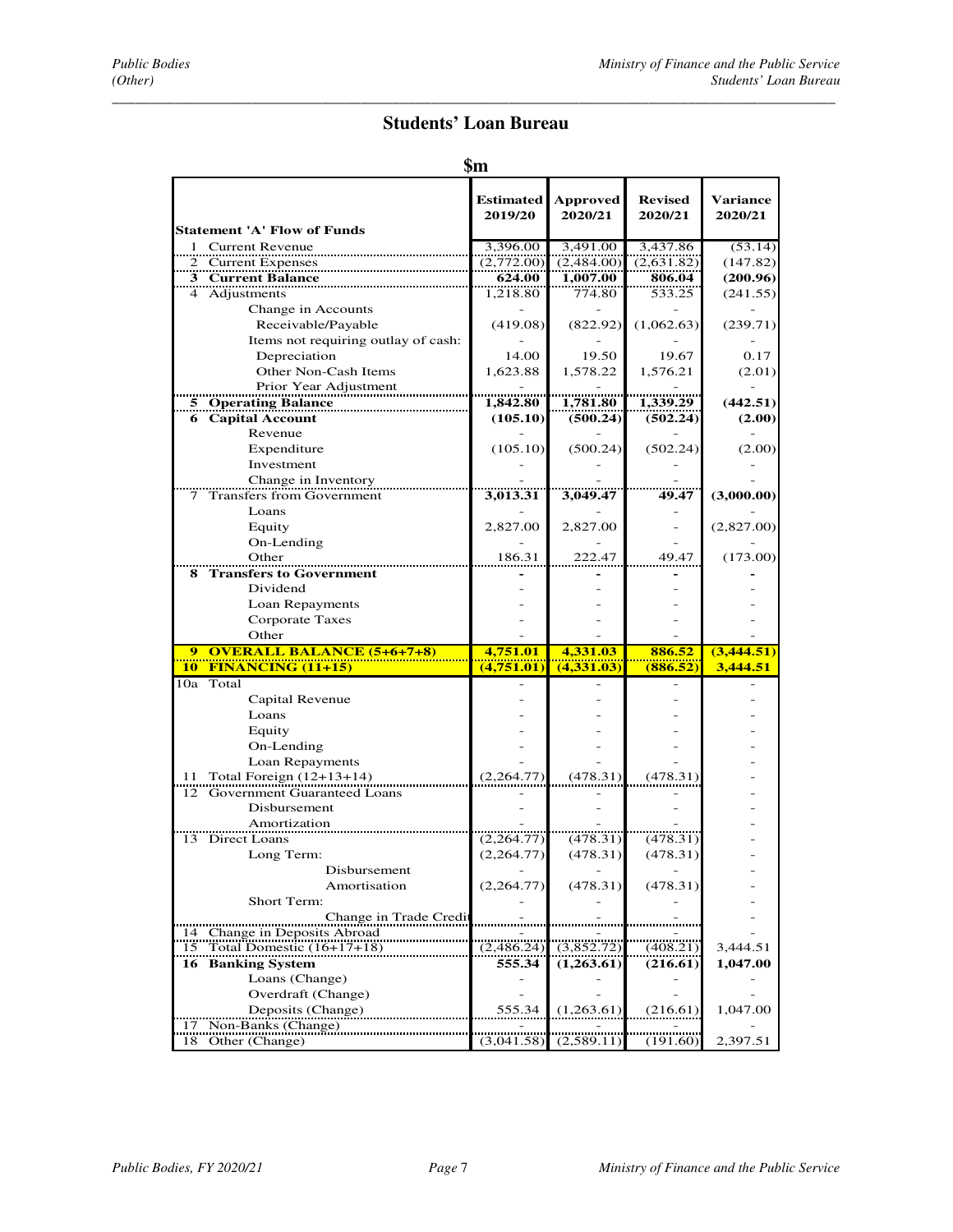# Students' Loan Bureau

**$m**

| Statement 'A' Flow of Funds | Estimated 2019/20 | Approved 2020/21 | Revised 2020/21 | Variance 2020/21 |
|---|---|---|---|---|
| 1 Current Revenue | 3,396.00 | 3,491.00 | 3,437.86 | (53.14) |
| 2 Current Expenses | (2,772.00) | (2,484.00) | (2,631.82) | (147.82) |
| **3 Current Balance** | **624.00** | **1,007.00** | **806.04** | **(200.96)** |
| 4 Adjustments | 1,218.80 | 774.80 | 533.25 | (241.55) |
| Change in Accounts | - | - | - | - |
| Receivable/Payable | (419.08) | (822.92) | (1,062.63) | (239.71) |
| Items not requiring outlay of cash: | - | - | - | - |
| Depreciation | 14.00 | 19.50 | 19.67 | 0.17 |
| Other Non-Cash Items | 1,623.88 | 1,578.22 | 1,576.21 | (2.01) |
| Prior Year Adjustment | - | - | - | - |
| **5 Operating Balance** | **1,842.80** | **1,781.80** | **1,339.29** | **(442.51)** |
| **6 Capital Account** | **(105.10)** | **(500.24)** | **(502.24)** | **(2.00)** |
| Revenue | - | - | - | - |
| Expenditure | (105.10) | (500.24) | (502.24) | (2.00) |
| Investment | - | - | - | - |
| Change in Inventory | - | - | - | - |
| 7 Transfers from Government | **3,013.31** | **3,049.47** | **49.47** | **(3,000.00)** |
| Loans | - | - | - | - |
| Equity | 2,827.00 | 2,827.00 | - | (2,827.00) |
| On-Lending | - | - | - | - |
| Other | 186.31 | 222.47 | 49.47 | (173.00) |
| **8 Transfers to Government** | **-** | **-** | **-** | **-** |
| Dividend | - | - | - | - |
| Loan Repayments | - | - | - | - |
| Corporate Taxes | - | - | - | - |
| Other | - | - | - | - |
| **9 OVERALL BALANCE (5+6+7+8)** | **4,751.01** | **4,331.03** | **886.52** | **(3,444.51)** |
| **10 FINANCING (11+15)** | **(4,751.01)** | **(4,331.03)** | **(886.52)** | **3,444.51** |
| 10a Total | - | - | - | - |
| Capital Revenue | - | - | - | - |
| Loans | - | - | - | - |
| Equity | - | - | - | - |
| On-Lending | - | - | - | - |
| Loan Repayments | - | - | - | - |
| 11 Total Foreign (12+13+14) | (2,264.77) | (478.31) | (478.31) | - |
| 12 Government Guaranteed Loans | - | - | - | - |
| Disbursement | - | - | - | - |
| Amortization | - | - | - | - |
| 13 Direct Loans | (2,264.77) | (478.31) | (478.31) | - |
| Long Term: | (2,264.77) | (478.31) | (478.31) | - |
| Disbursement | - | - | - | - |
| Amortisation | (2,264.77) | (478.31) | (478.31) | - |
| Short Term: | - | - | - | - |
| Change in Trade Credit | - | - | - | - |
| 14 Change in Deposits Abroad | - | - | - | - |
| 15 Total Domestic (16+17+18) | (2,486.24) | (3,852.72) | (408.21) | 3,444.51 |
| **16 Banking System** | **555.34** | **(1,263.61)** | **(216.61)** | **1,047.00** |
| Loans (Change) | - | - | - | - |
| Overdraft (Change) | - | - | - | - |
| Deposits (Change) | 555.34 | (1,263.61) | (216.61) | 1,047.00 |
| 17 Non-Banks (Change) | - | - | - | - |
| 18 Other (Change) | (3,041.58) | (2,589.11) | (191.60) | 2,397.51 |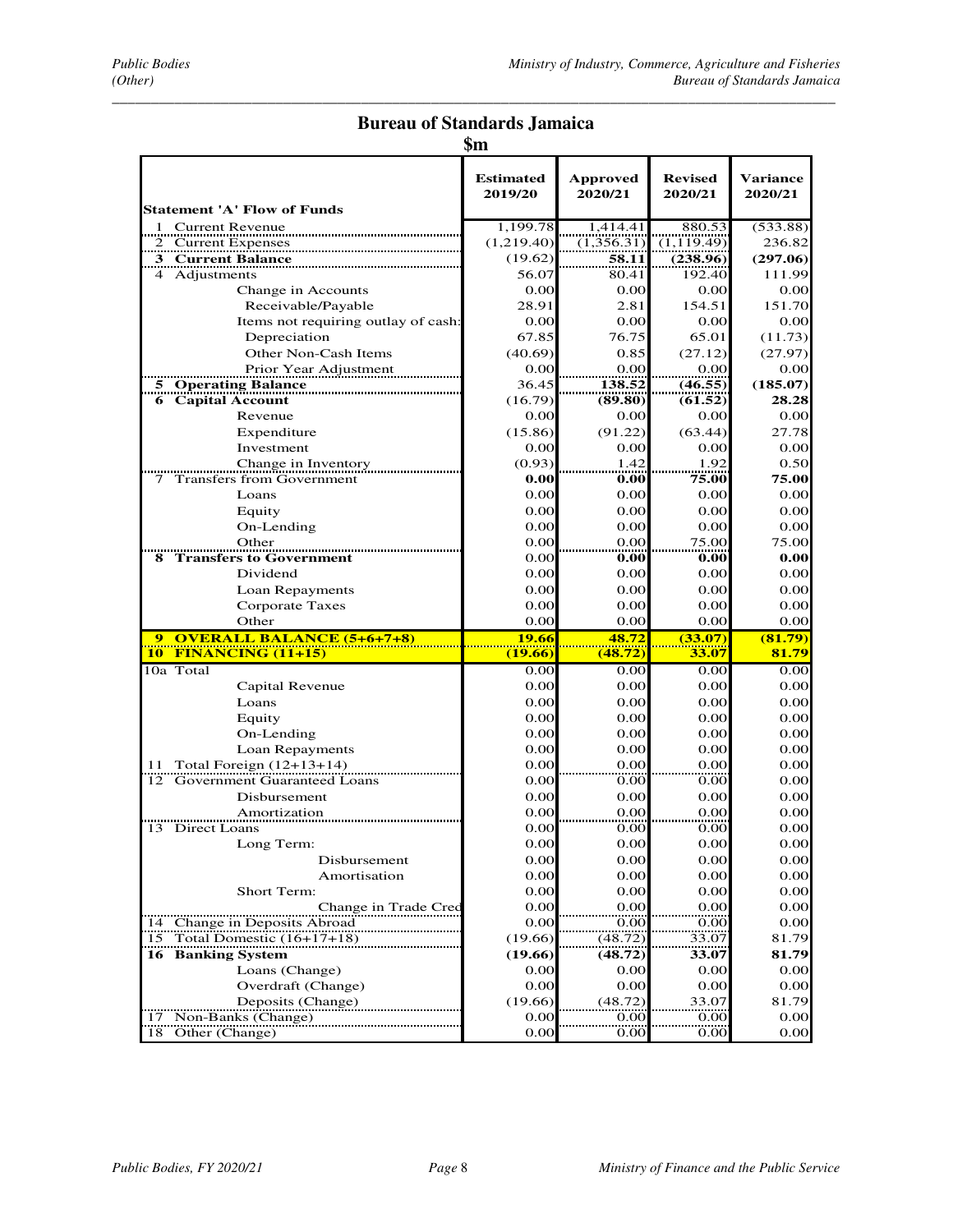# Bureau of Standards Jamaica

**$m**

| Statement 'A' Flow of Funds | Estimated 2019/20 | Approved 2020/21 | Revised 2020/21 | Variance 2020/21 |
|---|---|---|---|---|
| 1 Current Revenue | 1,199.78 | 1,414.41 | 880.53 | (533.88) |
| 2 Current Expenses | (1,219.40) | (1,356.31) | (1,119.49) | 236.82 |
| **3 Current Balance** | (19.62) | **58.11** | **(238.96)** | **(297.06)** |
| 4 Adjustments | 56.07 | 80.41 | 192.40 | 111.99 |
| Change in Accounts | 0.00 | 0.00 | 0.00 | 0.00 |
| Receivable/Payable | 28.91 | 2.81 | 154.51 | 151.70 |
| Items not requiring outlay of cash: | 0.00 | 0.00 | 0.00 | 0.00 |
| Depreciation | 67.85 | 76.75 | 65.01 | (11.73) |
| Other Non-Cash Items | (40.69) | 0.85 | (27.12) | (27.97) |
| Prior Year Adjustment | 0.00 | 0.00 | 0.00 | 0.00 |
| **5 Operating Balance** | 36.45 | **138.52** | **(46.55)** | **(185.07)** |
| **6 Capital Account** | (16.79) | **(89.80)** | **(61.52)** | **28.28** |
| Revenue | 0.00 | 0.00 | 0.00 | 0.00 |
| Expenditure | (15.86) | (91.22) | (63.44) | 27.78 |
| Investment | 0.00 | 0.00 | 0.00 | 0.00 |
| Change in Inventory | (0.93) | 1.42 | 1.92 | 0.50 |
| 7 Transfers from Government | **0.00** | **0.00** | **75.00** | **75.00** |
| Loans | 0.00 | 0.00 | 0.00 | 0.00 |
| Equity | 0.00 | 0.00 | 0.00 | 0.00 |
| On-Lending | 0.00 | 0.00 | 0.00 | 0.00 |
| Other | 0.00 | 0.00 | 75.00 | 75.00 |
| **8 Transfers to Government** | 0.00 | **0.00** | **0.00** | **0.00** |
| Dividend | 0.00 | 0.00 | 0.00 | 0.00 |
| Loan Repayments | 0.00 | 0.00 | 0.00 | 0.00 |
| Corporate Taxes | 0.00 | 0.00 | 0.00 | 0.00 |
| Other | 0.00 | 0.00 | 0.00 | 0.00 |
| **9 OVERALL BALANCE (5+6+7+8)** | **19.66** | **48.72** | **(33.07)** | **(81.79)** |
| **10 FINANCING (11+15)** | **(19.66)** | **(48.72)** | **33.07** | **81.79** |
| 10a Total | 0.00 | 0.00 | 0.00 | 0.00 |
| Capital Revenue | 0.00 | 0.00 | 0.00 | 0.00 |
| Loans | 0.00 | 0.00 | 0.00 | 0.00 |
| Equity | 0.00 | 0.00 | 0.00 | 0.00 |
| On-Lending | 0.00 | 0.00 | 0.00 | 0.00 |
| Loan Repayments | 0.00 | 0.00 | 0.00 | 0.00 |
| 11 Total Foreign (12+13+14) | 0.00 | 0.00 | 0.00 | 0.00 |
| 12 Government Guaranteed Loans | 0.00 | 0.00 | 0.00 | 0.00 |
| Disbursement | 0.00 | 0.00 | 0.00 | 0.00 |
| Amortization | 0.00 | 0.00 | 0.00 | 0.00 |
| 13 Direct Loans | 0.00 | 0.00 | 0.00 | 0.00 |
| Long Term: | 0.00 | 0.00 | 0.00 | 0.00 |
| Disbursement | 0.00 | 0.00 | 0.00 | 0.00 |
| Amortisation | 0.00 | 0.00 | 0.00 | 0.00 |
| Short Term: | 0.00 | 0.00 | 0.00 | 0.00 |
| Change in Trade Cred | 0.00 | 0.00 | 0.00 | 0.00 |
| 14 Change in Deposits Abroad | 0.00 | 0.00 | 0.00 | 0.00 |
| 15 Total Domestic (16+17+18) | (19.66) | (48.72) | 33.07 | 81.79 |
| **16 Banking System** | **(19.66)** | **(48.72)** | **33.07** | **81.79** |
| Loans (Change) | 0.00 | 0.00 | 0.00 | 0.00 |
| Overdraft (Change) | 0.00 | 0.00 | 0.00 | 0.00 |
| Deposits (Change) | (19.66) | (48.72) | 33.07 | 81.79 |
| 17 Non-Banks (Change) | 0.00 | 0.00 | 0.00 | 0.00 |
| 18 Other (Change) | 0.00 | 0.00 | 0.00 | 0.00 |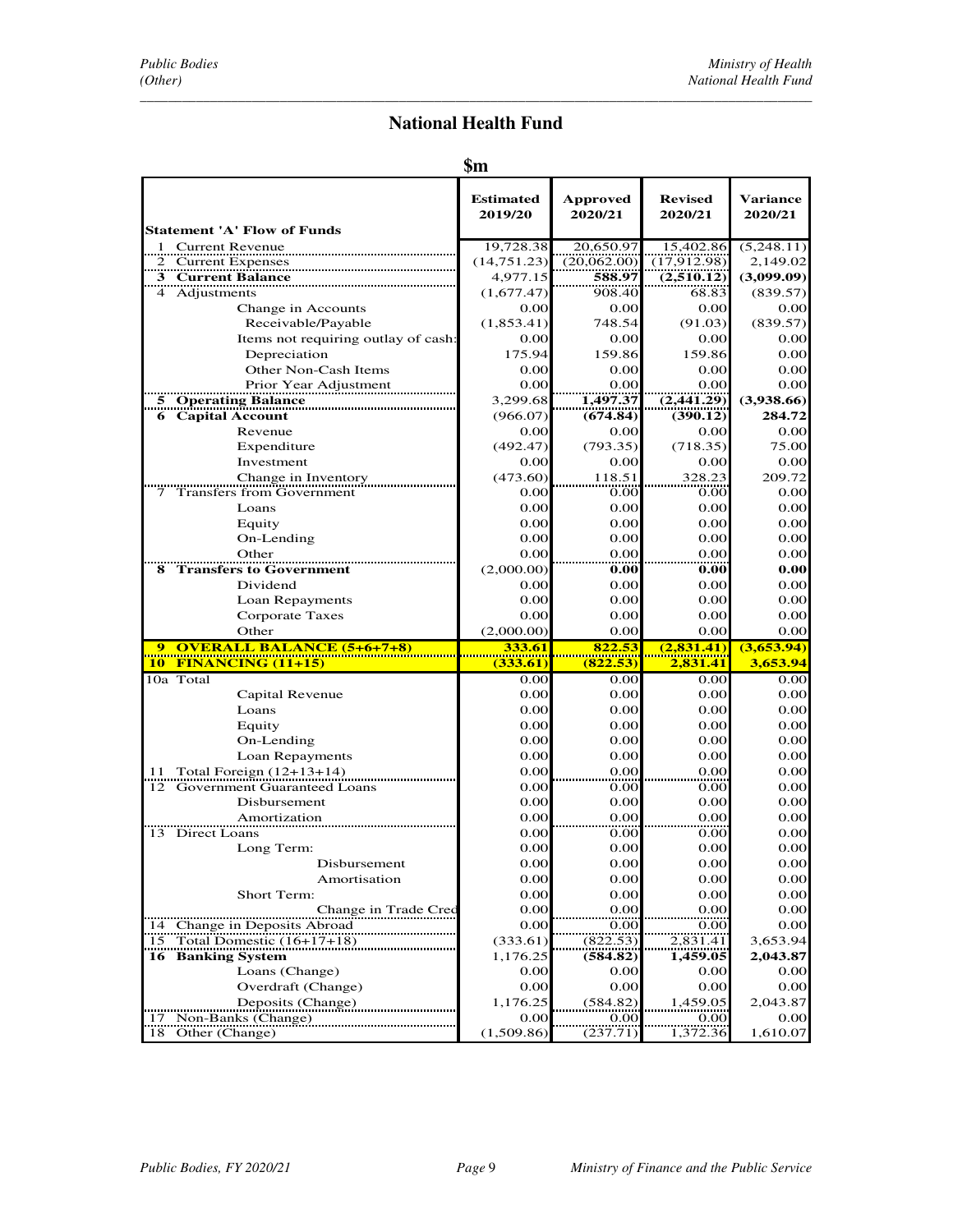# National Health Fund

**$m**

| Statement 'A' Flow of Funds | Estimated 2019/20 | Approved 2020/21 | Revised 2020/21 | Variance 2020/21 |
|---|---|---|---|---|
| 1 Current Revenue | 19,728.38 | 20,650.97 | 15,402.86 | (5,248.11) |
| 2 Current Expenses | (14,751.23) | (20,062.00) | (17,912.98) | 2,149.02 |
| **3 Current Balance** | 4,977.15 | **588.97** | **(2,510.12)** | **(3,099.09)** |
| 4 Adjustments | (1,677.47) | 908.40 | 68.83 | (839.57) |
| Change in Accounts | 0.00 | 0.00 | 0.00 | 0.00 |
| Receivable/Payable | (1,853.41) | 748.54 | (91.03) | (839.57) |
| Items not requiring outlay of cash: | 0.00 | 0.00 | 0.00 | 0.00 |
| Depreciation | 175.94 | 159.86 | 159.86 | 0.00 |
| Other Non-Cash Items | 0.00 | 0.00 | 0.00 | 0.00 |
| Prior Year Adjustment | 0.00 | 0.00 | 0.00 | 0.00 |
| **5 Operating Balance** | 3,299.68 | **1,497.37** | **(2,441.29)** | **(3,938.66)** |
| **6 Capital Account** | (966.07) | **(674.84)** | **(390.12)** | **284.72** |
| Revenue | 0.00 | 0.00 | 0.00 | 0.00 |
| Expenditure | (492.47) | (793.35) | (718.35) | 75.00 |
| Investment | 0.00 | 0.00 | 0.00 | 0.00 |
| Change in Inventory | (473.60) | 118.51 | 328.23 | 209.72 |
| 7 Transfers from Government | 0.00 | 0.00 | 0.00 | 0.00 |
| Loans | 0.00 | 0.00 | 0.00 | 0.00 |
| Equity | 0.00 | 0.00 | 0.00 | 0.00 |
| On-Lending | 0.00 | 0.00 | 0.00 | 0.00 |
| Other | 0.00 | 0.00 | 0.00 | 0.00 |
| **8 Transfers to Government** | (2,000.00) | **0.00** | **0.00** | **0.00** |
| Dividend | 0.00 | 0.00 | 0.00 | 0.00 |
| Loan Repayments | 0.00 | 0.00 | 0.00 | 0.00 |
| Corporate Taxes | 0.00 | 0.00 | 0.00 | 0.00 |
| Other | (2,000.00) | 0.00 | 0.00 | 0.00 |
| **9 OVERALL BALANCE (5+6+7+8)** | **333.61** | **822.53** | **(2,831.41)** | **(3,653.94)** |
| **10 FINANCING (11+15)** | **(333.61)** | **(822.53)** | **2,831.41** | **3,653.94** |
| 10a Total | 0.00 | 0.00 | 0.00 | 0.00 |
| Capital Revenue | 0.00 | 0.00 | 0.00 | 0.00 |
| Loans | 0.00 | 0.00 | 0.00 | 0.00 |
| Equity | 0.00 | 0.00 | 0.00 | 0.00 |
| On-Lending | 0.00 | 0.00 | 0.00 | 0.00 |
| Loan Repayments | 0.00 | 0.00 | 0.00 | 0.00 |
| 11 Total Foreign (12+13+14) | 0.00 | 0.00 | 0.00 | 0.00 |
| 12 Government Guaranteed Loans | 0.00 | 0.00 | 0.00 | 0.00 |
| Disbursement | 0.00 | 0.00 | 0.00 | 0.00 |
| Amortization | 0.00 | 0.00 | 0.00 | 0.00 |
| 13 Direct Loans | 0.00 | 0.00 | 0.00 | 0.00 |
| Long Term: | 0.00 | 0.00 | 0.00 | 0.00 |
| Disbursement | 0.00 | 0.00 | 0.00 | 0.00 |
| Amortisation | 0.00 | 0.00 | 0.00 | 0.00 |
| Short Term: | 0.00 | 0.00 | 0.00 | 0.00 |
| Change in Trade Cred | 0.00 | 0.00 | 0.00 | 0.00 |
| 14 Change in Deposits Abroad | 0.00 | 0.00 | 0.00 | 0.00 |
| 15 Total Domestic (16+17+18) | (333.61) | (822.53) | 2,831.41 | 3,653.94 |
| **16 Banking System** | 1,176.25 | **(584.82)** | **1,459.05** | **2,043.87** |
| Loans (Change) | 0.00 | 0.00 | 0.00 | 0.00 |
| Overdraft (Change) | 0.00 | 0.00 | 0.00 | 0.00 |
| Deposits (Change) | 1,176.25 | (584.82) | 1,459.05 | 2,043.87 |
| 17 Non-Banks (Change) | 0.00 | 0.00 | 0.00 | 0.00 |
| 18 Other (Change) | (1,509.86) | (237.71) | 1,372.36 | 1,610.07 |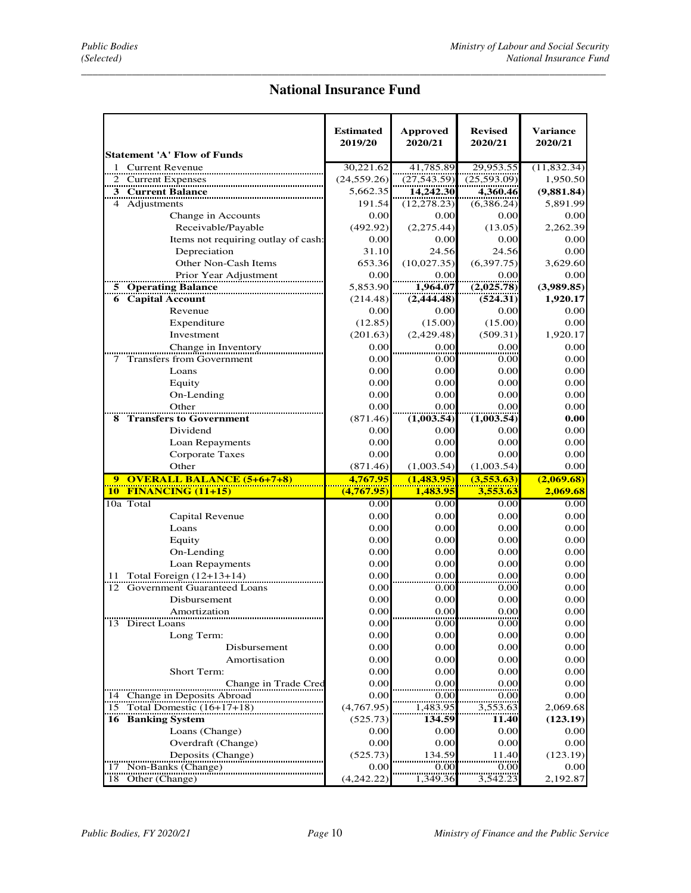# National Insurance Fund

| Statement 'A' Flow of Funds | Estimated 2019/20 | Approved 2020/21 | Revised 2020/21 | Variance 2020/21 |
|---|---|---|---|---|
| 1 Current Revenue | 30,221.62 | 41,785.89 | 29,953.55 | (11,832.34) |
| 2 Current Expenses | (24,559.26) | (27,543.59) | (25,593.09) | 1,950.50 |
| **3 Current Balance** | 5,662.35 | **14,242.30** | **4,360.46** | **(9,881.84)** |
| 4 Adjustments | 191.54 | (12,278.23) | (6,386.24) | 5,891.99 |
| Change in Accounts | 0.00 | 0.00 | 0.00 | 0.00 |
| Receivable/Payable | (492.92) | (2,275.44) | (13.05) | 2,262.39 |
| Items not requiring outlay of cash: | 0.00 | 0.00 | 0.00 | 0.00 |
| Depreciation | 31.10 | 24.56 | 24.56 | 0.00 |
| Other Non-Cash Items | 653.36 | (10,027.35) | (6,397.75) | 3,629.60 |
| Prior Year Adjustment | 0.00 | 0.00 | 0.00 | 0.00 |
| **5 Operating Balance** | 5,853.90 | **1,964.07** | **(2,025.78)** | **(3,989.85)** |
| **6 Capital Account** | (214.48) | **(2,444.48)** | **(524.31)** | **1,920.17** |
| Revenue | 0.00 | 0.00 | 0.00 | 0.00 |
| Expenditure | (12.85) | (15.00) | (15.00) | 0.00 |
| Investment | (201.63) | (2,429.48) | (509.31) | 1,920.17 |
| Change in Inventory | 0.00 | 0.00 | 0.00 | 0.00 |
| 7 Transfers from Government | 0.00 | 0.00 | 0.00 | 0.00 |
| Loans | 0.00 | 0.00 | 0.00 | 0.00 |
| Equity | 0.00 | 0.00 | 0.00 | 0.00 |
| On-Lending | 0.00 | 0.00 | 0.00 | 0.00 |
| Other | 0.00 | 0.00 | 0.00 | 0.00 |
| **8 Transfers to Government** | (871.46) | **(1,003.54)** | **(1,003.54)** | **0.00** |
| Dividend | 0.00 | 0.00 | 0.00 | 0.00 |
| Loan Repayments | 0.00 | 0.00 | 0.00 | 0.00 |
| Corporate Taxes | 0.00 | 0.00 | 0.00 | 0.00 |
| Other | (871.46) | (1,003.54) | (1,003.54) | 0.00 |
| **9 OVERALL BALANCE (5+6+7+8)** | **4,767.95** | **(1,483.95)** | **(3,553.63)** | **(2,069.68)** |
| **10 FINANCING (11+15)** | **(4,767.95)** | **1,483.95** | **3,553.63** | **2,069.68** |
| 10a Total | 0.00 | 0.00 | 0.00 | 0.00 |
| Capital Revenue | 0.00 | 0.00 | 0.00 | 0.00 |
| Loans | 0.00 | 0.00 | 0.00 | 0.00 |
| Equity | 0.00 | 0.00 | 0.00 | 0.00 |
| On-Lending | 0.00 | 0.00 | 0.00 | 0.00 |
| Loan Repayments | 0.00 | 0.00 | 0.00 | 0.00 |
| 11 Total Foreign (12+13+14) | 0.00 | 0.00 | 0.00 | 0.00 |
| 12 Government Guaranteed Loans | 0.00 | 0.00 | 0.00 | 0.00 |
| Disbursement | 0.00 | 0.00 | 0.00 | 0.00 |
| Amortization | 0.00 | 0.00 | 0.00 | 0.00 |
| 13 Direct Loans | 0.00 | 0.00 | 0.00 | 0.00 |
| Long Term: | 0.00 | 0.00 | 0.00 | 0.00 |
| Disbursement | 0.00 | 0.00 | 0.00 | 0.00 |
| Amortisation | 0.00 | 0.00 | 0.00 | 0.00 |
| Short Term: | 0.00 | 0.00 | 0.00 | 0.00 |
| Change in Trade Cred | 0.00 | 0.00 | 0.00 | 0.00 |
| 14 Change in Deposits Abroad | 0.00 | 0.00 | 0.00 | 0.00 |
| 15 Total Domestic (16+17+18) | (4,767.95) | 1,483.95 | 3,553.63 | 2,069.68 |
| **16 Banking System** | (525.73) | **134.59** | **11.40** | **(123.19)** |
| Loans (Change) | 0.00 | 0.00 | 0.00 | 0.00 |
| Overdraft (Change) | 0.00 | 0.00 | 0.00 | 0.00 |
| Deposits (Change) | (525.73) | 134.59 | 11.40 | (123.19) |
| 17 Non-Banks (Change) | 0.00 | 0.00 | 0.00 | 0.00 |
| 18 Other (Change) | (4,242.22) | 1,349.36 | 3,542.23 | 2,192.87 |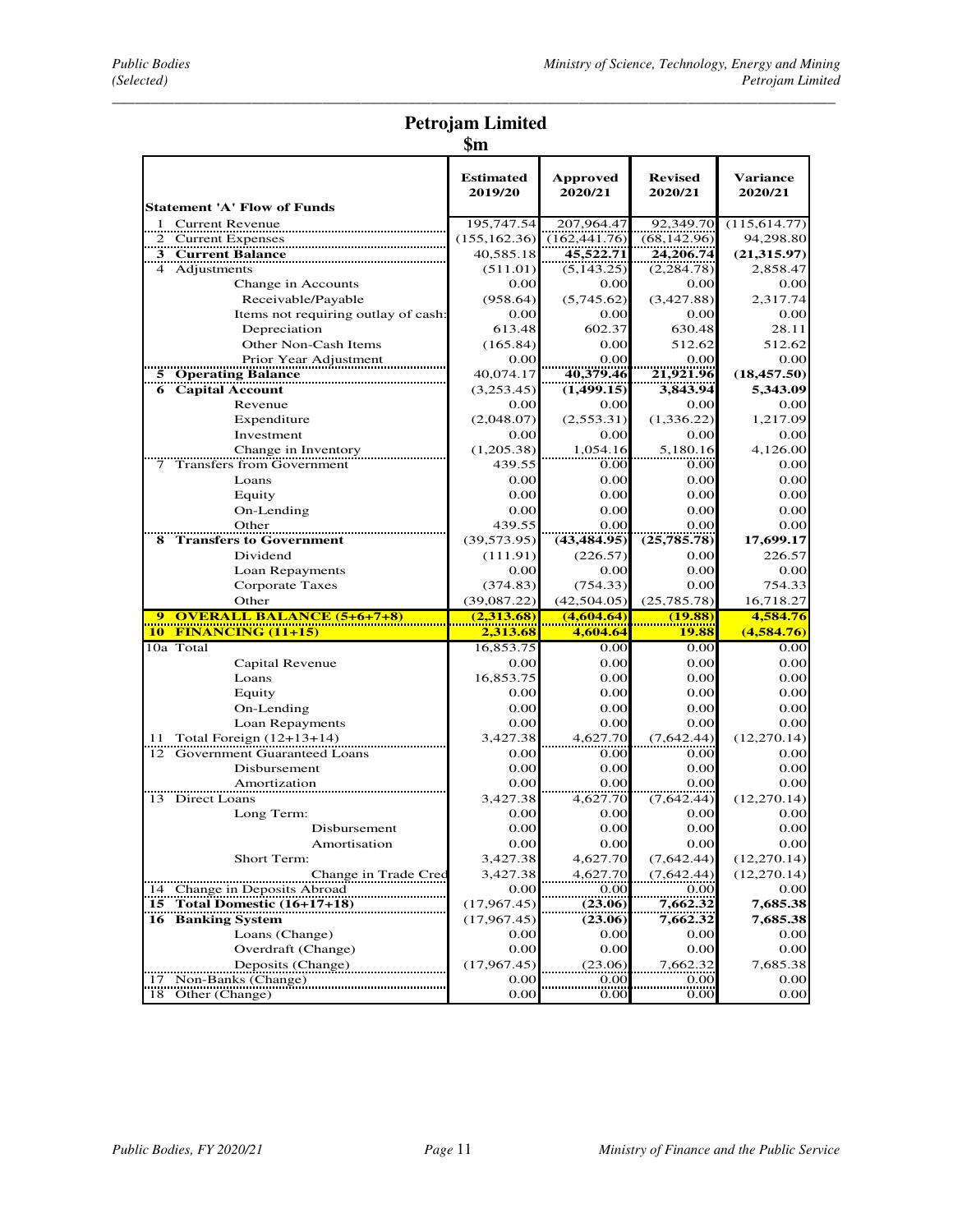# Petrojam Limited

**$m**

| Statement 'A' Flow of Funds | Estimated 2019/20 | Approved 2020/21 | Revised 2020/21 | Variance 2020/21 |
|---|---|---|---|---|
| 1 Current Revenue | 195,747.54 | 207,964.47 | 92,349.70 | (115,614.77) |
| 2 Current Expenses | (155,162.36) | (162,441.76) | (68,142.96) | 94,298.80 |
| **3 Current Balance** | 40,585.18 | **45,522.71** | **24,206.74** | **(21,315.97)** |
| 4 Adjustments | (511.01) | (5,143.25) | (2,284.78) | 2,858.47 |
| Change in Accounts | 0.00 | 0.00 | 0.00 | 0.00 |
| Receivable/Payable | (958.64) | (5,745.62) | (3,427.88) | 2,317.74 |
| Items not requiring outlay of cash: | 0.00 | 0.00 | 0.00 | 0.00 |
| Depreciation | 613.48 | 602.37 | 630.48 | 28.11 |
| Other Non-Cash Items | (165.84) | 0.00 | 512.62 | 512.62 |
| Prior Year Adjustment | 0.00 | 0.00 | 0.00 | 0.00 |
| **5 Operating Balance** | 40,074.17 | **40,379.46** | **21,921.96** | **(18,457.50)** |
| **6 Capital Account** | (3,253.45) | **(1,499.15)** | **3,843.94** | **5,343.09** |
| Revenue | 0.00 | 0.00 | 0.00 | 0.00 |
| Expenditure | (2,048.07) | (2,553.31) | (1,336.22) | 1,217.09 |
| Investment | 0.00 | 0.00 | 0.00 | 0.00 |
| Change in Inventory | (1,205.38) | 1,054.16 | 5,180.16 | 4,126.00 |
| 7 Transfers from Government | 439.55 | 0.00 | 0.00 | 0.00 |
| Loans | 0.00 | 0.00 | 0.00 | 0.00 |
| Equity | 0.00 | 0.00 | 0.00 | 0.00 |
| On-Lending | 0.00 | 0.00 | 0.00 | 0.00 |
| Other | 439.55 | 0.00 | 0.00 | 0.00 |
| **8 Transfers to Government** | (39,573.95) | **(43,484.95)** | **(25,785.78)** | **17,699.17** |
| Dividend | (111.91) | (226.57) | 0.00 | 226.57 |
| Loan Repayments | 0.00 | 0.00 | 0.00 | 0.00 |
| Corporate Taxes | (374.83) | (754.33) | 0.00 | 754.33 |
| Other | (39,087.22) | (42,504.05) | (25,785.78) | 16,718.27 |
| **9 OVERALL BALANCE (5+6+7+8)** | **(2,313.68)** | **(4,604.64)** | **(19.88)** | **4,584.76** |
| **10 FINANCING (11+15)** | **2,313.68** | **4,604.64** | **19.88** | **(4,584.76)** |
| 10a Total | 16,853.75 | 0.00 | 0.00 | 0.00 |
| Capital Revenue | 0.00 | 0.00 | 0.00 | 0.00 |
| Loans | 16,853.75 | 0.00 | 0.00 | 0.00 |
| Equity | 0.00 | 0.00 | 0.00 | 0.00 |
| On-Lending | 0.00 | 0.00 | 0.00 | 0.00 |
| Loan Repayments | 0.00 | 0.00 | 0.00 | 0.00 |
| 11 Total Foreign (12+13+14) | 3,427.38 | 4,627.70 | (7,642.44) | (12,270.14) |
| 12 Government Guaranteed Loans | 0.00 | 0.00 | 0.00 | 0.00 |
| Disbursement | 0.00 | 0.00 | 0.00 | 0.00 |
| Amortization | 0.00 | 0.00 | 0.00 | 0.00 |
| 13 Direct Loans | 3,427.38 | 4,627.70 | (7,642.44) | (12,270.14) |
| Long Term: | 0.00 | 0.00 | 0.00 | 0.00 |
| Disbursement | 0.00 | 0.00 | 0.00 | 0.00 |
| Amortisation | 0.00 | 0.00 | 0.00 | 0.00 |
| Short Term: | 3,427.38 | 4,627.70 | (7,642.44) | (12,270.14) |
| Change in Trade Cred | 3,427.38 | 4,627.70 | (7,642.44) | (12,270.14) |
| 14 Change in Deposits Abroad | 0.00 | 0.00 | 0.00 | 0.00 |
| **15 Total Domestic (16+17+18)** | (17,967.45) | **(23.06)** | **7,662.32** | **7,685.38** |
| **16 Banking System** | (17,967.45) | **(23.06)** | **7,662.32** | **7,685.38** |
| Loans (Change) | 0.00 | 0.00 | 0.00 | 0.00 |
| Overdraft (Change) | 0.00 | 0.00 | 0.00 | 0.00 |
| Deposits (Change) | (17,967.45) | (23.06) | 7,662.32 | 7,685.38 |
| 17 Non-Banks (Change) | 0.00 | 0.00 | 0.00 | 0.00 |
| 18 Other (Change) | 0.00 | 0.00 | 0.00 | 0.00 |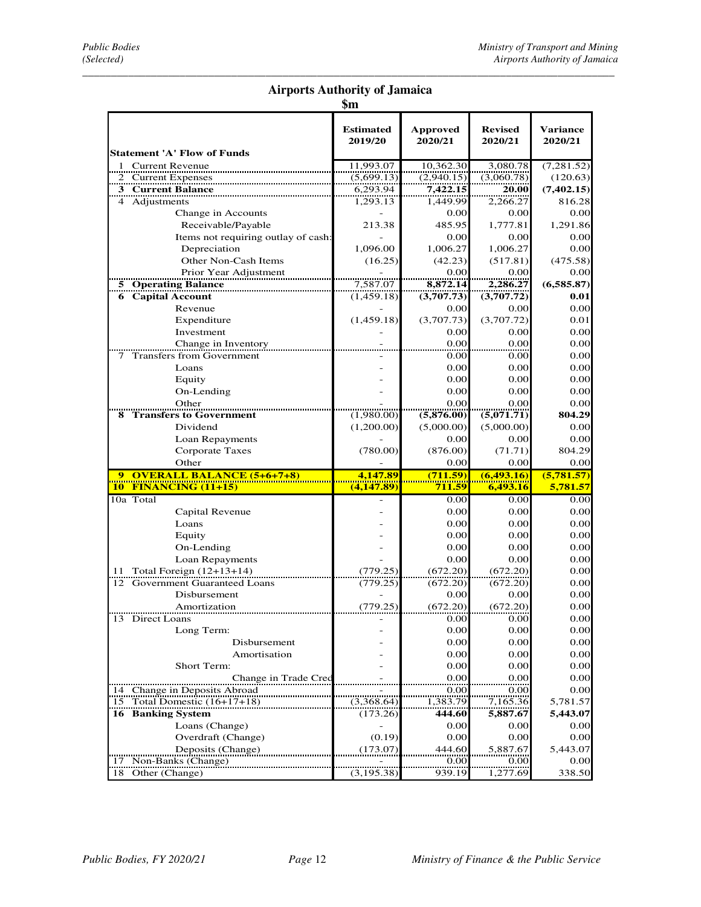# Airports Authority of Jamaica

**$m**

| Statement 'A' Flow of Funds | Estimated 2019/20 | Approved 2020/21 | Revised 2020/21 | Variance 2020/21 |
|---|---|---|---|---|
| 1 Current Revenue | 11,993.07 | 10,362.30 | 3,080.78 | (7,281.52) |
| 2 Current Expenses | (5,699.13) | (2,940.15) | (3,060.78) | (120.63) |
| **3 Current Balance** | 6,293.94 | **7,422.15** | **20.00** | **(7,402.15)** |
| 4 Adjustments | 1,293.13 | 1,449.99 | 2,266.27 | 816.28 |
| Change in Accounts | - | 0.00 | 0.00 | 0.00 |
| Receivable/Payable | 213.38 | 485.95 | 1,777.81 | 1,291.86 |
| Items not requiring outlay of cash: | - | 0.00 | 0.00 | 0.00 |
| Depreciation | 1,096.00 | 1,006.27 | 1,006.27 | 0.00 |
| Other Non-Cash Items | (16.25) | (42.23) | (517.81) | (475.58) |
| Prior Year Adjustment | - | 0.00 | 0.00 | 0.00 |
| **5 Operating Balance** | 7,587.07 | **8,872.14** | **2,286.27** | **(6,585.87)** |
| **6 Capital Account** | (1,459.18) | **(3,707.73)** | **(3,707.72)** | **0.01** |
| Revenue | - | 0.00 | 0.00 | 0.00 |
| Expenditure | (1,459.18) | (3,707.73) | (3,707.72) | 0.01 |
| Investment | - | 0.00 | 0.00 | 0.00 |
| Change in Inventory | - | 0.00 | 0.00 | 0.00 |
| 7 Transfers from Government | - | 0.00 | 0.00 | 0.00 |
| Loans | - | 0.00 | 0.00 | 0.00 |
| Equity | - | 0.00 | 0.00 | 0.00 |
| On-Lending | - | 0.00 | 0.00 | 0.00 |
| Other | - | 0.00 | 0.00 | 0.00 |
| **8 Transfers to Government** | (1,980.00) | **(5,876.00)** | **(5,071.71)** | **804.29** |
| Dividend | (1,200.00) | (5,000.00) | (5,000.00) | 0.00 |
| Loan Repayments | - | 0.00 | 0.00 | 0.00 |
| Corporate Taxes | (780.00) | (876.00) | (71.71) | 804.29 |
| Other | - | 0.00 | 0.00 | 0.00 |
| **9 OVERALL BALANCE (5+6+7+8)** | **4,147.89** | **(711.59)** | **(6,493.16)** | **(5,781.57)** |
| **10 FINANCING (11+15)** | **(4,147.89)** | **711.59** | **6,493.16** | **5,781.57** |
| 10a Total | - | 0.00 | 0.00 | 0.00 |
| Capital Revenue | - | 0.00 | 0.00 | 0.00 |
| Loans | - | 0.00 | 0.00 | 0.00 |
| Equity | - | 0.00 | 0.00 | 0.00 |
| On-Lending | - | 0.00 | 0.00 | 0.00 |
| Loan Repayments | - | 0.00 | 0.00 | 0.00 |
| 11 Total Foreign (12+13+14) | (779.25) | (672.20) | (672.20) | 0.00 |
| 12 Government Guaranteed Loans | (779.25) | (672.20) | (672.20) | 0.00 |
| Disbursement | - | 0.00 | 0.00 | 0.00 |
| Amortization | (779.25) | (672.20) | (672.20) | 0.00 |
| 13 Direct Loans | - | 0.00 | 0.00 | 0.00 |
| Long Term: | - | 0.00 | 0.00 | 0.00 |
| Disbursement | - | 0.00 | 0.00 | 0.00 |
| Amortisation | - | 0.00 | 0.00 | 0.00 |
| Short Term: | - | 0.00 | 0.00 | 0.00 |
| Change in Trade Cred | - | 0.00 | 0.00 | 0.00 |
| 14 Change in Deposits Abroad | - | 0.00 | 0.00 | 0.00 |
| 15 Total Domestic (16+17+18) | (3,368.64) | 1,383.79 | 7,165.36 | 5,781.57 |
| **16 Banking System** | (173.26) | **444.60** | **5,887.67** | **5,443.07** |
| Loans (Change) | - | 0.00 | 0.00 | 0.00 |
| Overdraft (Change) | (0.19) | 0.00 | 0.00 | 0.00 |
| Deposits (Change) | (173.07) | 444.60 | 5,887.67 | 5,443.07 |
| 17 Non-Banks (Change) | - | 0.00 | 0.00 | 0.00 |
| 18 Other (Change) | (3,195.38) | 939.19 | 1,277.69 | 338.50 |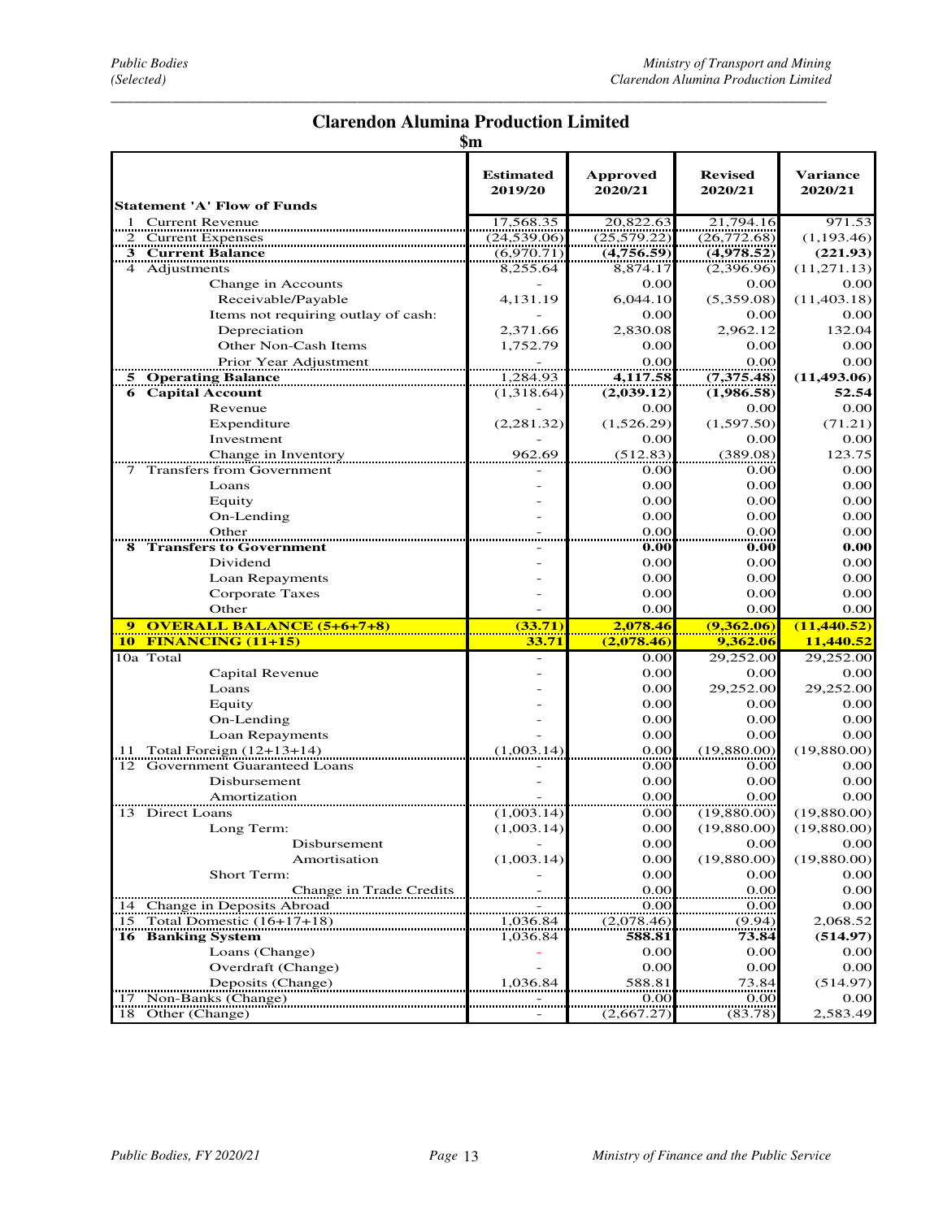## Clarendon Alumina Production Limited

$m

| Statement 'A' Flow of Funds | Estimated 2019/20 | Approved 2020/21 | Revised 2020/21 | Variance 2020/21 |
|---|---|---|---|---|
| 1 Current Revenue | 17,568.35 | 20,822.63 | 21,794.16 | 971.53 |
| 2 Current Expenses | (24,539.06) | (25,579.22) | (26,772.68) | (1,193.46) |
| **3 Current Balance** | (6,970.71) | **(4,756.59)** | **(4,978.52)** | **(221.93)** |
| 4 Adjustments | 8,255.64 | 8,874.17 | (2,396.96) | (11,271.13) |
| Change in Accounts | - | 0.00 | 0.00 | 0.00 |
| Receivable/Payable | 4,131.19 | 6,044.10 | (5,359.08) | (11,403.18) |
| Items not requiring outlay of cash: | - | 0.00 | 0.00 | 0.00 |
| Depreciation | 2,371.66 | 2,830.08 | 2,962.12 | 132.04 |
| Other Non-Cash Items | 1,752.79 | 0.00 | 0.00 | 0.00 |
| Prior Year Adjustment | - | 0.00 | 0.00 | 0.00 |
| **5 Operating Balance** | 1,284.93 | **4,117.58** | **(7,375.48)** | **(11,493.06)** |
| **6 Capital Account** | (1,318.64) | **(2,039.12)** | **(1,986.58)** | **52.54** |
| Revenue | - | 0.00 | 0.00 | 0.00 |
| Expenditure | (2,281.32) | (1,526.29) | (1,597.50) | (71.21) |
| Investment | - | 0.00 | 0.00 | 0.00 |
| Change in Inventory | 962.69 | (512.83) | (389.08) | 123.75 |
| 7 Transfers from Government | - | 0.00 | 0.00 | 0.00 |
| Loans | - | 0.00 | 0.00 | 0.00 |
| Equity | - | 0.00 | 0.00 | 0.00 |
| On-Lending | - | 0.00 | 0.00 | 0.00 |
| Other | - | 0.00 | 0.00 | 0.00 |
| **8 Transfers to Government** | - | **0.00** | **0.00** | **0.00** |
| Dividend | - | 0.00 | 0.00 | 0.00 |
| Loan Repayments | - | 0.00 | 0.00 | 0.00 |
| Corporate Taxes | - | 0.00 | 0.00 | 0.00 |
| Other | - | 0.00 | 0.00 | 0.00 |
| **9 OVERALL BALANCE (5+6+7+8)** | **(33.71)** | **2,078.46** | **(9,362.06)** | **(11,440.52)** |
| **10 FINANCING (11+15)** | **33.71** | **(2,078.46)** | **9,362.06** | **11,440.52** |
| 10a Total | - | 0.00 | 29,252.00 | 29,252.00 |
| Capital Revenue | - | 0.00 | 0.00 | 0.00 |
| Loans | - | 0.00 | 29,252.00 | 29,252.00 |
| Equity | - | 0.00 | 0.00 | 0.00 |
| On-Lending | - | 0.00 | 0.00 | 0.00 |
| Loan Repayments | - | 0.00 | 0.00 | 0.00 |
| 11 Total Foreign (12+13+14) | (1,003.14) | 0.00 | (19,880.00) | (19,880.00) |
| 12 Government Guaranteed Loans | - | 0.00 | 0.00 | 0.00 |
| Disbursement | - | 0.00 | 0.00 | 0.00 |
| Amortization | - | 0.00 | 0.00 | 0.00 |
| 13 Direct Loans | (1,003.14) | 0.00 | (19,880.00) | (19,880.00) |
| Long Term: | (1,003.14) | 0.00 | (19,880.00) | (19,880.00) |
| Disbursement | - | 0.00 | 0.00 | 0.00 |
| Amortisation | (1,003.14) | 0.00 | (19,880.00) | (19,880.00) |
| Short Term: | - | 0.00 | 0.00 | 0.00 |
| Change in Trade Credits | - | 0.00 | 0.00 | 0.00 |
| 14 Change in Deposits Abroad | - | 0.00 | 0.00 | 0.00 |
| 15 Total Domestic (16+17+18) | 1,036.84 | (2,078.46) | (9.94) | 2,068.52 |
| **16 Banking System** | 1,036.84 | **588.81** | **73.84** | **(514.97)** |
| Loans (Change) | - | 0.00 | 0.00 | 0.00 |
| Overdraft (Change) | - | 0.00 | 0.00 | 0.00 |
| Deposits (Change) | 1,036.84 | 588.81 | 73.84 | (514.97) |
| 17 Non-Banks (Change) | - | 0.00 | 0.00 | 0.00 |
| 18 Other (Change) | - | (2,667.27) | (83.78) | 2,583.49 |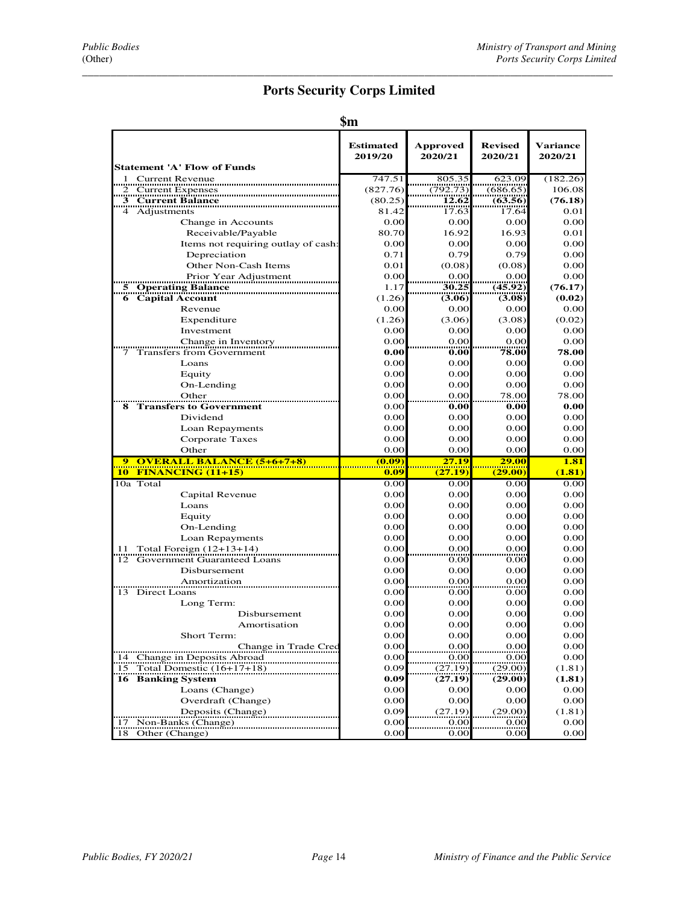# Ports Security Corps Limited

**$m**

| Statement 'A' Flow of Funds | Estimated 2019/20 | Approved 2020/21 | Revised 2020/21 | Variance 2020/21 |
|---|---|---|---|---|
| 1 Current Revenue | 747.51 | 805.35 | 623.09 | (182.26) |
| 2 Current Expenses | (827.76) | (792.73) | (686.65) | 106.08 |
| **3 Current Balance** | (80.25) | **12.62** | **(63.56)** | **(76.18)** |
| 4 Adjustments | 81.42 | 17.63 | 17.64 | 0.01 |
| Change in Accounts | 0.00 | 0.00 | 0.00 | 0.00 |
| Receivable/Payable | 80.70 | 16.92 | 16.93 | 0.01 |
| Items not requiring outlay of cash: | 0.00 | 0.00 | 0.00 | 0.00 |
| Depreciation | 0.71 | 0.79 | 0.79 | 0.00 |
| Other Non-Cash Items | 0.01 | (0.08) | (0.08) | 0.00 |
| Prior Year Adjustment | 0.00 | 0.00 | 0.00 | 0.00 |
| **5 Operating Balance** | 1.17 | **30.25** | **(45.92)** | **(76.17)** |
| **6 Capital Account** | (1.26) | **(3.06)** | **(3.08)** | **(0.02)** |
| Revenue | 0.00 | 0.00 | 0.00 | 0.00 |
| Expenditure | (1.26) | (3.06) | (3.08) | (0.02) |
| Investment | 0.00 | 0.00 | 0.00 | 0.00 |
| Change in Inventory | 0.00 | 0.00 | 0.00 | 0.00 |
| 7 Transfers from Government | **0.00** | **0.00** | **78.00** | **78.00** |
| Loans | 0.00 | 0.00 | 0.00 | 0.00 |
| Equity | 0.00 | 0.00 | 0.00 | 0.00 |
| On-Lending | 0.00 | 0.00 | 0.00 | 0.00 |
| Other | 0.00 | 0.00 | 78.00 | 78.00 |
| **8 Transfers to Government** | 0.00 | **0.00** | **0.00** | **0.00** |
| Dividend | 0.00 | 0.00 | 0.00 | 0.00 |
| Loan Repayments | 0.00 | 0.00 | 0.00 | 0.00 |
| Corporate Taxes | 0.00 | 0.00 | 0.00 | 0.00 |
| Other | 0.00 | 0.00 | 0.00 | 0.00 |
| **9 OVERALL BALANCE (5+6+7+8)** | **(0.09)** | **27.19** | **29.00** | **1.81** |
| **10 FINANCING (11+15)** | **0.09** | **(27.19)** | **(29.00)** | **(1.81)** |
| 10a Total | 0.00 | 0.00 | 0.00 | 0.00 |
| Capital Revenue | 0.00 | 0.00 | 0.00 | 0.00 |
| Loans | 0.00 | 0.00 | 0.00 | 0.00 |
| Equity | 0.00 | 0.00 | 0.00 | 0.00 |
| On-Lending | 0.00 | 0.00 | 0.00 | 0.00 |
| Loan Repayments | 0.00 | 0.00 | 0.00 | 0.00 |
| 11 Total Foreign (12+13+14) | 0.00 | 0.00 | 0.00 | 0.00 |
| 12 Government Guaranteed Loans | 0.00 | 0.00 | 0.00 | 0.00 |
| Disbursement | 0.00 | 0.00 | 0.00 | 0.00 |
| Amortization | 0.00 | 0.00 | 0.00 | 0.00 |
| 13 Direct Loans | 0.00 | 0.00 | 0.00 | 0.00 |
| Long Term: | 0.00 | 0.00 | 0.00 | 0.00 |
| Disbursement | 0.00 | 0.00 | 0.00 | 0.00 |
| Amortisation | 0.00 | 0.00 | 0.00 | 0.00 |
| Short Term: | 0.00 | 0.00 | 0.00 | 0.00 |
| Change in Trade Cred | 0.00 | 0.00 | 0.00 | 0.00 |
| 14 Change in Deposits Abroad | 0.00 | 0.00 | 0.00 | 0.00 |
| 15 Total Domestic (16+17+18) | 0.09 | (27.19) | (29.00) | (1.81) |
| **16 Banking System** | **0.09** | **(27.19)** | **(29.00)** | **(1.81)** |
| Loans (Change) | 0.00 | 0.00 | 0.00 | 0.00 |
| Overdraft (Change) | 0.00 | 0.00 | 0.00 | 0.00 |
| Deposits (Change) | 0.09 | (27.19) | (29.00) | (1.81) |
| 17 Non-Banks (Change) | 0.00 | 0.00 | 0.00 | 0.00 |
| 18 Other (Change) | 0.00 | 0.00 | 0.00 | 0.00 |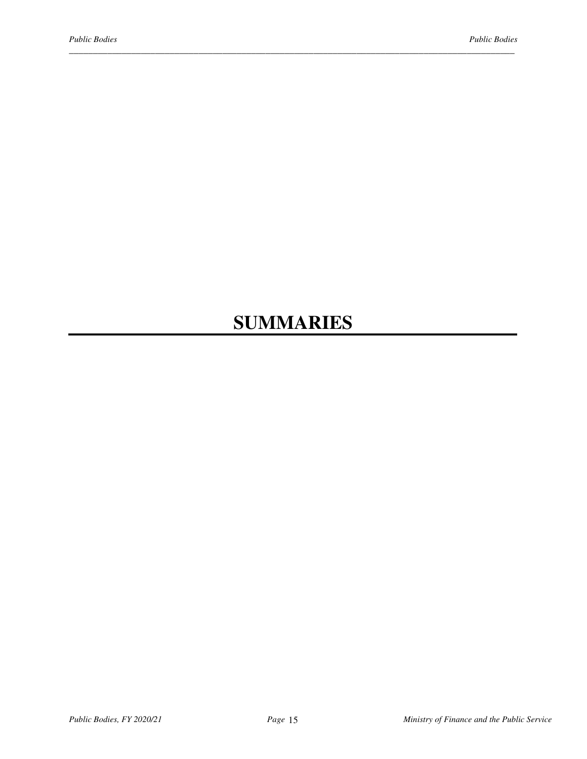# SUMMARIES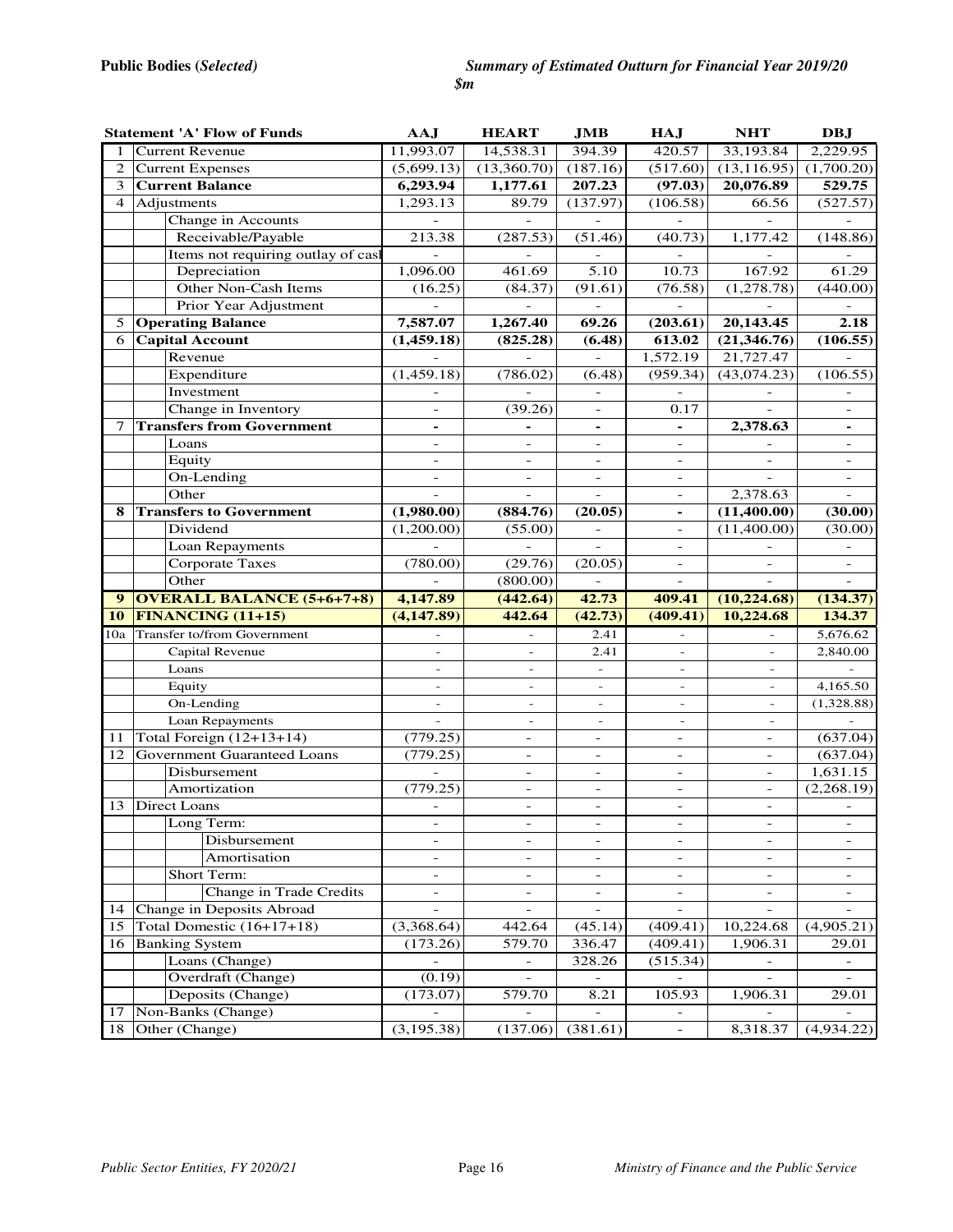**Public Bodies (*Selected*)** ***Summary of Estimated Outturn for Financial Year 2019/20***

***$m***

| | Statement 'A' Flow of Funds | AAJ | HEART | JMB | HAJ | NHT | DBJ |
|---|---|---|---|---|---|---|---|
| 1 | Current Revenue | 11,993.07 | 14,538.31 | 394.39 | 420.57 | 33,193.84 | 2,229.95 |
| 2 | Current Expenses | (5,699.13) | (13,360.70) | (187.16) | (517.60) | (13,116.95) | (1,700.20) |
| 3 | **Current Balance** | **6,293.94** | **1,177.61** | **207.23** | **(97.03)** | **20,076.89** | **529.75** |
| 4 | Adjustments | 1,293.13 | 89.79 | (137.97) | (106.58) | 66.56 | (527.57) |
| | Change in Accounts | - | - | - | - | - | - |
| | Receivable/Payable | 213.38 | (287.53) | (51.46) | (40.73) | 1,177.42 | (148.86) |
| | Items not requiring outlay of cash | - | - | - | - | - | - |
| | Depreciation | 1,096.00 | 461.69 | 5.10 | 10.73 | 167.92 | 61.29 |
| | Other Non-Cash Items | (16.25) | (84.37) | (91.61) | (76.58) | (1,278.78) | (440.00) |
| | Prior Year Adjustment | - | - | - | - | - | - |
| 5 | **Operating Balance** | **7,587.07** | **1,267.40** | **69.26** | **(203.61)** | **20,143.45** | **2.18** |
| 6 | **Capital Account** | **(1,459.18)** | **(825.28)** | **(6.48)** | **613.02** | **(21,346.76)** | **(106.55)** |
| | Revenue | - | - | - | 1,572.19 | 21,727.47 | - |
| | Expenditure | (1,459.18) | (786.02) | (6.48) | (959.34) | (43,074.23) | (106.55) |
| | Investment | - | - | - | - | - | - |
| | Change in Inventory | - | (39.26) | - | 0.17 | - | - |
| 7 | **Transfers from Government** | **-** | **-** | **-** | **-** | **2,378.63** | **-** |
| | Loans | - | - | - | - | - | - |
| | Equity | - | - | - | - | - | - |
| | On-Lending | - | - | - | - | - | - |
| | Other | - | - | - | - | 2,378.63 | - |
| 8 | **Transfers to Government** | **(1,980.00)** | **(884.76)** | **(20.05)** | **-** | **(11,400.00)** | **(30.00)** |
| | Dividend | (1,200.00) | (55.00) | - | - | (11,400.00) | (30.00) |
| | Loan Repayments | - | - | - | - | - | - |
| | Corporate Taxes | (780.00) | (29.76) | (20.05) | - | - | - |
| | Other | - | (800.00) | - | - | - | - |
| **9** | **OVERALL BALANCE (5+6+7+8)** | **4,147.89** | **(442.64)** | **42.73** | **409.41** | **(10,224.68)** | **(134.37)** |
| **10** | **FINANCING (11+15)** | **(4,147.89)** | **442.64** | **(42.73)** | **(409.41)** | **10,224.68** | **134.37** |
| 10a | Transfer to/from Government | - | - | 2.41 | - | - | 5,676.62 |
| | Capital Revenue | - | - | 2.41 | - | - | 2,840.00 |
| | Loans | - | - | - | - | - | - |
| | Equity | - | - | - | - | - | 4,165.50 |
| | On-Lending | - | - | - | - | - | (1,328.88) |
| | Loan Repayments | - | - | - | - | - | - |
| 11 | Total Foreign (12+13+14) | (779.25) | - | - | - | - | (637.04) |
| 12 | Government Guaranteed Loans | (779.25) | - | - | - | - | (637.04) |
| | Disbursement | - | - | - | - | - | 1,631.15 |
| | Amortization | (779.25) | - | - | - | - | (2,268.19) |
| 13 | Direct Loans | - | - | - | - | - | - |
| | Long Term: | - | - | - | - | - | - |
| | Disbursement | - | - | - | - | - | - |
| | Amortisation | - | - | - | - | - | - |
| | Short Term: | - | - | - | - | - | - |
| | Change in Trade Credits | - | - | - | - | - | - |
| 14 | Change in Deposits Abroad | - | - | - | - | - | - |
| 15 | Total Domestic (16+17+18) | (3,368.64) | 442.64 | (45.14) | (409.41) | 10,224.68 | (4,905.21) |
| 16 | Banking System | (173.26) | 579.70 | 336.47 | (409.41) | 1,906.31 | 29.01 |
| | Loans (Change) | - | - | 328.26 | (515.34) | - | - |
| | Overdraft (Change) | (0.19) | - | - | - | - | - |
| | Deposits (Change) | (173.07) | 579.70 | 8.21 | 105.93 | 1,906.31 | 29.01 |
| 17 | Non-Banks (Change) | - | - | - | - | - | - |
| 18 | Other (Change) | (3,195.38) | (137.06) | (381.61) | - | 8,318.37 | (4,934.22) |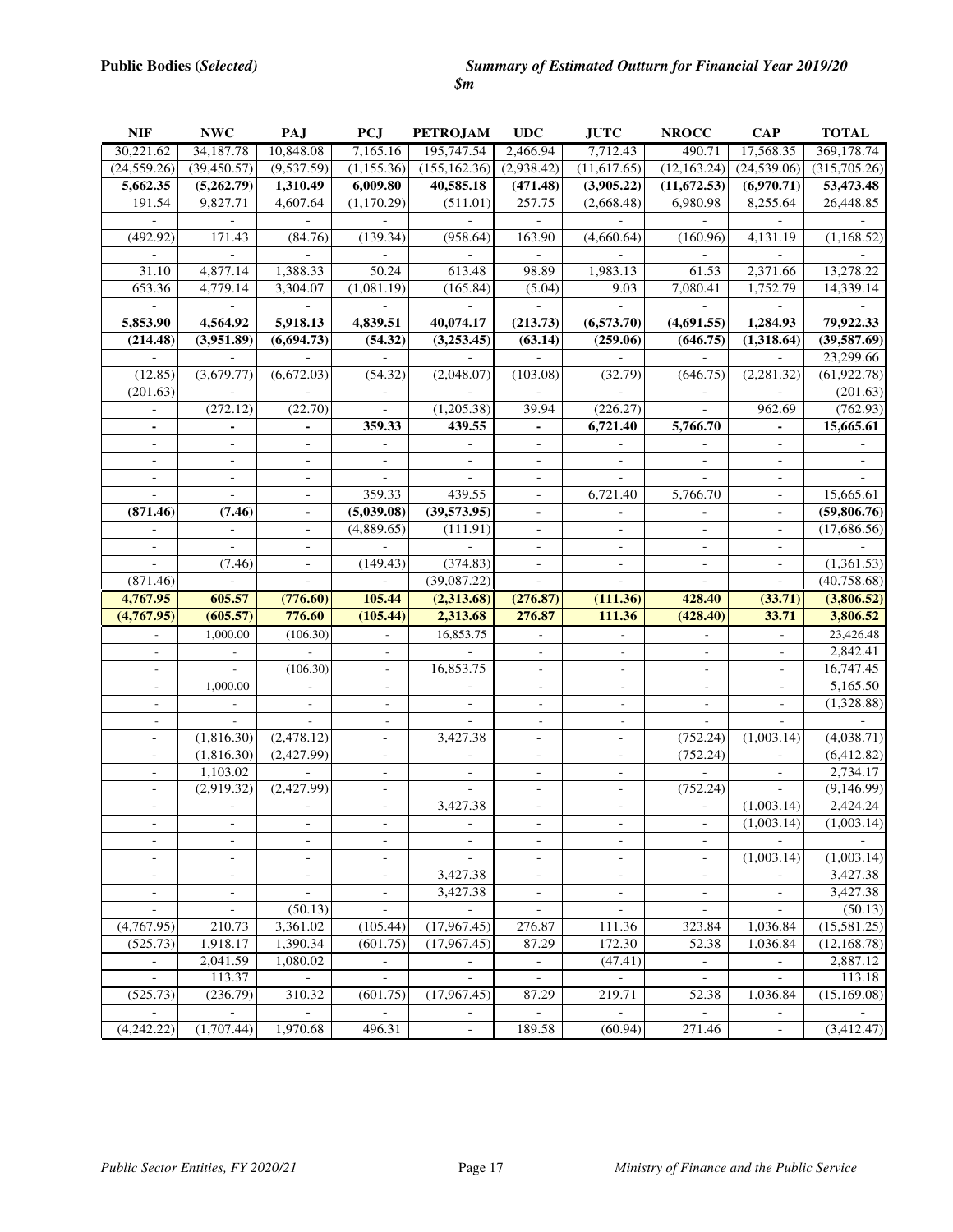**Public Bodies (*Selected*)** ***Summary of Estimated Outturn for Financial Year 2019/20***

***$m***

| NIF | NWC | PAJ | PCJ | PETROJAM | UDC | JUTC | NROCC | CAP | TOTAL |
|---|---|---|---|---|---|---|---|---|---|
| 30,221.62 | 34,187.78 | 10,848.08 | 7,165.16 | 195,747.54 | 2,466.94 | 7,712.43 | 490.71 | 17,568.35 | 369,178.74 |
| (24,559.26) | (39,450.57) | (9,537.59) | (1,155.36) | (155,162.36) | (2,938.42) | (11,617.65) | (12,163.24) | (24,539.06) | (315,705.26) |
| **5,662.35** | **(5,262.79)** | **1,310.49** | **6,009.80** | **40,585.18** | **(471.48)** | **(3,905.22)** | **(11,672.53)** | **(6,970.71)** | **53,473.48** |
| 191.54 | 9,827.71 | 4,607.64 | (1,170.29) | (511.01) | 257.75 | (2,668.48) | 6,980.98 | 8,255.64 | 26,448.85 |
| - | - | - | - | - | - | - | - | - | - |
| (492.92) | 171.43 | (84.76) | (139.34) | (958.64) | 163.90 | (4,660.64) | (160.96) | 4,131.19 | (1,168.52) |
| - | - | - | - | - | - | - | - | - | - |
| 31.10 | 4,877.14 | 1,388.33 | 50.24 | 613.48 | 98.89 | 1,983.13 | 61.53 | 2,371.66 | 13,278.22 |
| 653.36 | 4,779.14 | 3,304.07 | (1,081.19) | (165.84) | (5.04) | 9.03 | 7,080.41 | 1,752.79 | 14,339.14 |
| - | - | - | - | - | - | - | - | - | - |
| **5,853.90** | **4,564.92** | **5,918.13** | **4,839.51** | **40,074.17** | **(213.73)** | **(6,573.70)** | **(4,691.55)** | **1,284.93** | **79,922.33** |
| **(214.48)** | **(3,951.89)** | **(6,694.73)** | **(54.32)** | **(3,253.45)** | **(63.14)** | **(259.06)** | **(646.75)** | **(1,318.64)** | **(39,587.69)** |
| - | - | - | - | - | - | - | - | - | 23,299.66 |
| (12.85) | (3,679.77) | (6,672.03) | (54.32) | (2,048.07) | (103.08) | (32.79) | (646.75) | (2,281.32) | (61,922.78) |
| (201.63) | - | - | - | - | - | - | - | - | (201.63) |
| - | (272.12) | (22.70) | - | (1,205.38) | 39.94 | (226.27) | - | 962.69 | (762.93) |
| **-** | **-** | **-** | **359.33** | **439.55** | **-** | **6,721.40** | **5,766.70** | **-** | **15,665.61** |
| - | - | - | - | - | - | - | - | - | - |
| - | - | - | - | - | - | - | - | - | - |
| - | - | - | - | - | - | - | - | - | - |
| - | - | - | 359.33 | 439.55 | - | 6,721.40 | 5,766.70 | - | 15,665.61 |
| **(871.46)** | **(7.46)** | **-** | **(5,039.08)** | **(39,573.95)** | **-** | **-** | **-** | **-** | **(59,806.76)** |
| - | - | - | (4,889.65) | (111.91) | - | - | - | - | (17,686.56) |
| - | - | - | - | - | - | - | - | - | - |
| - | (7.46) | - | (149.43) | (374.83) | - | - | - | - | (1,361.53) |
| (871.46) | - | - | - | (39,087.22) | - | - | - | - | (40,758.68) |
| **4,767.95** | **605.57** | **(776.60)** | **105.44** | **(2,313.68)** | **(276.87)** | **(111.36)** | **428.40** | **(33.71)** | **(3,806.52)** |
| **(4,767.95)** | **(605.57)** | **776.60** | **(105.44)** | **2,313.68** | **276.87** | **111.36** | **(428.40)** | **33.71** | **3,806.52** |
| - | 1,000.00 | (106.30) | - | 16,853.75 | - | - | - | - | 23,426.48 |
| - | - | - | - | - | - | - | - | - | 2,842.41 |
| - | - | (106.30) | - | 16,853.75 | - | - | - | - | 16,747.45 |
| - | 1,000.00 | - | - | - | - | - | - | - | 5,165.50 |
| - | - | - | - | - | - | - | - | - | (1,328.88) |
| - | - | - | - | - | - | - | - | - | - |
| - | (1,816.30) | (2,478.12) | - | 3,427.38 | - | - | (752.24) | (1,003.14) | (4,038.71) |
| - | (1,816.30) | (2,427.99) | - | - | - | - | (752.24) | - | (6,412.82) |
| - | 1,103.02 | - | - | - | - | - | - | - | 2,734.17 |
| - | (2,919.32) | (2,427.99) | - | - | - | - | (752.24) | - | (9,146.99) |
| - | - | - | - | 3,427.38 | - | - | - | (1,003.14) | 2,424.24 |
| - | - | - | - | - | - | - | - | (1,003.14) | (1,003.14) |
| - | - | - | - | - | - | - | - | - | - |
| - | - | - | - | - | - | - | - | (1,003.14) | (1,003.14) |
| - | - | - | - | 3,427.38 | - | - | - | - | 3,427.38 |
| - | - | - | - | 3,427.38 | - | - | - | - | 3,427.38 |
| - | - | (50.13) | - | - | - | - | - | - | (50.13) |
| (4,767.95) | 210.73 | 3,361.02 | (105.44) | (17,967.45) | 276.87 | 111.36 | 323.84 | 1,036.84 | (15,581.25) |
| (525.73) | 1,918.17 | 1,390.34 | (601.75) | (17,967.45) | 87.29 | 172.30 | 52.38 | 1,036.84 | (12,168.78) |
| - | 2,041.59 | 1,080.02 | - | - | - | (47.41) | - | - | 2,887.12 |
| - | 113.37 | - | - | - | - | - | - | - | 113.18 |
| (525.73) | (236.79) | 310.32 | (601.75) | (17,967.45) | 87.29 | 219.71 | 52.38 | 1,036.84 | (15,169.08) |
| - | - | - | - | - | - | - | - | - | - |
| (4,242.22) | (1,707.44) | 1,970.68 | 496.31 | - | 189.58 | (60.94) | 271.46 | - | (3,412.47) |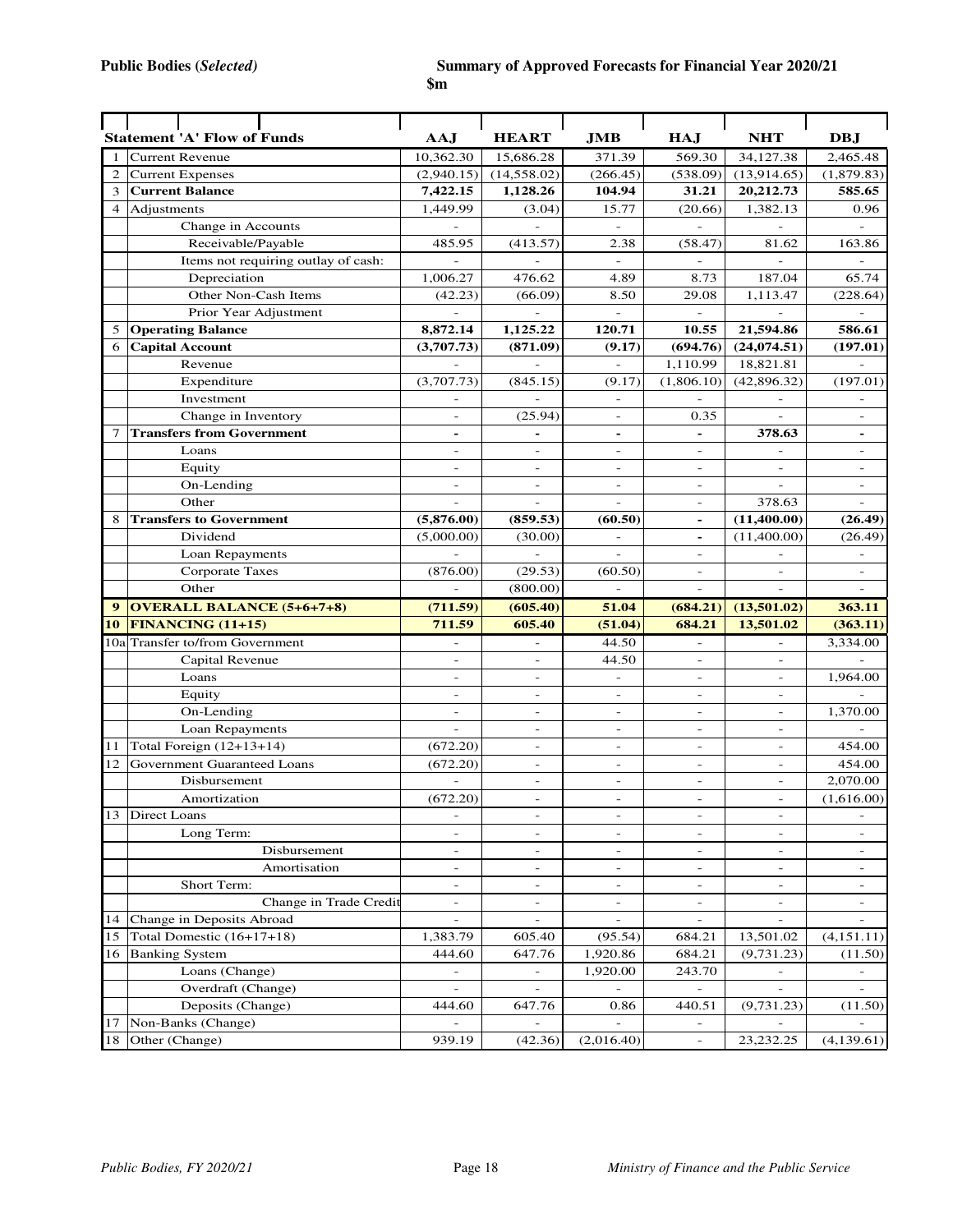**Public Bodies (*Selected*)** **Summary of Approved Forecasts for Financial Year 2020/21**

**$m**

| | Statement 'A' Flow of Funds | AAJ | HEART | JMB | HAJ | NHT | DBJ |
|---|---|---|---|---|---|---|---|
| 1 | Current Revenue | 10,362.30 | 15,686.28 | 371.39 | 569.30 | 34,127.38 | 2,465.48 |
| 2 | Current Expenses | (2,940.15) | (14,558.02) | (266.45) | (538.09) | (13,914.65) | (1,879.83) |
| 3 | **Current Balance** | **7,422.15** | **1,128.26** | **104.94** | **31.21** | **20,212.73** | **585.65** |
| 4 | Adjustments | 1,449.99 | (3.04) | 15.77 | (20.66) | 1,382.13 | 0.96 |
| | Change in Accounts | - | - | - | - | - | - |
| | Receivable/Payable | 485.95 | (413.57) | 2.38 | (58.47) | 81.62 | 163.86 |
| | Items not requiring outlay of cash: | - | - | - | - | - | - |
| | Depreciation | 1,006.27 | 476.62 | 4.89 | 8.73 | 187.04 | 65.74 |
| | Other Non-Cash Items | (42.23) | (66.09) | 8.50 | 29.08 | 1,113.47 | (228.64) |
| | Prior Year Adjustment | - | - | - | - | - | - |
| 5 | **Operating Balance** | **8,872.14** | **1,125.22** | **120.71** | **10.55** | **21,594.86** | **586.61** |
| 6 | **Capital Account** | **(3,707.73)** | **(871.09)** | **(9.17)** | **(694.76)** | **(24,074.51)** | **(197.01)** |
| | Revenue | - | - | - | 1,110.99 | 18,821.81 | - |
| | Expenditure | (3,707.73) | (845.15) | (9.17) | (1,806.10) | (42,896.32) | (197.01) |
| | Investment | - | - | - | - | - | - |
| | Change in Inventory | - | (25.94) | - | 0.35 | - | - |
| 7 | **Transfers from Government** | **-** | **-** | **-** | **-** | **378.63** | **-** |
| | Loans | - | - | - | - | - | - |
| | Equity | - | - | - | - | - | - |
| | On-Lending | - | - | - | - | - | - |
| | Other | - | - | - | - | 378.63 | - |
| 8 | **Transfers to Government** | **(5,876.00)** | **(859.53)** | **(60.50)** | **-** | **(11,400.00)** | **(26.49)** |
| | Dividend | (5,000.00) | (30.00) | - | - | (11,400.00) | (26.49) |
| | Loan Repayments | - | - | - | - | - | - |
| | Corporate Taxes | (876.00) | (29.53) | (60.50) | - | - | - |
| | Other | - | (800.00) | - | - | - | - |
| **9** | **OVERALL BALANCE (5+6+7+8)** | **(711.59)** | **(605.40)** | **51.04** | **(684.21)** | **(13,501.02)** | **363.11** |
| **10** | **FINANCING (11+15)** | **711.59** | **605.40** | **(51.04)** | **684.21** | **13,501.02** | **(363.11)** |
| 10a | Transfer to/from Government | - | - | 44.50 | - | - | 3,334.00 |
| | Capital Revenue | - | - | 44.50 | - | - | - |
| | Loans | - | - | - | - | - | 1,964.00 |
| | Equity | - | - | - | - | - | - |
| | On-Lending | - | - | - | - | - | 1,370.00 |
| | Loan Repayments | - | - | - | - | - | - |
| 11 | Total Foreign (12+13+14) | (672.20) | - | - | - | - | 454.00 |
| 12 | Government Guaranteed Loans | (672.20) | - | - | - | - | 454.00 |
| | Disbursement | - | - | - | - | - | 2,070.00 |
| | Amortization | (672.20) | - | - | - | - | (1,616.00) |
| 13 | Direct Loans | - | - | - | - | - | - |
| | Long Term: | - | - | - | - | - | - |
| | Disbursement | - | - | - | - | - | - |
| | Amortisation | - | - | - | - | - | - |
| | Short Term: | - | - | - | - | - | - |
| | Change in Trade Credit | - | - | - | - | - | - |
| 14 | Change in Deposits Abroad | - | - | - | - | - | - |
| 15 | Total Domestic (16+17+18) | 1,383.79 | 605.40 | (95.54) | 684.21 | 13,501.02 | (4,151.11) |
| 16 | Banking System | 444.60 | 647.76 | 1,920.86 | 684.21 | (9,731.23) | (11.50) |
| | Loans (Change) | - | - | 1,920.00 | 243.70 | - | - |
| | Overdraft (Change) | - | - | - | - | - | - |
| | Deposits (Change) | 444.60 | 647.76 | 0.86 | 440.51 | (9,731.23) | (11.50) |
| 17 | Non-Banks (Change) | - | - | - | - | - | - |
| 18 | Other (Change) | 939.19 | (42.36) | (2,016.40) | - | 23,232.25 | (4,139.61) |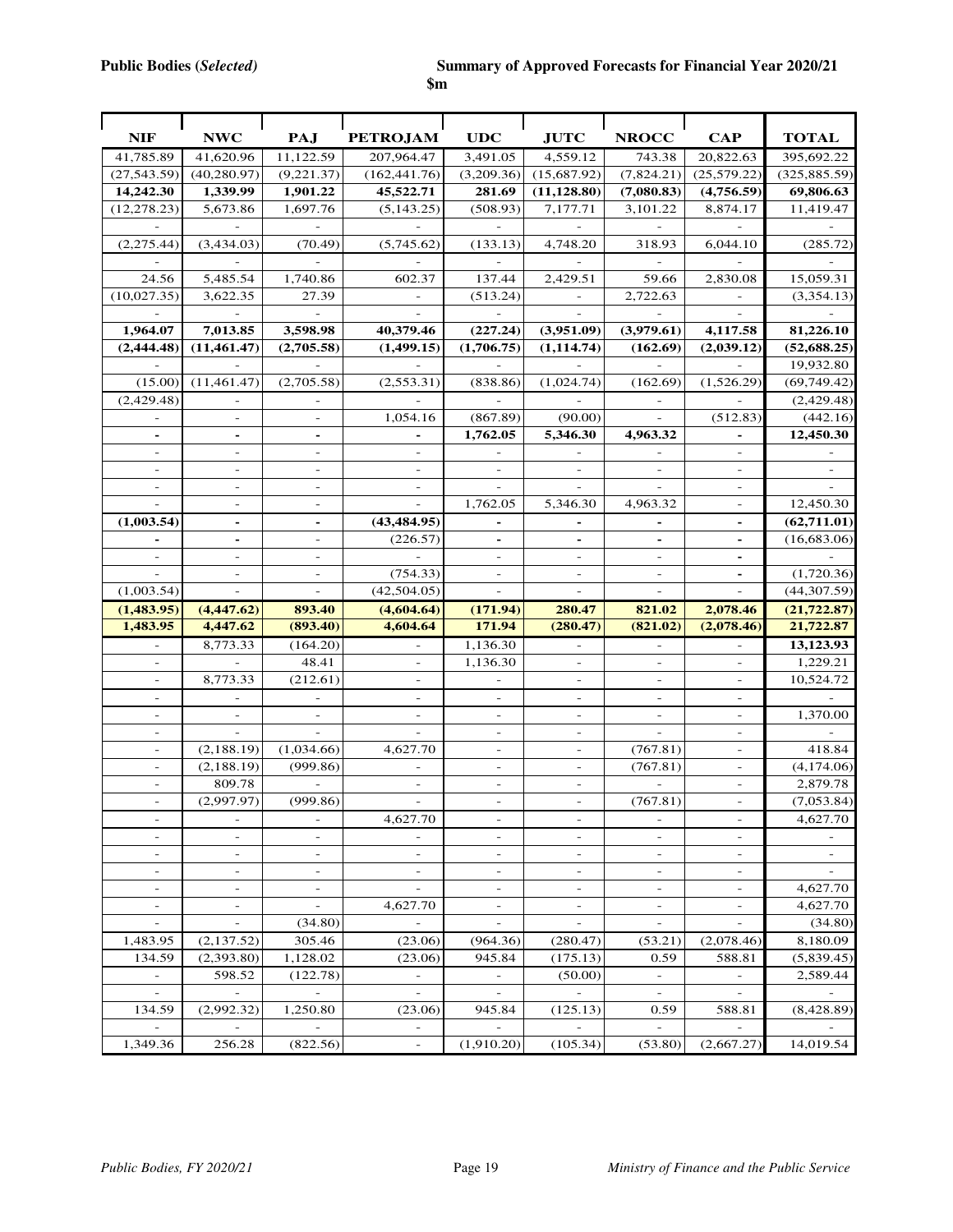**Public Bodies (*Selected*)** **Summary of Approved Forecasts for Financial Year 2020/21**

**$m**

| NIF | NWC | PAJ | PETROJAM | UDC | JUTC | NROCC | CAP | TOTAL |
|---|---|---|---|---|---|---|---|---|
| 41,785.89 | 41,620.96 | 11,122.59 | 207,964.47 | 3,491.05 | 4,559.12 | 743.38 | 20,822.63 | 395,692.22 |
| (27,543.59) | (40,280.97) | (9,221.37) | (162,441.76) | (3,209.36) | (15,687.92) | (7,824.21) | (25,579.22) | (325,885.59) |
| **14,242.30** | **1,339.99** | **1,901.22** | **45,522.71** | **281.69** | **(11,128.80)** | **(7,080.83)** | **(4,756.59)** | **69,806.63** |
| (12,278.23) | 5,673.86 | 1,697.76 | (5,143.25) | (508.93) | 7,177.71 | 3,101.22 | 8,874.17 | 11,419.47 |
| - | - | - | - | - | - | - | - | - |
| (2,275.44) | (3,434.03) | (70.49) | (5,745.62) | (133.13) | 4,748.20 | 318.93 | 6,044.10 | (285.72) |
| - | - | - | - | - | - | - | - | - |
| 24.56 | 5,485.54 | 1,740.86 | 602.37 | 137.44 | 2,429.51 | 59.66 | 2,830.08 | 15,059.31 |
| (10,027.35) | 3,622.35 | 27.39 | - | (513.24) | - | 2,722.63 | - | (3,354.13) |
| - | - | - | - | - | - | - | - | - |
| **1,964.07** | **7,013.85** | **3,598.98** | **40,379.46** | **(227.24)** | **(3,951.09)** | **(3,979.61)** | **4,117.58** | **81,226.10** |
| **(2,444.48)** | **(11,461.47)** | **(2,705.58)** | **(1,499.15)** | **(1,706.75)** | **(1,114.74)** | **(162.69)** | **(2,039.12)** | **(52,688.25)** |
| - | - | - | - | - | - | - | - | 19,932.80 |
| (15.00) | (11,461.47) | (2,705.58) | (2,553.31) | (838.86) | (1,024.74) | (162.69) | (1,526.29) | (69,749.42) |
| (2,429.48) | - | - | - | - | - | - | - | (2,429.48) |
| - | - | - | 1,054.16 | (867.89) | (90.00) | - | (512.83) | (442.16) |
| **-** | **-** | **-** | **-** | **1,762.05** | **5,346.30** | **4,963.32** | **-** | **12,450.30** |
| - | - | - | - | - | - | - | - | - |
| - | - | - | - | - | - | - | - | - |
| - | - | - | - | - | - | - | - | - |
| - | - | - | - | 1,762.05 | 5,346.30 | 4,963.32 | - | 12,450.30 |
| **(1,003.54)** | **-** | **-** | **(43,484.95)** | **-** | **-** | **-** | **-** | **(62,711.01)** |
| **-** | **-** | - | (226.57) | **-** | **-** | **-** | **-** | (16,683.06) |
| - | - | - | - | - | - | - | **-** | - |
| - | - | - | (754.33) | - | - | - | **-** | (1,720.36) |
| (1,003.54) | - | - | (42,504.05) | - | - | - | - | (44,307.59) |
| **(1,483.95)** | **(4,447.62)** | **893.40** | **(4,604.64)** | **(171.94)** | **280.47** | **821.02** | **2,078.46** | **(21,722.87)** |
| **1,483.95** | **4,447.62** | **(893.40)** | **4,604.64** | **171.94** | **(280.47)** | **(821.02)** | **(2,078.46)** | **21,722.87** |
| - | 8,773.33 | (164.20) | - | 1,136.30 | - | - | - | **13,123.93** |
| - | - | 48.41 | - | 1,136.30 | - | - | - | 1,229.21 |
| - | 8,773.33 | (212.61) | - | - | - | - | - | 10,524.72 |
| - | - | - | - | - | - | - | - | - |
| - | - | - | - | - | - | - | - | 1,370.00 |
| - | - | - | - | - | - | - | - | - |
| - | (2,188.19) | (1,034.66) | 4,627.70 | - | - | (767.81) | - | 418.84 |
| - | (2,188.19) | (999.86) | - | - | - | (767.81) | - | (4,174.06) |
| - | 809.78 | - | - | - | - | - | - | 2,879.78 |
| - | (2,997.97) | (999.86) | - | - | - | (767.81) | - | (7,053.84) |
| - | - | - | 4,627.70 | - | - | - | - | 4,627.70 |
| - | - | - | - | - | - | - | - | - |
| - | - | - | - | - | - | - | - | - |
| - | - | - | - | - | - | - | - | - |
| - | - | - | - | - | - | - | - | 4,627.70 |
| - | - | - | 4,627.70 | - | - | - | - | 4,627.70 |
| - | - | (34.80) | - | - | - | - | - | (34.80) |
| 1,483.95 | (2,137.52) | 305.46 | (23.06) | (964.36) | (280.47) | (53.21) | (2,078.46) | 8,180.09 |
| 134.59 | (2,393.80) | 1,128.02 | (23.06) | 945.84 | (175.13) | 0.59 | 588.81 | (5,839.45) |
| - | 598.52 | (122.78) | - | - | (50.00) | - | - | 2,589.44 |
| - | - | - | - | - | - | - | - | - |
| 134.59 | (2,992.32) | 1,250.80 | (23.06) | 945.84 | (125.13) | 0.59 | 588.81 | (8,428.89) |
| - | - | - | - | - | - | - | - | - |
| 1,349.36 | 256.28 | (822.56) | - | (1,910.20) | (105.34) | (53.80) | (2,667.27) | 14,019.54 |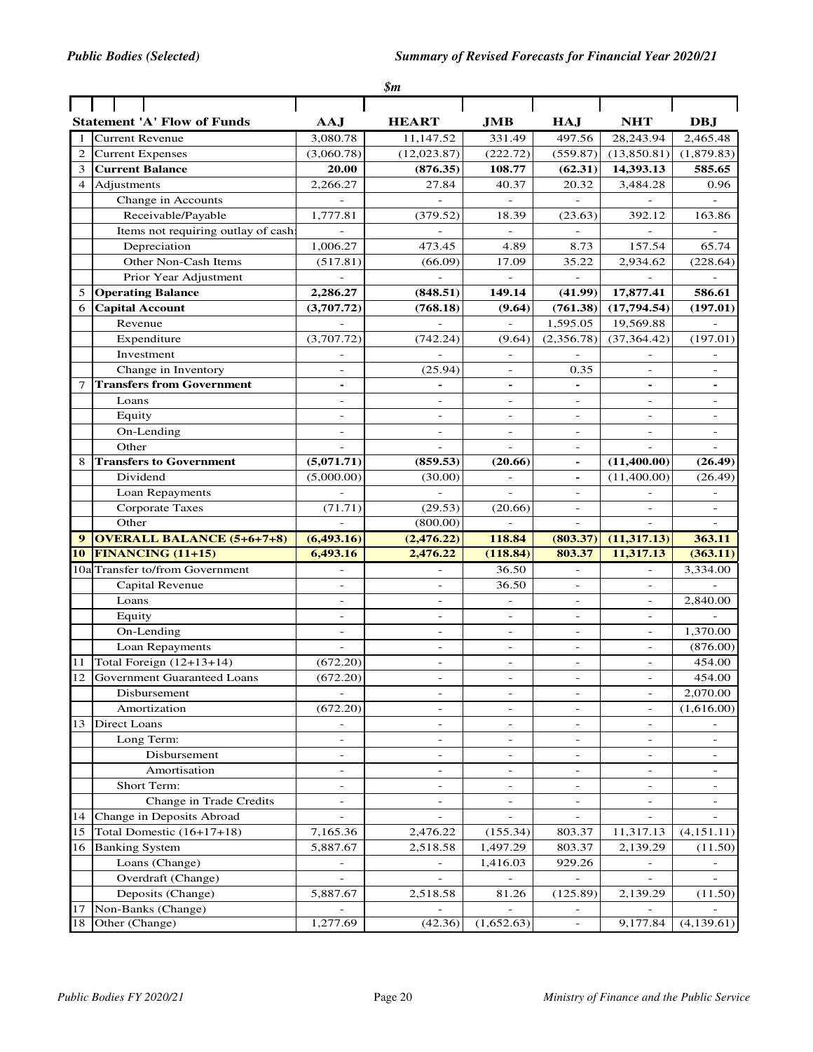*Public Bodies (Selected)* | *Summary of Revised Forecasts for Financial Year 2020/21*

***$m***

| | Statement 'A' Flow of Funds | AAJ | HEART | JMB | HAJ | NHT | DBJ |
|---|---|---|---|---|---|---|---|
| 1 | Current Revenue | 3,080.78 | 11,147.52 | 331.49 | 497.56 | 28,243.94 | 2,465.48 |
| 2 | Current Expenses | (3,060.78) | (12,023.87) | (222.72) | (559.87) | (13,850.81) | (1,879.83) |
| 3 | **Current Balance** | **20.00** | **(876.35)** | **108.77** | **(62.31)** | **14,393.13** | **585.65** |
| 4 | Adjustments | 2,266.27 | 27.84 | 40.37 | 20.32 | 3,484.28 | 0.96 |
| | Change in Accounts | - | - | - | - | - | - |
| | Receivable/Payable | 1,777.81 | (379.52) | 18.39 | (23.63) | 392.12 | 163.86 |
| | Items not requiring outlay of cash: | - | - | - | - | - | - |
| | Depreciation | 1,006.27 | 473.45 | 4.89 | 8.73 | 157.54 | 65.74 |
| | Other Non-Cash Items | (517.81) | (66.09) | 17.09 | 35.22 | 2,934.62 | (228.64) |
| | Prior Year Adjustment | - | - | - | - | - | - |
| 5 | **Operating Balance** | **2,286.27** | **(848.51)** | **149.14** | **(41.99)** | **17,877.41** | **586.61** |
| 6 | **Capital Account** | **(3,707.72)** | **(768.18)** | **(9.64)** | **(761.38)** | **(17,794.54)** | **(197.01)** |
| | Revenue | - | - | - | 1,595.05 | 19,569.88 | - |
| | Expenditure | (3,707.72) | (742.24) | (9.64) | (2,356.78) | (37,364.42) | (197.01) |
| | Investment | - | - | - | - | - | - |
| | Change in Inventory | - | (25.94) | - | 0.35 | - | - |
| 7 | **Transfers from Government** | **-** | **-** | **-** | **-** | **-** | **-** |
| | Loans | - | - | - | - | - | - |
| | Equity | - | - | - | - | - | - |
| | On-Lending | - | - | - | - | - | - |
| | Other | - | - | - | - | - | - |
| 8 | **Transfers to Government** | **(5,071.71)** | **(859.53)** | **(20.66)** | **-** | **(11,400.00)** | **(26.49)** |
| | Dividend | (5,000.00) | (30.00) | - | - | (11,400.00) | (26.49) |
| | Loan Repayments | - | - | - | - | - | - |
| | Corporate Taxes | (71.71) | (29.53) | (20.66) | - | - | - |
| | Other | - | (800.00) | - | - | - | - |
| **9** | **OVERALL BALANCE (5+6+7+8)** | **(6,493.16)** | **(2,476.22)** | **118.84** | **(803.37)** | **(11,317.13)** | **363.11** |
| **10** | **FINANCING (11+15)** | **6,493.16** | **2,476.22** | **(118.84)** | **803.37** | **11,317.13** | **(363.11)** |
| 10a | Transfer to/from Government | - | - | 36.50 | - | - | 3,334.00 |
| | Capital Revenue | - | - | 36.50 | - | - | - |
| | Loans | - | - | - | - | - | 2,840.00 |
| | Equity | - | - | - | - | - | - |
| | On-Lending | - | - | - | - | - | 1,370.00 |
| | Loan Repayments | - | - | - | - | - | (876.00) |
| 11 | Total Foreign (12+13+14) | (672.20) | - | - | - | - | 454.00 |
| 12 | Government Guaranteed Loans | (672.20) | - | - | - | - | 454.00 |
| | Disbursement | - | - | - | - | - | 2,070.00 |
| | Amortization | (672.20) | - | - | - | - | (1,616.00) |
| 13 | Direct Loans | - | - | - | - | - | - |
| | Long Term: | - | - | - | - | - | - |
| | Disbursement | - | - | - | - | - | - |
| | Amortisation | - | - | - | - | - | - |
| | Short Term: | - | - | - | - | - | - |
| | Change in Trade Credits | - | - | - | - | - | - |
| 14 | Change in Deposits Abroad | - | - | - | - | - | - |
| 15 | Total Domestic (16+17+18) | 7,165.36 | 2,476.22 | (155.34) | 803.37 | 11,317.13 | (4,151.11) |
| 16 | Banking System | 5,887.67 | 2,518.58 | 1,497.29 | 803.37 | 2,139.29 | (11.50) |
| | Loans (Change) | - | - | 1,416.03 | 929.26 | - | - |
| | Overdraft (Change) | - | - | - | - | - | - |
| | Deposits (Change) | 5,887.67 | 2,518.58 | 81.26 | (125.89) | 2,139.29 | (11.50) |
| 17 | Non-Banks (Change) | - | - | - | - | - | - |
| 18 | Other (Change) | 1,277.69 | (42.36) | (1,652.63) | - | 9,177.84 | (4,139.61) |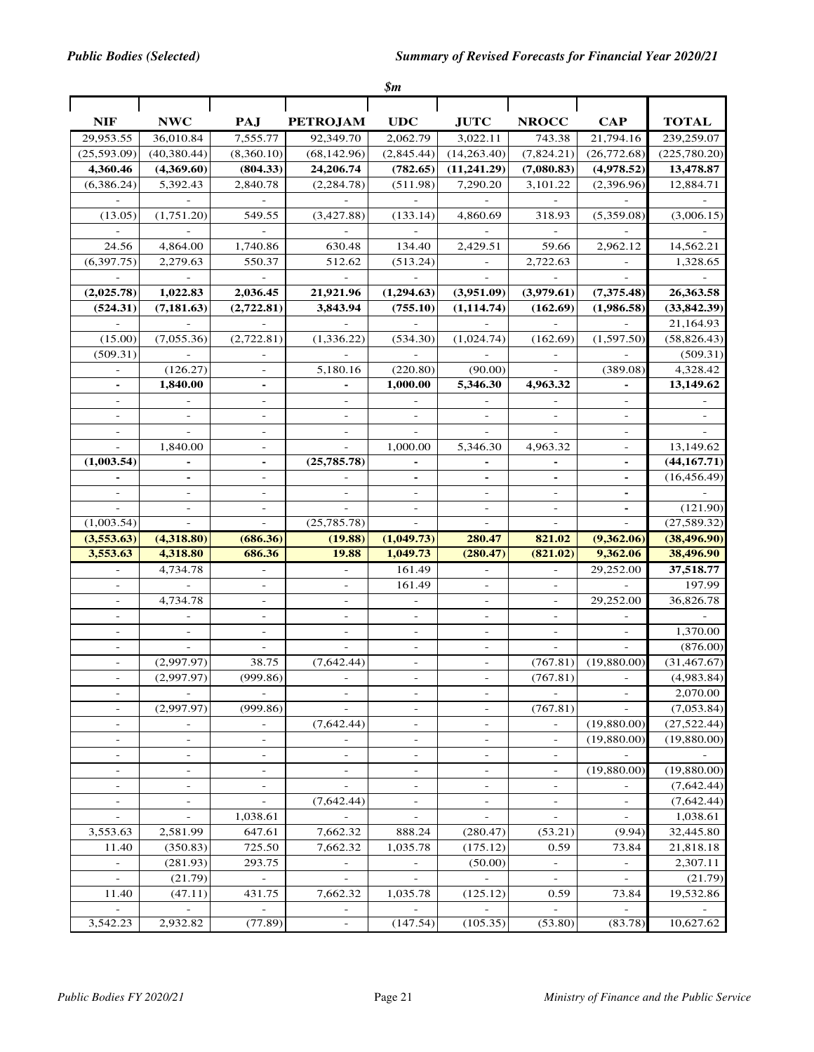*$m*

| NIF | NWC | PAJ | PETROJAM | UDC | JUTC | NROCC | CAP | TOTAL |
|---|---|---|---|---|---|---|---|---|
| 29,953.55 | 36,010.84 | 7,555.77 | 92,349.70 | 2,062.79 | 3,022.11 | 743.38 | 21,794.16 | 239,259.07 |
| (25,593.09) | (40,380.44) | (8,360.10) | (68,142.96) | (2,845.44) | (14,263.40) | (7,824.21) | (26,772.68) | (225,780.20) |
| **4,360.46** | **(4,369.60)** | **(804.33)** | **24,206.74** | **(782.65)** | **(11,241.29)** | **(7,080.83)** | **(4,978.52)** | **13,478.87** |
| (6,386.24) | 5,392.43 | 2,840.78 | (2,284.78) | (511.98) | 7,290.20 | 3,101.22 | (2,396.96) | 12,884.71 |
| - | - | - | - | - | - | - | - | - |
| (13.05) | (1,751.20) | 549.55 | (3,427.88) | (133.14) | 4,860.69 | 318.93 | (5,359.08) | (3,006.15) |
| - | - | - | - | - | - | - | - | - |
| 24.56 | 4,864.00 | 1,740.86 | 630.48 | 134.40 | 2,429.51 | 59.66 | 2,962.12 | 14,562.21 |
| (6,397.75) | 2,279.63 | 550.37 | 512.62 | (513.24) | - | 2,722.63 | - | 1,328.65 |
| - | - | - | - | - | - | - | - | - |
| **(2,025.78)** | **1,022.83** | **2,036.45** | **21,921.96** | **(1,294.63)** | **(3,951.09)** | **(3,979.61)** | **(7,375.48)** | **26,363.58** |
| **(524.31)** | **(7,181.63)** | **(2,722.81)** | **3,843.94** | **(755.10)** | **(1,114.74)** | **(162.69)** | **(1,986.58)** | **(33,842.39)** |
| - | - | - | - | - | - | - | - | 21,164.93 |
| (15.00) | (7,055.36) | (2,722.81) | (1,336.22) | (534.30) | (1,024.74) | (162.69) | (1,597.50) | (58,826.43) |
| (509.31) | - | - | - | - | - | - | - | (509.31) |
| - | (126.27) | - | 5,180.16 | (220.80) | (90.00) | - | (389.08) | 4,328.42 |
| **-** | **1,840.00** | **-** | **-** | **1,000.00** | **5,346.30** | **4,963.32** | **-** | **13,149.62** |
| - | - | - | - | - | - | - | - | - |
| - | - | - | - | - | - | - | - | - |
| - | - | - | - | - | - | - | - | - |
| - | 1,840.00 | - | - | 1,000.00 | 5,346.30 | 4,963.32 | - | 13,149.62 |
| **(1,003.54)** | **-** | **-** | **(25,785.78)** | **-** | **-** | **-** | **-** | **(44,167.71)** |
| **-** | **-** | - | - | **-** | **-** | **-** | **-** | (16,456.49) |
| - | - | - | - | - | - | - | **-** | - |
| - | - | - | - | - | - | - | **-** | (121.90) |
| (1,003.54) | - | - | (25,785.78) | - | - | - | - | (27,589.32) |
| **(3,553.63)** | **(4,318.80)** | **(686.36)** | **(19.88)** | **(1,049.73)** | **280.47** | **821.02** | **(9,362.06)** | **(38,496.90)** |
| **3,553.63** | **4,318.80** | **686.36** | **19.88** | **1,049.73** | **(280.47)** | **(821.02)** | **9,362.06** | **38,496.90** |
| - | 4,734.78 | - | - | 161.49 | - | - | 29,252.00 | **37,518.77** |
| - | - | - | - | 161.49 | - | - | - | 197.99 |
| - | 4,734.78 | - | - | - | - | - | 29,252.00 | 36,826.78 |
| - | - | - | - | - | - | - | - | - |
| - | - | - | - | - | - | - | - | 1,370.00 |
| - | - | - | - | - | - | - | - | (876.00) |
| - | (2,997.97) | 38.75 | (7,642.44) | - | - | (767.81) | (19,880.00) | (31,467.67) |
| - | (2,997.97) | (999.86) | - | - | - | (767.81) | - | (4,983.84) |
| - | - | - | - | - | - | - | - | 2,070.00 |
| - | (2,997.97) | (999.86) | - | - | - | (767.81) | - | (7,053.84) |
| - | - | - | (7,642.44) | - | - | - | (19,880.00) | (27,522.44) |
| - | - | - | - | - | - | - | (19,880.00) | (19,880.00) |
| - | - | - | - | - | - | - | - | - |
| - | - | - | - | - | - | - | (19,880.00) | (19,880.00) |
| - | - | - | - | - | - | - | - | (7,642.44) |
| - | - | - | (7,642.44) | - | - | - | - | (7,642.44) |
| - | - | 1,038.61 | - | - | - | - | - | 1,038.61 |
| 3,553.63 | 2,581.99 | 647.61 | 7,662.32 | 888.24 | (280.47) | (53.21) | (9.94) | 32,445.80 |
| 11.40 | (350.83) | 725.50 | 7,662.32 | 1,035.78 | (175.12) | 0.59 | 73.84 | 21,818.18 |
| - | (281.93) | 293.75 | - | - | (50.00) | - | - | 2,307.11 |
| - | (21.79) | - | - | - | - | - | - | (21.79) |
| 11.40 | (47.11) | 431.75 | 7,662.32 | 1,035.78 | (125.12) | 0.59 | 73.84 | 19,532.86 |
| - | - | - | - | - | - | - | - | - |
| 3,542.23 | 2,932.82 | (77.89) | - | (147.54) | (105.35) | (53.80) | (83.78) | 10,627.62 |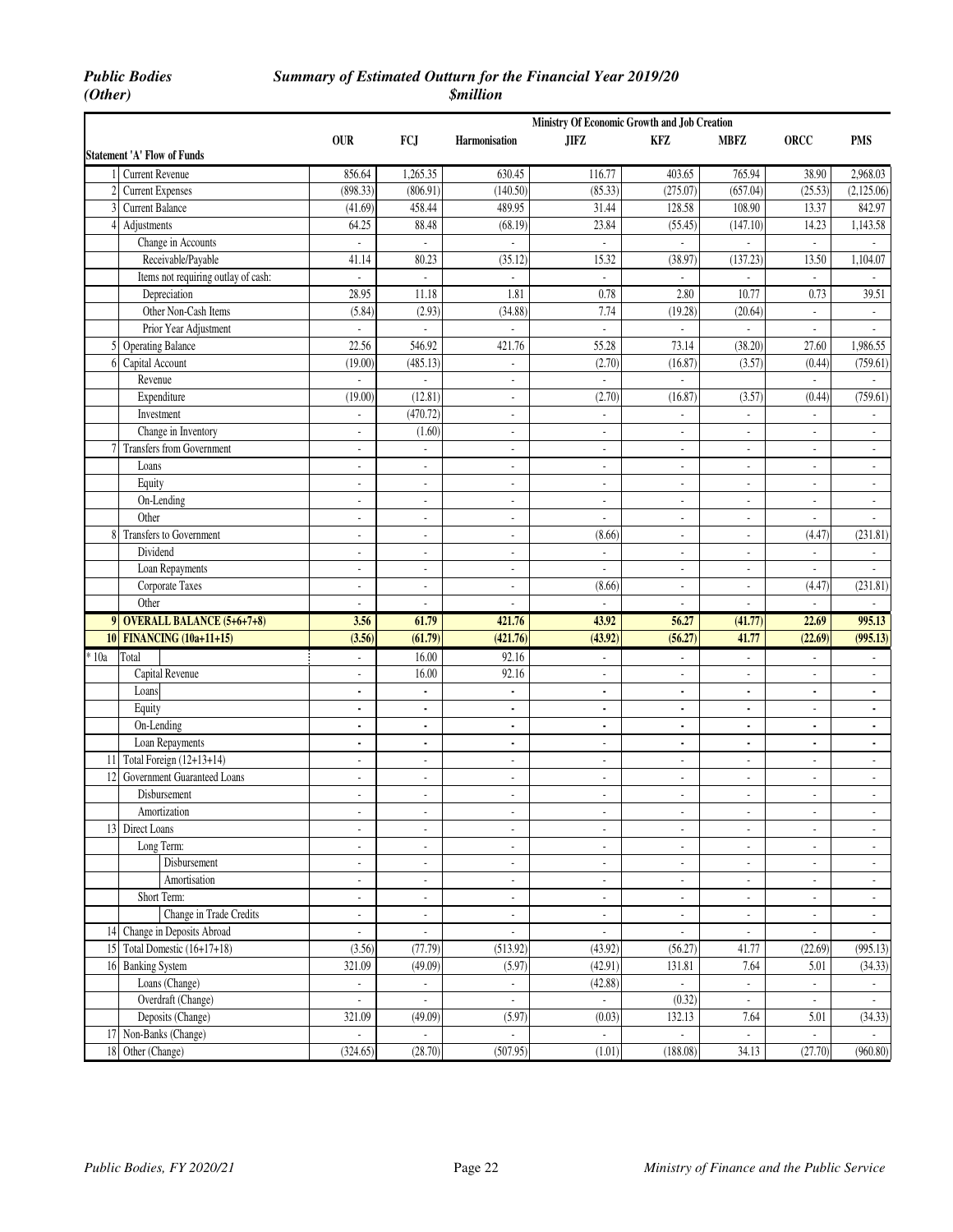***Public Bodies (Other)***

***Summary of Estimated Outturn for the Financial Year 2019/20***
***$million***

| | | Ministry Of Economic Growth and Job Creation | | | | | | | |
|---|---|---|---|---|---|---|---|---|---|
| | **Statement 'A' Flow of Funds** | **OUR** | **FCJ** | **Harmonisation** | **JIFZ** | **KFZ** | **MBFZ** | **ORCC** | **PMS** |
| 1 | Current Revenue | 856.64 | 1,265.35 | 630.45 | 116.77 | 403.65 | 765.94 | 38.90 | 2,968.03 |
| 2 | Current Expenses | (898.33) | (806.91) | (140.50) | (85.33) | (275.07) | (657.04) | (25.53) | (2,125.06) |
| 3 | Current Balance | (41.69) | 458.44 | 489.95 | 31.44 | 128.58 | 108.90 | 13.37 | 842.97 |
| 4 | Adjustments | 64.25 | 88.48 | (68.19) | 23.84 | (55.45) | (147.10) | 14.23 | 1,143.58 |
| | Change in Accounts | - | - | - | - | - | - | - | - |
| | Receivable/Payable | 41.14 | 80.23 | (35.12) | 15.32 | (38.97) | (137.23) | 13.50 | 1,104.07 |
| | Items not requiring outlay of cash: | - | - | - | - | - | - | - | - |
| | Depreciation | 28.95 | 11.18 | 1.81 | 0.78 | 2.80 | 10.77 | 0.73 | 39.51 |
| | Other Non-Cash Items | (5.84) | (2.93) | (34.88) | 7.74 | (19.28) | (20.64) | - | - |
| | Prior Year Adjustment | - | - | - | - | - | - | - | - |
| 5 | Operating Balance | 22.56 | 546.92 | 421.76 | 55.28 | 73.14 | (38.20) | 27.60 | 1,986.55 |
| 6 | Capital Account | (19.00) | (485.13) | - | (2.70) | (16.87) | (3.57) | (0.44) | (759.61) |
| | Revenue | - | - | - | - | - | | - | - |
| | Expenditure | (19.00) | (12.81) | - | (2.70) | (16.87) | (3.57) | (0.44) | (759.61) |
| | Investment | - | (470.72) | - | - | - | - | - | - |
| | Change in Inventory | - | (1.60) | - | - | - | - | - | - |
| 7 | Transfers from Government | - | - | - | - | - | - | - | - |
| | Loans | - | - | - | - | - | - | - | - |
| | Equity | - | - | - | - | - | - | - | - |
| | On-Lending | - | - | - | - | - | - | - | - |
| | Other | - | - | - | - | - | - | - | - |
| 8 | Transfers to Government | - | - | - | (8.66) | - | - | (4.47) | (231.81) |
| | Dividend | - | - | - | - | - | - | - | - |
| | Loan Repayments | - | - | - | - | - | - | - | - |
| | Corporate Taxes | - | - | - | (8.66) | - | - | (4.47) | (231.81) |
| | Other | - | - | - | - | - | - | - | - |
| **9** | **OVERALL BALANCE (5+6+7+8)** | **3.56** | **61.79** | **421.76** | **43.92** | **56.27** | **(41.77)** | **22.69** | **995.13** |
| **10** | **FINANCING (10a+11+15)** | **(3.56)** | **(61.79)** | **(421.76)** | **(43.92)** | **(56.27)** | **41.77** | **(22.69)** | **(995.13)** |
| * 10a | Total | - | 16.00 | 92.16 | - | - | - | - | - |
| | Capital Revenue | - | 16.00 | 92.16 | - | - | - | - | - |
| | Loans | - | - | - | - | - | - | - | - |
| | Equity | - | - | - | - | - | - | - | - |
| | On-Lending | - | - | - | - | - | - | - | - |
| | Loan Repayments | - | - | - | - | - | - | - | - |
| 11 | Total Foreign (12+13+14) | - | - | - | - | - | - | - | - |
| 12 | Government Guaranteed Loans | - | - | - | - | - | - | - | - |
| | Disbursement | - | - | - | - | - | - | - | - |
| | Amortization | - | - | - | - | - | - | - | - |
| 13 | Direct Loans | - | - | - | - | - | - | - | - |
| | Long Term: | - | - | - | - | - | - | - | - |
| | Disbursement | - | - | - | - | - | - | - | - |
| | Amortisation | - | - | - | - | - | - | - | - |
| | Short Term: | - | - | - | - | - | - | - | - |
| | Change in Trade Credits | - | - | - | - | - | - | - | - |
| 14 | Change in Deposits Abroad | - | - | - | - | - | - | - | - |
| 15 | Total Domestic (16+17+18) | (3.56) | (77.79) | (513.92) | (43.92) | (56.27) | 41.77 | (22.69) | (995.13) |
| 16 | Banking System | 321.09 | (49.09) | (5.97) | (42.91) | 131.81 | 7.64 | 5.01 | (34.33) |
| | Loans (Change) | - | - | - | (42.88) | - | - | - | - |
| | Overdraft (Change) | - | - | - | - | (0.32) | - | - | - |
| | Deposits (Change) | 321.09 | (49.09) | (5.97) | (0.03) | 132.13 | 7.64 | 5.01 | (34.33) |
| 17 | Non-Banks (Change) | - | - | - | - | - | - | - | - |
| 18 | Other (Change) | (324.65) | (28.70) | (507.95) | (1.01) | (188.08) | 34.13 | (27.70) | (960.80) |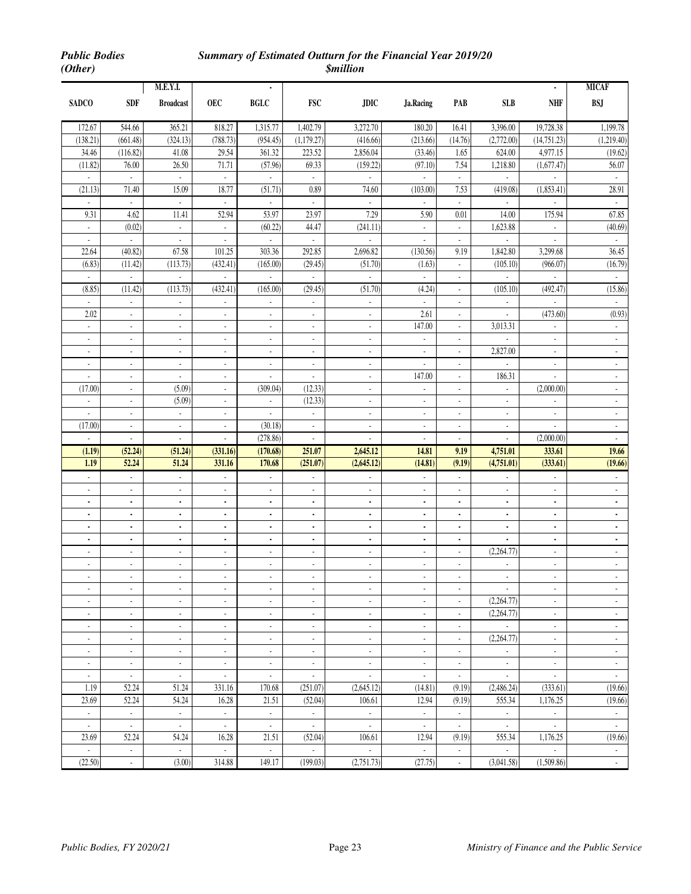*Public Bodies (Other)*

***Summary of Estimated Outturn for the Financial Year 2019/20***

***$million***

| SADCO | SDF | M.E.Y.I. Broadcast | OEC | - BGLC | FSC | JDIC | Ja.Racing | PAB | SLB | - NHF | MICAF BSJ |
|---|---|---|---|---|---|---|---|---|---|---|---|
| 172.67 | 544.66 | 365.21 | 818.27 | 1,315.77 | 1,402.79 | 3,272.70 | 180.20 | 16.41 | 3,396.00 | 19,728.38 | 1,199.78 |
| (138.21) | (661.48) | (324.13) | (788.73) | (954.45) | (1,179.27) | (416.66) | (213.66) | (14.76) | (2,772.00) | (14,751.23) | (1,219.40) |
| 34.46 | (116.82) | 41.08 | 29.54 | 361.32 | 223.52 | 2,856.04 | (33.46) | 1.65 | 624.00 | 4,977.15 | (19.62) |
| (11.82) | 76.00 | 26.50 | 71.71 | (57.96) | 69.33 | (159.22) | (97.10) | 7.54 | 1,218.80 | (1,677.47) | 56.07 |
| - | - | - | - | - | - | - | - | - | - | - | - |
| (21.13) | 71.40 | 15.09 | 18.77 | (51.71) | 0.89 | 74.60 | (103.00) | 7.53 | (419.08) | (1,853.41) | 28.91 |
| - | - | - | - | - | - | - | - | - | - | - | - |
| 9.31 | 4.62 | 11.41 | 52.94 | 53.97 | 23.97 | 7.29 | 5.90 | 0.01 | 14.00 | 175.94 | 67.85 |
| - | (0.02) | - | - | (60.22) | 44.47 | (241.11) | - | - | 1,623.88 | - | (40.69) |
| - | - | - | - | - | - | - | - | - | - | - | - |
| 22.64 | (40.82) | 67.58 | 101.25 | 303.36 | 292.85 | 2,696.82 | (130.56) | 9.19 | 1,842.80 | 3,299.68 | 36.45 |
| (6.83) | (11.42) | (113.73) | (432.41) | (165.00) | (29.45) | (51.70) | (1.63) | - | (105.10) | (966.07) | (16.79) |
| - | - | - | - | - | - | - | - | - | - | - | - |
| (8.85) | (11.42) | (113.73) | (432.41) | (165.00) | (29.45) | (51.70) | (4.24) | - | (105.10) | (492.47) | (15.86) |
| - | - | - | - | - | - | - | - | - | - | - | - |
| 2.02 | - | - | - | - | - | - | 2.61 | - | - | (473.60) | (0.93) |
| - | - | - | - | - | - | - | 147.00 | - | 3,013.31 | - | - |
| - | - | - | - | - | - | - | - | - | - | - | - |
| - | - | - | - | - | - | - | - | - | 2,827.00 | - | - |
| - | - | - | - | - | - | - | - | - | - | - | - |
| - | - | - | - | - | - | - | 147.00 | - | 186.31 | - | - |
| (17.00) | - | (5.09) | - | (309.04) | (12.33) | - | - | - | - | (2,000.00) | - |
| - | - | (5.09) | - | - | (12.33) | - | - | - | - | - | - |
| - | - | - | - | - | - | - | - | - | - | - | - |
| (17.00) | - | - | - | (30.18) | - | - | - | - | - | - | - |
| - | - | - | - | (278.86) | - | - | - | - | - | (2,000.00) | - |
| **(1.19)** | **(52.24)** | **(51.24)** | **(331.16)** | **(170.68)** | **251.07** | **2,645.12** | **14.81** | **9.19** | **4,751.01** | **333.61** | **19.66** |
| **1.19** | **52.24** | **51.24** | **331.16** | **170.68** | **(251.07)** | **(2,645.12)** | **(14.81)** | **(9.19)** | **(4,751.01)** | **(333.61)** | **(19.66)** |
| - | - | - | - | - | - | - | - | - | - | - | - |
| - | - | - | - | - | - | - | - | - | - | - | - |
| - | - | - | - | - | - | - | - | - | - | - | - |
| - | - | - | - | - | - | - | - | - | - | - | - |
| - | - | - | - | - | - | - | - | - | - | - | - |
| - | - | - | - | - | - | - | - | - | - | - | - |
| - | - | - | - | - | - | - | - | - | (2,264.77) | - | - |
| - | - | - | - | - | - | - | - | - | - | - | - |
| - | - | - | - | - | - | - | - | - | - | - | - |
| - | - | - | - | - | - | - | - | - | - | - | - |
| - | - | - | - | - | - | - | - | - | (2,264.77) | - | - |
| - | - | - | - | - | - | - | - | - | (2,264.77) | - | - |
| - | - | - | - | - | - | - | - | - | - | - | - |
| - | - | - | - | - | - | - | - | - | (2,264.77) | - | - |
| - | - | - | - | - | - | - | - | - | - | - | - |
| - | - | - | - | - | - | - | - | - | - | - | - |
| - | - | - | - | - | - | - | - | - | - | - | - |
| 1.19 | 52.24 | 51.24 | 331.16 | 170.68 | (251.07) | (2,645.12) | (14.81) | (9.19) | (2,486.24) | (333.61) | (19.66) |
| 23.69 | 52.24 | 54.24 | 16.28 | 21.51 | (52.04) | 106.61 | 12.94 | (9.19) | 555.34 | 1,176.25 | (19.66) |
| - | - | - | - | - | - | - | - | - | - | - | - |
| - | - | - | - | - | - | - | - | - | - | - | - |
| 23.69 | 52.24 | 54.24 | 16.28 | 21.51 | (52.04) | 106.61 | 12.94 | (9.19) | 555.34 | 1,176.25 | (19.66) |
| - | - | - | - | - | - | - | - | - | - | - | - |
| (22.50) | - | (3.00) | 314.88 | 149.17 | (199.03) | (2,751.73) | (27.75) | - | (3,041.58) | (1,509.86) | - |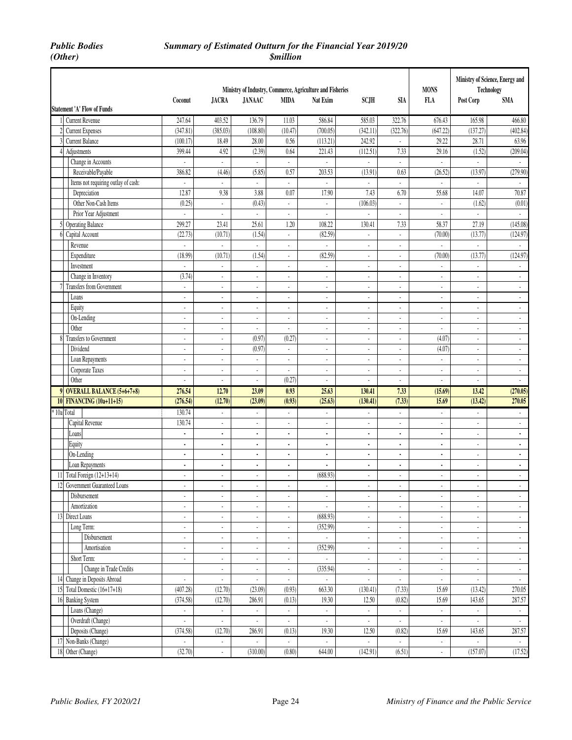*Public Bodies (Other)*

***Summary of Estimated Outturn for the Financial Year 2019/20***
***$million***

| Statement 'A' Flow of Funds | | Ministry of Industry, Commerce, Agriculture and Fisheries | | | | | | | MONS | Ministry of Science, Energy and Technology | |
|---|---|---|---|---|---|---|---|---|---|---|---|
| | | Coconut | JACRA | JANAAC | MIDA | Nat Exim | SCJH | SIA | FLA | Post Corp | SMA |
| 1 | Current Revenue | 247.64 | 403.52 | 136.79 | 11.03 | 586.84 | 585.03 | 322.76 | 676.43 | 165.98 | 466.80 |
| 2 | Current Expenses | (347.81) | (385.03) | (108.80) | (10.47) | (700.05) | (342.11) | (322.76) | (647.22) | (137.27) | (402.84) |
| 3 | Current Balance | (100.17) | 18.49 | 28.00 | 0.56 | (113.21) | 242.92 | - | 29.22 | 28.71 | 63.96 |
| 4 | Adjustments | 399.44 | 4.92 | (2.39) | 0.64 | 221.43 | (112.51) | 7.33 | 29.16 | (1.52) | (209.04) |
| | Change in Accounts | - | - | - | - | - | - | - | - | - | - |
| | Receivable/Payable | 386.82 | (4.46) | (5.85) | 0.57 | 203.53 | (13.91) | 0.63 | (26.52) | (13.97) | (279.90) |
| | Items not requiring outlay of cash: | - | - | - | - | - | - | - | - | - | - |
| | Depreciation | 12.87 | 9.38 | 3.88 | 0.07 | 17.90 | 7.43 | 6.70 | 55.68 | 14.07 | 70.87 |
| | Other Non-Cash Items | (0.25) | - | (0.43) | - | - | (106.03) | - | - | (1.62) | (0.01) |
| | Prior Year Adjustment | - | - | - | - | - | - | - | - | - | - |
| 5 | Operating Balance | 299.27 | 23.41 | 25.61 | 1.20 | 108.22 | 130.41 | 7.33 | 58.37 | 27.19 | (145.08) |
| 6 | Capital Account | (22.73) | (10.71) | (1.54) | - | (82.59) | - | - | (70.00) | (13.77) | (124.97) |
| | Revenue | - | - | - | - | - | - | - | - | - | - |
| | Expenditure | (18.99) | (10.71) | (1.54) | - | (82.59) | - | - | (70.00) | (13.77) | (124.97) |
| | Investment | - | - | - | - | - | - | - | - | - | - |
| | Change in Inventory | (3.74) | - | - | - | - | - | - | - | - | - |
| 7 | Transfers from Government | - | - | - | - | - | - | - | - | - | - |
| | Loans | - | - | - | - | - | - | - | - | - | - |
| | Equity | - | - | - | - | - | - | - | - | - | - |
| | On-Lending | - | - | - | - | - | - | - | - | - | - |
| | Other | - | - | - | - | - | - | - | - | - | - |
| 8 | Transfers to Government | - | - | (0.97) | (0.27) | - | - | - | (4.07) | - | - |
| | Dividend | - | - | (0.97) | - | - | - | - | (4.07) | - | - |
| | Loan Repayments | - | - | - | - | - | - | - | - | - | - |
| | Corporate Taxes | - | - | - | - | - | - | - | - | - | - |
| | Other | - | - | - | (0.27) | - | - | - | - | - | - |
| **9** | **OVERALL BALANCE (5+6+7+8)** | **276.54** | **12.70** | **23.09** | **0.93** | **25.63** | **130.41** | **7.33** | **(15.69)** | **13.42** | **(270.05)** |
| **10** | **FINANCING (10a+11+15)** | **(276.54)** | **(12.70)** | **(23.09)** | **(0.93)** | **(25.63)** | **(130.41)** | **(7.33)** | **15.69** | **(13.42)** | **270.05** |
| * 10a | Total | 130.74 | - | - | - | - | - | - | - | - | - |
| | Capital Revenue | 130.74 | - | - | - | - | - | - | - | - | - |
| | Loans | - | - | - | - | - | - | - | - | - | - |
| | Equity | - | - | - | - | - | - | - | - | - | - |
| | On-Lending | - | - | - | - | - | - | - | - | - | - |
| | Loan Repayments | - | - | - | - | - | - | - | - | - | - |
| 11 | Total Foreign (12+13+14) | - | - | - | - | (688.93) | - | - | - | - | - |
| 12 | Government Guaranteed Loans | - | - | - | - | - | - | - | - | - | - |
| | Disbursement | - | - | - | - | - | - | - | - | - | - |
| | Amortization | - | - | - | - | - | - | - | - | - | - |
| 13 | Direct Loans | - | - | - | - | (688.93) | - | - | - | - | - |
| | Long Term: | - | - | - | - | (352.99) | - | - | - | - | - |
| | Disbursement | - | - | - | - | - | - | - | - | - | - |
| | Amortisation | - | - | - | - | (352.99) | - | - | - | - | - |
| | Short Term: | - | - | - | - | - | - | - | - | - | - |
| | Change in Trade Credits | | - | - | - | (335.94) | - | - | - | - | - |
| 14 | Change in Deposits Abroad | - | - | - | - | - | - | - | - | - | - |
| 15 | Total Domestic (16+17+18) | (407.28) | (12.70) | (23.09) | (0.93) | 663.30 | (130.41) | (7.33) | 15.69 | (13.42) | 270.05 |
| 16 | Banking System | (374.58) | (12.70) | 286.91 | (0.13) | 19.30 | 12.50 | (0.82) | 15.69 | 143.65 | 287.57 |
| | Loans (Change) | - | - | - | - | - | - | - | - | - | - |
| | Overdraft (Change) | - | - | - | - | - | - | - | - | - | - |
| | Deposits (Change) | (374.58) | (12.70) | 286.91 | (0.13) | 19.30 | 12.50 | (0.82) | 15.69 | 143.65 | 287.57 |
| 17 | Non-Banks (Change) | - | - | - | - | - | - | - | - | - | - |
| 18 | Other (Change) | (32.70) | - | (310.00) | (0.80) | 644.00 | (142.91) | (6.51) | - | (157.07) | (17.52) |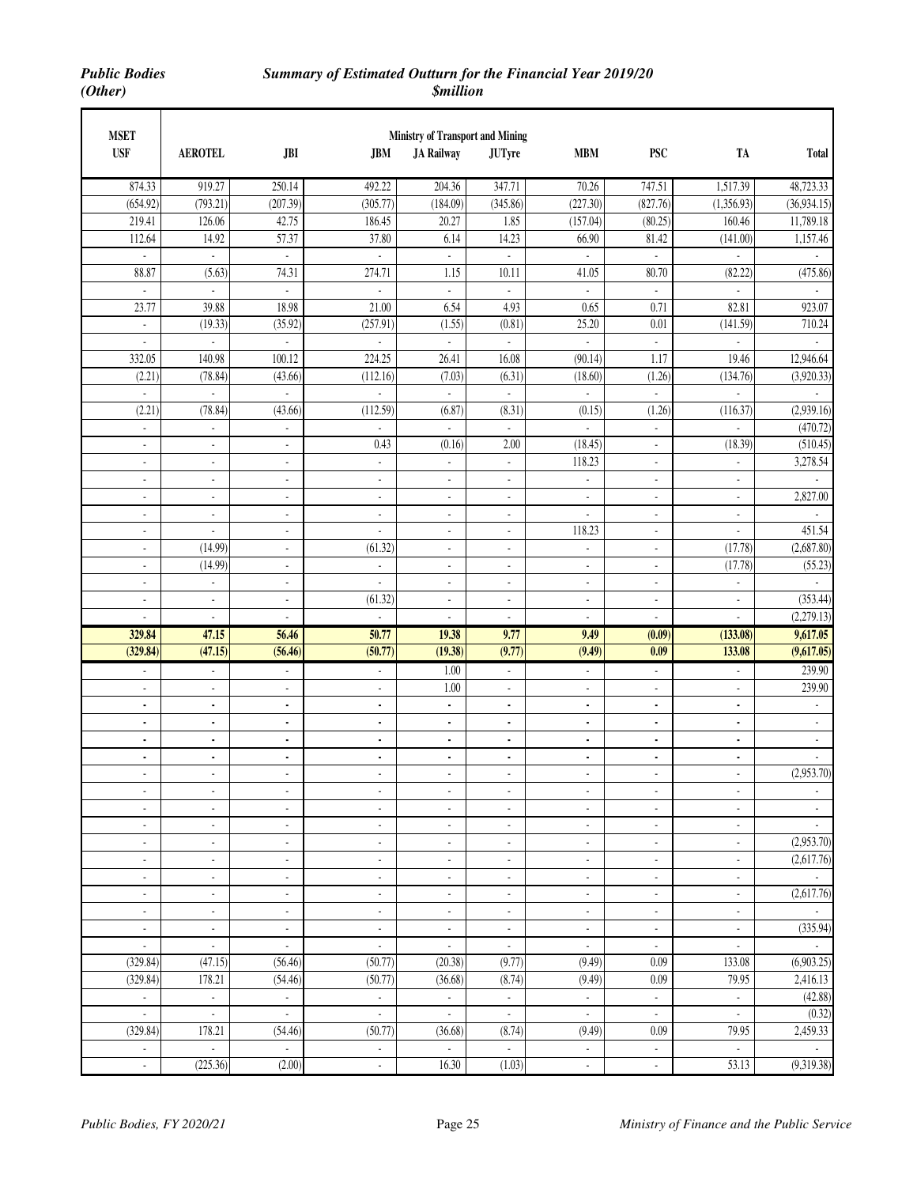*Public Bodies (Other)*

## *Summary of Estimated Outturn for the Financial Year 2019/20*

## *$million*

| MSET | Ministry of Transport and Mining | | | | | | | | |
|---|---|---|---|---|---|---|---|---|---|
| USF | AEROTEL | JBI | JBM | JA Railway | JUTyre | MBM | PSC | TA | Total |
| 874.33 | 919.27 | 250.14 | 492.22 | 204.36 | 347.71 | 70.26 | 747.51 | 1,517.39 | 48,723.33 |
| (654.92) | (793.21) | (207.39) | (305.77) | (184.09) | (345.86) | (227.30) | (827.76) | (1,356.93) | (36,934.15) |
| 219.41 | 126.06 | 42.75 | 186.45 | 20.27 | 1.85 | (157.04) | (80.25) | 160.46 | 11,789.18 |
| 112.64 | 14.92 | 57.37 | 37.80 | 6.14 | 14.23 | 66.90 | 81.42 | (141.00) | 1,157.46 |
| - | - | - | - | - | - | - | - | - | - |
| 88.87 | (5.63) | 74.31 | 274.71 | 1.15 | 10.11 | 41.05 | 80.70 | (82.22) | (475.86) |
| - | - | - | - | - | - | - | - | - | - |
| 23.77 | 39.88 | 18.98 | 21.00 | 6.54 | 4.93 | 0.65 | 0.71 | 82.81 | 923.07 |
| - | (19.33) | (35.92) | (257.91) | (1.55) | (0.81) | 25.20 | 0.01 | (141.59) | 710.24 |
| - | - | - | - | - | - | - | - | - | - |
| 332.05 | 140.98 | 100.12 | 224.25 | 26.41 | 16.08 | (90.14) | 1.17 | 19.46 | 12,946.64 |
| (2.21) | (78.84) | (43.66) | (112.16) | (7.03) | (6.31) | (18.60) | (1.26) | (134.76) | (3,920.33) |
| - | - | - | - | - | - | - | - | - | - |
| (2.21) | (78.84) | (43.66) | (112.59) | (6.87) | (8.31) | (0.15) | (1.26) | (116.37) | (2,939.16) |
| - | - | - | - | - | - | - | - | - | (470.72) |
| - | - | - | 0.43 | (0.16) | 2.00 | (18.45) | - | (18.39) | (510.45) |
| - | - | - | - | - | - | 118.23 | - | - | 3,278.54 |
| - | - | - | - | - | - | - | - | - | - |
| - | - | - | - | - | - | - | - | - | 2,827.00 |
| - | - | - | - | - | - | - | - | - | - |
| - | - | - | - | - | - | 118.23 | - | - | 451.54 |
| - | (14.99) | - | (61.32) | - | - | - | - | (17.78) | (2,687.80) |
| - | (14.99) | - | - | - | - | - | - | (17.78) | (55.23) |
| - | - | - | - | - | - | - | - | - | - |
| - | - | - | (61.32) | - | - | - | - | - | (353.44) |
| - | - | - | - | - | - | - | - | - | (2,279.13) |
| **329.84** | **47.15** | **56.46** | **50.77** | **19.38** | **9.77** | **9.49** | **(0.09)** | **(133.08)** | **9,617.05** |
| **(329.84)** | **(47.15)** | **(56.46)** | **(50.77)** | **(19.38)** | **(9.77)** | **(9.49)** | **0.09** | **133.08** | **(9,617.05)** |
| - | - | - | - | 1.00 | - | - | - | - | 239.90 |
| - | - | - | - | 1.00 | - | - | - | - | 239.90 |
| - | - | - | - | - | - | - | - | - | - |
| - | - | - | - | - | - | - | - | - | - |
| - | - | - | - | - | - | - | - | - | - |
| - | - | - | - | - | - | - | - | - | - |
| - | - | - | - | - | - | - | - | - | (2,953.70) |
| - | - | - | - | - | - | - | - | - | - |
| - | - | - | - | - | - | - | - | - | - |
| - | - | - | - | - | - | - | - | - | - |
| - | - | - | - | - | - | - | - | - | (2,953.70) |
| - | - | - | - | - | - | - | - | - | (2,617.76) |
| - | - | - | - | - | - | - | - | - | - |
| - | - | - | - | - | - | - | - | - | (2,617.76) |
| - | - | - | - | - | - | - | - | - | - |
| - | - | - | - | - | - | - | - | - | (335.94) |
| - | - | - | - | - | - | - | - | - | - |
| (329.84) | (47.15) | (56.46) | (50.77) | (20.38) | (9.77) | (9.49) | 0.09 | 133.08 | (6,903.25) |
| (329.84) | 178.21 | (54.46) | (50.77) | (36.68) | (8.74) | (9.49) | 0.09 | 79.95 | 2,416.13 |
| - | - | - | - | - | - | - | - | - | (42.88) |
| - | - | - | - | - | - | - | - | - | (0.32) |
| (329.84) | 178.21 | (54.46) | (50.77) | (36.68) | (8.74) | (9.49) | 0.09 | 79.95 | 2,459.33 |
| - | - | - | - | - | - | - | - | - | - |
| - | (225.36) | (2.00) | - | 16.30 | (1.03) | - | - | 53.13 | (9,319.38) |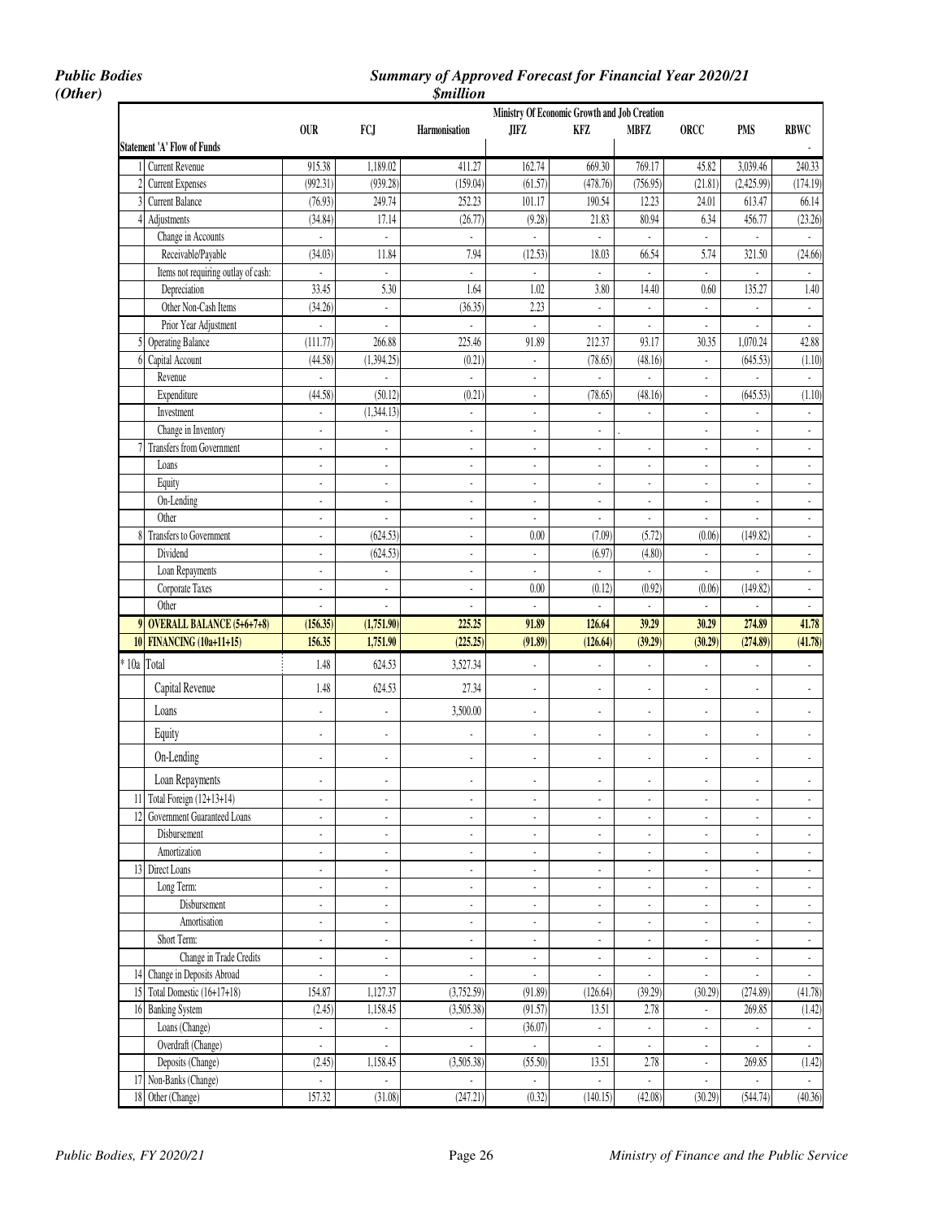*Public Bodies (Other)*

***Summary of Approved Forecast for Financial Year 2020/21***
***$million***

| | | Ministry Of Economic Growth and Job Creation | | | | | | | | |
|---|---|---|---|---|---|---|---|---|---|---|
| | | OUR | FCJ | Harmonisation | JIFZ | KFZ | MBFZ | ORCC | PMS | RBWC |
| | Statement 'A' Flow of Funds | | | | | | | | | - |
| 1 | Current Revenue | 915.38 | 1,189.02 | 411.27 | 162.74 | 669.30 | 769.17 | 45.82 | 3,039.46 | 240.33 |
| 2 | Current Expenses | (992.31) | (939.28) | (159.04) | (61.57) | (478.76) | (756.95) | (21.81) | (2,425.99) | (174.19) |
| 3 | Current Balance | (76.93) | 249.74 | 252.23 | 101.17 | 190.54 | 12.23 | 24.01 | 613.47 | 66.14 |
| 4 | Adjustments | (34.84) | 17.14 | (26.77) | (9.28) | 21.83 | 80.94 | 6.34 | 456.77 | (23.26) |
| | Change in Accounts | - | - | - | - | - | - | - | - | - |
| | Receivable/Payable | (34.03) | 11.84 | 7.94 | (12.53) | 18.03 | 66.54 | 5.74 | 321.50 | (24.66) |
| | Items not requiring outlay of cash: | - | - | - | - | - | - | - | - | - |
| | Depreciation | 33.45 | 5.30 | 1.64 | 1.02 | 3.80 | 14.40 | 0.60 | 135.27 | 1.40 |
| | Other Non-Cash Items | (34.26) | - | (36.35) | 2.23 | - | - | - | - | - |
| | Prior Year Adjustment | - | - | - | - | - | - | - | - | - |
| 5 | Operating Balance | (111.77) | 266.88 | 225.46 | 91.89 | 212.37 | 93.17 | 30.35 | 1,070.24 | 42.88 |
| 6 | Capital Account | (44.58) | (1,394.25) | (0.21) | - | (78.65) | (48.16) | - | (645.53) | (1.10) |
| | Revenue | - | - | - | - | - | - | - | - | - |
| | Expenditure | (44.58) | (50.12) | (0.21) | - | (78.65) | (48.16) | - | (645.53) | (1.10) |
| | Investment | - | (1,344.13) | - | - | - | - | - | - | - |
| | Change in Inventory | - | - | - | - | - | . | - | - | - |
| 7 | Transfers from Government | - | - | - | - | - | - | - | - | - |
| | Loans | - | - | - | - | - | - | - | - | - |
| | Equity | - | - | - | - | - | - | - | - | - |
| | On-Lending | - | - | - | - | - | - | - | - | - |
| | Other | - | - | - | - | - | - | - | - | - |
| 8 | Transfers to Government | - | (624.53) | - | 0.00 | (7.09) | (5.72) | (0.06) | (149.82) | - |
| | Dividend | - | (624.53) | - | - | (6.97) | (4.80) | - | - | - |
| | Loan Repayments | - | - | - | - | - | - | - | - | - |
| | Corporate Taxes | - | - | - | 0.00 | (0.12) | (0.92) | (0.06) | (149.82) | - |
| | Other | - | - | - | - | - | - | - | - | - |
| 9 | **OVERALL BALANCE (5+6+7+8)** | **(156.35)** | **(1,751.90)** | **225.25** | **91.89** | **126.64** | **39.29** | **30.29** | **274.89** | **41.78** |
| 10 | **FINANCING (10a+11+15)** | **156.35** | **1,751.90** | **(225.25)** | **(91.89)** | **(126.64)** | **(39.29)** | **(30.29)** | **(274.89)** | **(41.78)** |
| * 10a | Total | 1.48 | 624.53 | 3,527.34 | - | - | - | - | - | - |
| | Capital Revenue | 1.48 | 624.53 | 27.34 | - | - | - | - | - | - |
| | Loans | - | - | 3,500.00 | - | - | - | - | - | - |
| | Equity | - | - | - | - | - | - | - | - | - |
| | On-Lending | - | - | - | - | - | - | - | - | - |
| | Loan Repayments | - | - | - | - | - | - | - | - | - |
| 11 | Total Foreign (12+13+14) | - | - | - | - | - | - | - | - | - |
| 12 | Government Guaranteed Loans | - | - | - | - | - | - | - | - | - |
| | Disbursement | - | - | - | - | - | - | - | - | - |
| | Amortization | - | - | - | - | - | - | - | - | - |
| 13 | Direct Loans | - | - | - | - | - | - | - | - | - |
| | Long Term: | - | - | - | - | - | - | - | - | - |
| | Disbursement | - | - | - | - | - | - | - | - | - |
| | Amortisation | - | - | - | - | - | - | - | - | - |
| | Short Term: | - | - | - | - | - | - | - | - | - |
| | Change in Trade Credits | - | - | - | - | - | - | - | - | - |
| 14 | Change in Deposits Abroad | - | - | - | - | - | - | - | - | - |
| 15 | Total Domestic (16+17+18) | 154.87 | 1,127.37 | (3,752.59) | (91.89) | (126.64) | (39.29) | (30.29) | (274.89) | (41.78) |
| 16 | Banking System | (2.45) | 1,158.45 | (3,505.38) | (91.57) | 13.51 | 2.78 | - | 269.85 | (1.42) |
| | Loans (Change) | - | - | - | (36.07) | - | - | - | - | - |
| | Overdraft (Change) | - | - | - | - | - | - | - | - | - |
| | Deposits (Change) | (2.45) | 1,158.45 | (3,505.38) | (55.50) | 13.51 | 2.78 | - | 269.85 | (1.42) |
| 17 | Non-Banks (Change) | - | - | - | - | - | - | - | - | - |
| 18 | Other (Change) | 157.32 | (31.08) | (247.21) | (0.32) | (140.15) | (42.08) | (30.29) | (544.74) | (40.36) |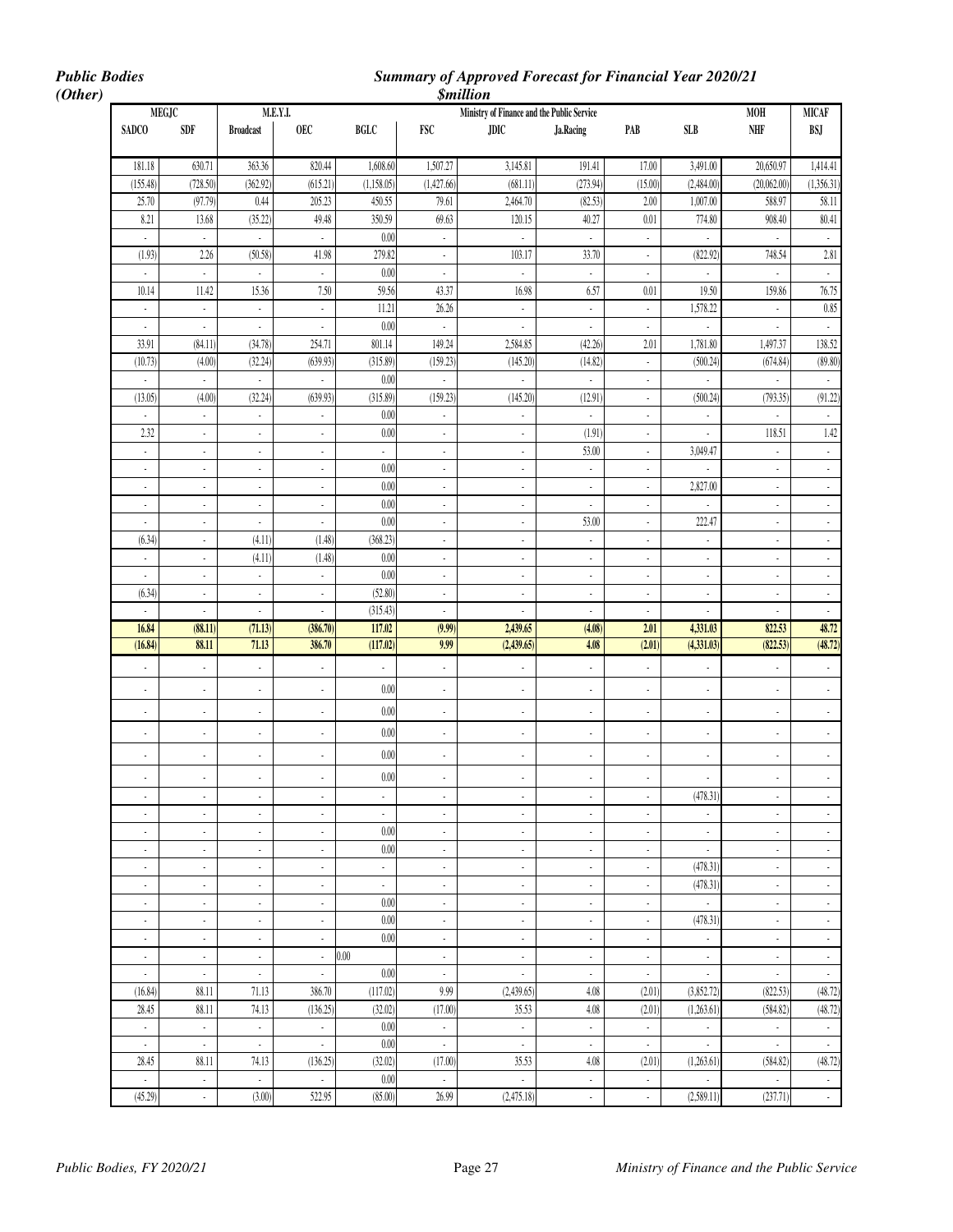*Public Bodies (Other)*

## *Summary of Approved Forecast for Financial Year 2020/21*

### *$million*

| MEGJC | | M.E.Y.I. | | Ministry of Finance and the Public Service | | | | | | MOH | MICAF |
|---|---|---|---|---|---|---|---|---|---|---|---|
| SADCO | SDF | Broadcast | OEC | BGLC | FSC | JDIC | Ja.Racing | PAB | SLB | NHF | BSJ |
| 181.18 | 630.71 | 363.36 | 820.44 | 1,608.60 | 1,507.27 | 3,145.81 | 191.41 | 17.00 | 3,491.00 | 20,650.97 | 1,414.41 |
| (155.48) | (728.50) | (362.92) | (615.21) | (1,158.05) | (1,427.66) | (681.11) | (273.94) | (15.00) | (2,484.00) | (20,062.00) | (1,356.31) |
| 25.70 | (97.79) | 0.44 | 205.23 | 450.55 | 79.61 | 2,464.70 | (82.53) | 2.00 | 1,007.00 | 588.97 | 58.11 |
| 8.21 | 13.68 | (35.22) | 49.48 | 350.59 | 69.63 | 120.15 | 40.27 | 0.01 | 774.80 | 908.40 | 80.41 |
| - | - | - | - | 0.00 | - | - | - | - | - | - | - |
| (1.93) | 2.26 | (50.58) | 41.98 | 279.82 | - | 103.17 | 33.70 | - | (822.92) | 748.54 | 2.81 |
| - | - | - | - | 0.00 | - | - | - | - | - | - | - |
| 10.14 | 11.42 | 15.36 | 7.50 | 59.56 | 43.37 | 16.98 | 6.57 | 0.01 | 19.50 | 159.86 | 76.75 |
| - | - | - | - | 11.21 | 26.26 | - | - | - | 1,578.22 | - | 0.85 |
| - | - | - | - | 0.00 | - | - | - | - | - | - | - |
| 33.91 | (84.11) | (34.78) | 254.71 | 801.14 | 149.24 | 2,584.85 | (42.26) | 2.01 | 1,781.80 | 1,497.37 | 138.52 |
| (10.73) | (4.00) | (32.24) | (639.93) | (315.89) | (159.23) | (145.20) | (14.82) | - | (500.24) | (674.84) | (89.80) |
| - | - | - | - | 0.00 | - | - | - | - | - | - | - |
| (13.05) | (4.00) | (32.24) | (639.93) | (315.89) | (159.23) | (145.20) | (12.91) | - | (500.24) | (793.35) | (91.22) |
| - | - | - | - | 0.00 | - | - | - | - | - | - | - |
| 2.32 | - | - | - | 0.00 | - | - | (1.91) | - | - | 118.51 | 1.42 |
| - | - | - | - | - | - | - | 53.00 | - | 3,049.47 | - | - |
| - | - | - | - | 0.00 | - | - | - | - | - | - | - |
| - | - | - | - | 0.00 | - | - | - | - | 2,827.00 | - | - |
| - | - | - | - | 0.00 | - | - | - | - | - | - | - |
| - | - | - | - | 0.00 | - | - | 53.00 | - | 222.47 | - | - |
| (6.34) | - | (4.11) | (1.48) | (368.23) | - | - | - | - | - | - | - |
| - | - | (4.11) | (1.48) | 0.00 | - | - | - | - | - | - | - |
| - | - | - | - | 0.00 | - | - | - | - | - | - | - |
| (6.34) | - | - | - | (52.80) | - | - | - | - | - | - | - |
| - | - | - | - | (315.43) | - | - | - | - | - | - | - |
| **16.84** | **(88.11)** | **(71.13)** | **(386.70)** | **117.02** | **(9.99)** | **2,439.65** | **(4.08)** | **2.01** | **4,331.03** | **822.53** | **48.72** |
| **(16.84)** | **88.11** | **71.13** | **386.70** | **(117.02)** | **9.99** | **(2,439.65)** | **4.08** | **(2.01)** | **(4,331.03)** | **(822.53)** | **(48.72)** |
| - | - | - | - | - | - | - | - | - | - | - | - |
| - | - | - | - | 0.00 | - | - | - | - | - | - | - |
| - | - | - | - | 0.00 | - | - | - | - | - | - | - |
| - | - | - | - | 0.00 | - | - | - | - | - | - | - |
| - | - | - | - | 0.00 | - | - | - | - | - | - | - |
| - | - | - | - | 0.00 | - | - | - | - | - | - | - |
| - | - | - | - | - | - | - | - | - | (478.31) | - | - |
| - | - | - | - | - | - | - | - | - | - | - | - |
| - | - | - | - | 0.00 | - | - | - | - | - | - | - |
| - | - | - | - | 0.00 | - | - | - | - | - | - | - |
| - | - | - | - | - | - | - | - | - | (478.31) | - | - |
| - | - | - | - | - | - | - | - | - | (478.31) | - | - |
| - | - | - | - | 0.00 | - | - | - | - | - | - | - |
| - | - | - | - | 0.00 | - | - | - | - | (478.31) | - | - |
| - | - | - | - | 0.00 | - | - | - | - | - | - | - |
| - | - | - | - | 0.00 | - | - | - | - | - | - | - |
| - | - | - | - | 0.00 | - | - | - | - | - | - | - |
| (16.84) | 88.11 | 71.13 | 386.70 | (117.02) | 9.99 | (2,439.65) | 4.08 | (2.01) | (3,852.72) | (822.53) | (48.72) |
| 28.45 | 88.11 | 74.13 | (136.25) | (32.02) | (17.00) | 35.53 | 4.08 | (2.01) | (1,263.61) | (584.82) | (48.72) |
| - | - | - | - | 0.00 | - | - | - | - | - | - | - |
| - | - | - | - | 0.00 | - | - | - | - | - | - | - |
| 28.45 | 88.11 | 74.13 | (136.25) | (32.02) | (17.00) | 35.53 | 4.08 | (2.01) | (1,263.61) | (584.82) | (48.72) |
| - | - | - | - | 0.00 | - | - | - | - | - | - | - |
| (45.29) | - | (3.00) | 522.95 | (85.00) | 26.99 | (2,475.18) | - | - | (2,589.11) | (237.71) | - |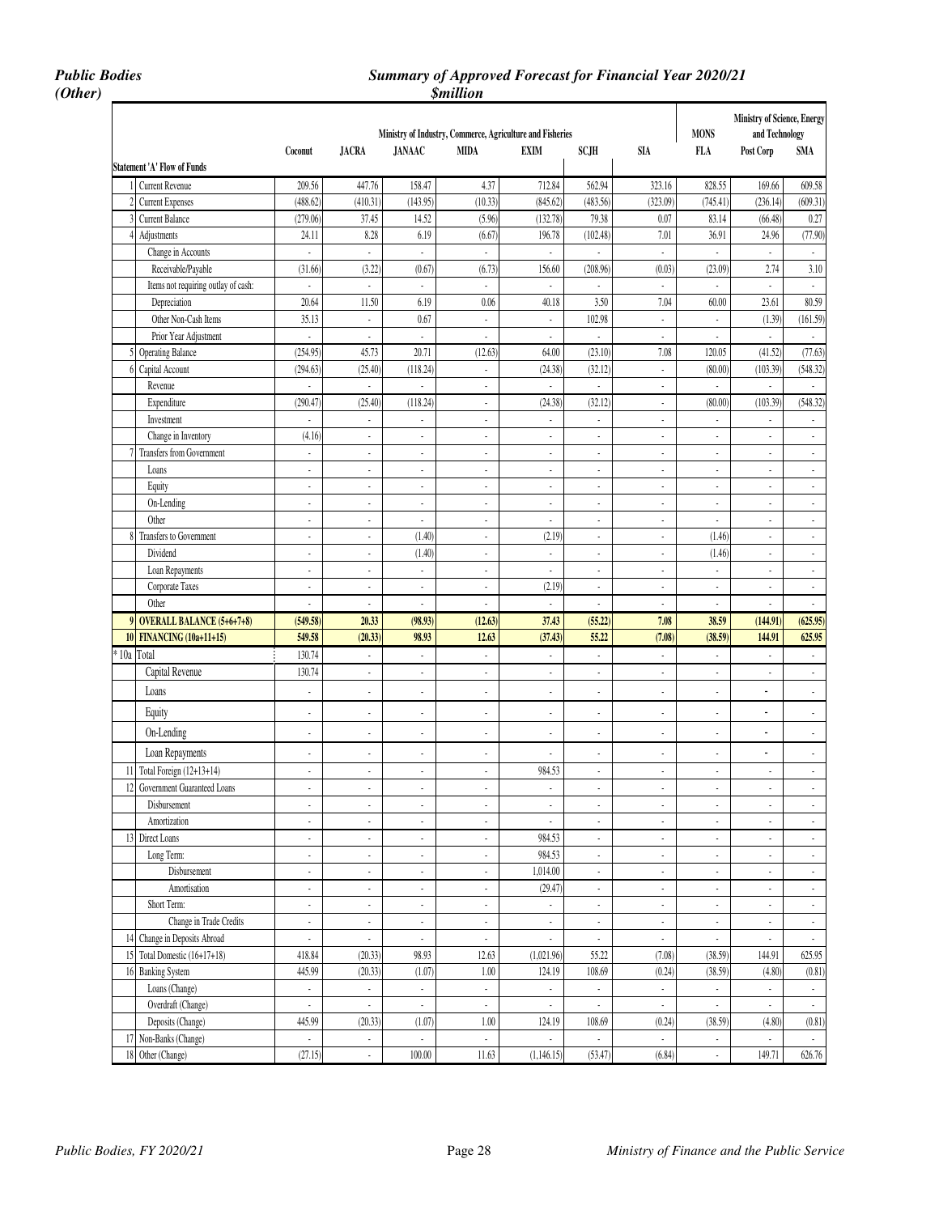***Public Bodies (Other)***

***Summary of Approved Forecast for Financial Year 2020/21***
***$million***

| | | Ministry of Industry, Commerce, Agriculture and Fisheries | | | | | | | MONS | Ministry of Science, Energy and Technology | |
|---|---|---|---|---|---|---|---|---|---|---|---|
| | | **Coconut** | **JACRA** | **JANAAC** | **MIDA** | **EXIM** | **SCJH** | **SIA** | **FLA** | **Post Corp** | **SMA** |
| | **Statement 'A' Flow of Funds** | | | | | | | | | | |
| 1 | Current Revenue | 209.56 | 447.76 | 158.47 | 4.37 | 712.84 | 562.94 | 323.16 | 828.55 | 169.66 | 609.58 |
| 2 | Current Expenses | (488.62) | (410.31) | (143.95) | (10.33) | (845.62) | (483.56) | (323.09) | (745.41) | (236.14) | (609.31) |
| 3 | Current Balance | (279.06) | 37.45 | 14.52 | (5.96) | (132.78) | 79.38 | 0.07 | 83.14 | (66.48) | 0.27 |
| 4 | Adjustments | 24.11 | 8.28 | 6.19 | (6.67) | 196.78 | (102.48) | 7.01 | 36.91 | 24.96 | (77.90) |
| | Change in Accounts | - | - | - | - | - | - | - | - | - | - |
| | Receivable/Payable | (31.66) | (3.22) | (0.67) | (6.73) | 156.60 | (208.96) | (0.03) | (23.09) | 2.74 | 3.10 |
| | Items not requiring outlay of cash: | - | - | - | - | - | - | - | - | - | - |
| | Depreciation | 20.64 | 11.50 | 6.19 | 0.06 | 40.18 | 3.50 | 7.04 | 60.00 | 23.61 | 80.59 |
| | Other Non-Cash Items | 35.13 | - | 0.67 | - | - | 102.98 | - | - | (1.39) | (161.59) |
| | Prior Year Adjustment | - | - | - | - | - | - | - | - | - | - |
| 5 | Operating Balance | (254.95) | 45.73 | 20.71 | (12.63) | 64.00 | (23.10) | 7.08 | 120.05 | (41.52) | (77.63) |
| 6 | Capital Account | (294.63) | (25.40) | (118.24) | - | (24.38) | (32.12) | - | (80.00) | (103.39) | (548.32) |
| | Revenue | - | - | - | - | - | - | - | - | - | - |
| | Expenditure | (290.47) | (25.40) | (118.24) | - | (24.38) | (32.12) | - | (80.00) | (103.39) | (548.32) |
| | Investment | - | - | - | - | - | - | - | - | - | - |
| | Change in Inventory | (4.16) | - | - | - | - | - | - | - | - | - |
| 7 | Transfers from Government | - | - | - | - | - | - | - | - | - | - |
| | Loans | - | - | - | - | - | - | - | - | - | - |
| | Equity | - | - | - | - | - | - | - | - | - | - |
| | On-Lending | - | - | - | - | - | - | - | - | - | - |
| | Other | - | - | - | - | - | - | - | - | - | - |
| 8 | Transfers to Government | - | - | (1.40) | - | (2.19) | - | - | (1.46) | - | - |
| | Dividend | - | - | (1.40) | - | - | - | - | (1.46) | - | - |
| | Loan Repayments | - | - | - | - | - | - | - | - | - | - |
| | Corporate Taxes | - | - | - | - | (2.19) | - | - | - | - | - |
| | Other | - | - | - | - | - | - | - | - | - | - |
| **9** | **OVERALL BALANCE (5+6+7+8)** | **(549.58)** | **20.33** | **(98.93)** | **(12.63)** | **37.43** | **(55.22)** | **7.08** | **38.59** | **(144.91)** | **(625.95)** |
| **10** | **FINANCING (10a+11+15)** | **549.58** | **(20.33)** | **98.93** | **12.63** | **(37.43)** | **55.22** | **(7.08)** | **(38.59)** | **144.91** | **625.95** |
| *10a | Total | 130.74 | - | - | - | - | - | - | - | - | - |
| | Capital Revenue | 130.74 | - | - | - | - | - | - | - | - | - |
| | Loans | - | - | - | - | - | - | - | - | - | - |
| | Equity | - | - | - | - | - | - | - | - | - | - |
| | On-Lending | - | - | - | - | - | - | - | - | - | - |
| | Loan Repayments | - | - | - | - | - | - | - | - | - | - |
| 11 | Total Foreign (12+13+14) | - | - | - | - | 984.53 | - | - | - | - | - |
| 12 | Government Guaranteed Loans | - | - | - | - | - | - | - | - | - | - |
| | Disbursement | - | - | - | - | - | - | - | - | - | - |
| | Amortization | - | - | - | - | - | - | - | - | - | - |
| 13 | Direct Loans | - | - | - | - | 984.53 | - | - | - | - | - |
| | Long Term: | - | - | - | - | 984.53 | - | - | - | - | - |
| | Disbursement | - | - | - | - | 1,014.00 | - | - | - | - | - |
| | Amortisation | - | - | - | - | (29.47) | - | - | - | - | - |
| | Short Term: | - | - | - | - | - | - | - | - | - | - |
| | Change in Trade Credits | - | - | - | - | - | - | - | - | - | - |
| 14 | Change in Deposits Abroad | - | - | - | - | - | - | - | - | - | - |
| 15 | Total Domestic (16+17+18) | 418.84 | (20.33) | 98.93 | 12.63 | (1,021.96) | 55.22 | (7.08) | (38.59) | 144.91 | 625.95 |
| 16 | Banking System | 445.99 | (20.33) | (1.07) | 1.00 | 124.19 | 108.69 | (0.24) | (38.59) | (4.80) | (0.81) |
| | Loans (Change) | - | - | - | - | - | - | - | - | - | - |
| | Overdraft (Change) | - | - | - | - | - | - | - | - | - | - |
| | Deposits (Change) | 445.99 | (20.33) | (1.07) | 1.00 | 124.19 | 108.69 | (0.24) | (38.59) | (4.80) | (0.81) |
| 17 | Non-Banks (Change) | - | - | - | - | - | - | - | - | - | - |
| 18 | Other (Change) | (27.15) | - | 100.00 | 11.63 | (1,146.15) | (53.47) | (6.84) | - | 149.71 | 626.76 |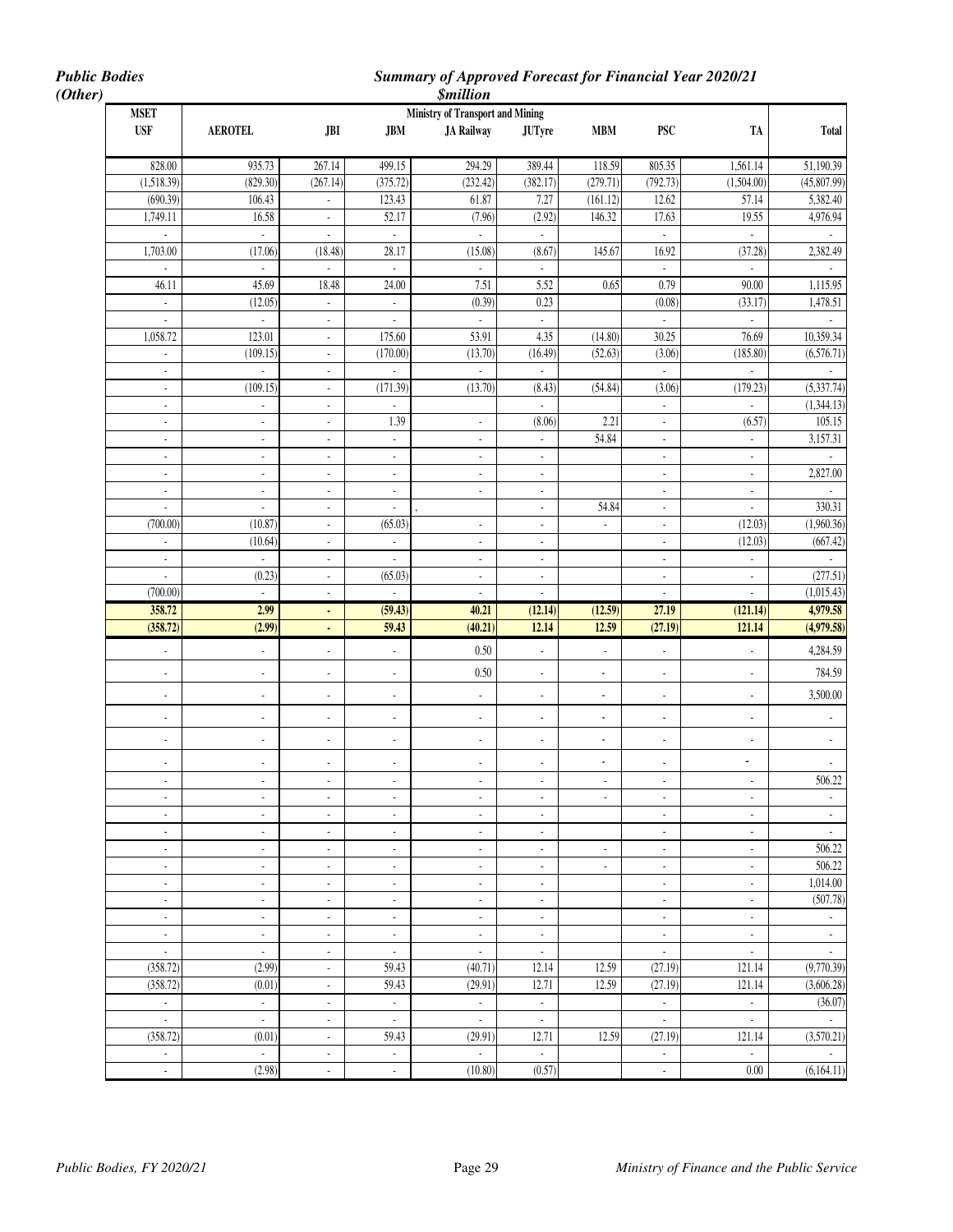*Public Bodies (Other)*

***Summary of Approved Forecast for Financial Year 2020/21***
***$million***

| MSET | Ministry of Transport and Mining | | | | | | | | |
|---|---|---|---|---|---|---|---|---|---|
| USF | AEROTEL | JBI | JBM | JA Railway | JUTyre | MBM | PSC | TA | Total |
| 828.00 | 935.73 | 267.14 | 499.15 | 294.29 | 389.44 | 118.59 | 805.35 | 1,561.14 | 51,190.39 |
| (1,518.39) | (829.30) | (267.14) | (375.72) | (232.42) | (382.17) | (279.71) | (792.73) | (1,504.00) | (45,807.99) |
| (690.39) | 106.43 | - | 123.43 | 61.87 | 7.27 | (161.12) | 12.62 | 57.14 | 5,382.40 |
| 1,749.11 | 16.58 | - | 52.17 | (7.96) | (2.92) | 146.32 | 17.63 | 19.55 | 4,976.94 |
| - | - | - | - | - | - | | - | - | - |
| 1,703.00 | (17.06) | (18.48) | 28.17 | (15.08) | (8.67) | 145.67 | 16.92 | (37.28) | 2,382.49 |
| - | - | - | - | - | - | | - | - | - |
| 46.11 | 45.69 | 18.48 | 24.00 | 7.51 | 5.52 | 0.65 | 0.79 | 90.00 | 1,115.95 |
| - | (12.05) | - | - | (0.39) | 0.23 | | (0.08) | (33.17) | 1,478.51 |
| - | - | - | - | - | - | | - | - | - |
| 1,058.72 | 123.01 | - | 175.60 | 53.91 | 4.35 | (14.80) | 30.25 | 76.69 | 10,359.34 |
| - | (109.15) | - | (170.00) | (13.70) | (16.49) | (52.63) | (3.06) | (185.80) | (6,576.71) |
| - | - | - | - | - | - | | - | - | - |
| - | (109.15) | - | (171.39) | (13.70) | (8.43) | (54.84) | (3.06) | (179.23) | (5,337.74) |
| - | - | - | - | | - | | - | - | (1,344.13) |
| - | - | - | 1.39 | - | (8.06) | 2.21 | - | (6.57) | 105.15 |
| - | - | - | - | - | - | 54.84 | - | - | 3,157.31 |
| - | - | - | - | - | - | | - | - | - |
| - | - | - | - | - | - | | - | - | 2,827.00 |
| - | - | - | - | - | - | | - | - | - |
| - | - | - | - | , | - | 54.84 | - | - | 330.31 |
| (700.00) | (10.87) | - | (65.03) | - | - | - | - | (12.03) | (1,960.36) |
| - | (10.64) | - | - | - | - | | - | (12.03) | (667.42) |
| - | - | - | - | - | - | | - | - | - |
| - | (0.23) | - | (65.03) | - | - | | - | - | (277.51) |
| (700.00) | - | - | - | - | - | | - | - | (1,015.43) |
| **358.72** | **2.99** | **-** | **(59.43)** | **40.21** | **(12.14)** | **(12.59)** | **27.19** | **(121.14)** | **4,979.58** |
| **(358.72)** | **(2.99)** | **-** | **59.43** | **(40.21)** | **12.14** | **12.59** | **(27.19)** | **121.14** | **(4,979.58)** |
| - | - | - | - | 0.50 | - | - | - | - | 4,284.59 |
| - | - | - | - | 0.50 | - | - | - | - | 784.59 |
| - | - | - | - | - | - | - | - | - | 3,500.00 |
| - | - | - | - | - | - | - | - | - | - |
| - | - | - | - | - | - | - | - | - | - |
| - | - | - | - | - | - | - | - | - | - |
| - | - | - | - | - | - | - | - | - | 506.22 |
| - | - | - | - | - | - | - | - | - | - |
| - | - | - | - | - | - | | - | - | - |
| - | - | - | - | - | - | | - | - | - |
| - | - | - | - | - | - | - | - | - | 506.22 |
| - | - | - | - | - | - | - | - | - | 506.22 |
| - | - | - | - | - | - | | - | - | 1,014.00 |
| - | - | - | - | - | - | | - | - | (507.78) |
| - | - | - | - | - | - | | - | - | - |
| - | - | - | - | - | - | | - | - | - |
| - | - | - | - | - | - | | - | - | - |
| (358.72) | (2.99) | - | 59.43 | (40.71) | 12.14 | 12.59 | (27.19) | 121.14 | (9,770.39) |
| (358.72) | (0.01) | - | 59.43 | (29.91) | 12.71 | 12.59 | (27.19) | 121.14 | (3,606.28) |
| - | - | - | - | - | - | | - | - | (36.07) |
| - | - | - | - | - | - | | - | - | - |
| (358.72) | (0.01) | - | 59.43 | (29.91) | 12.71 | 12.59 | (27.19) | 121.14 | (3,570.21) |
| - | - | - | - | - | - | | - | - | - |
| - | (2.98) | - | - | (10.80) | (0.57) | | - | 0.00 | (6,164.11) |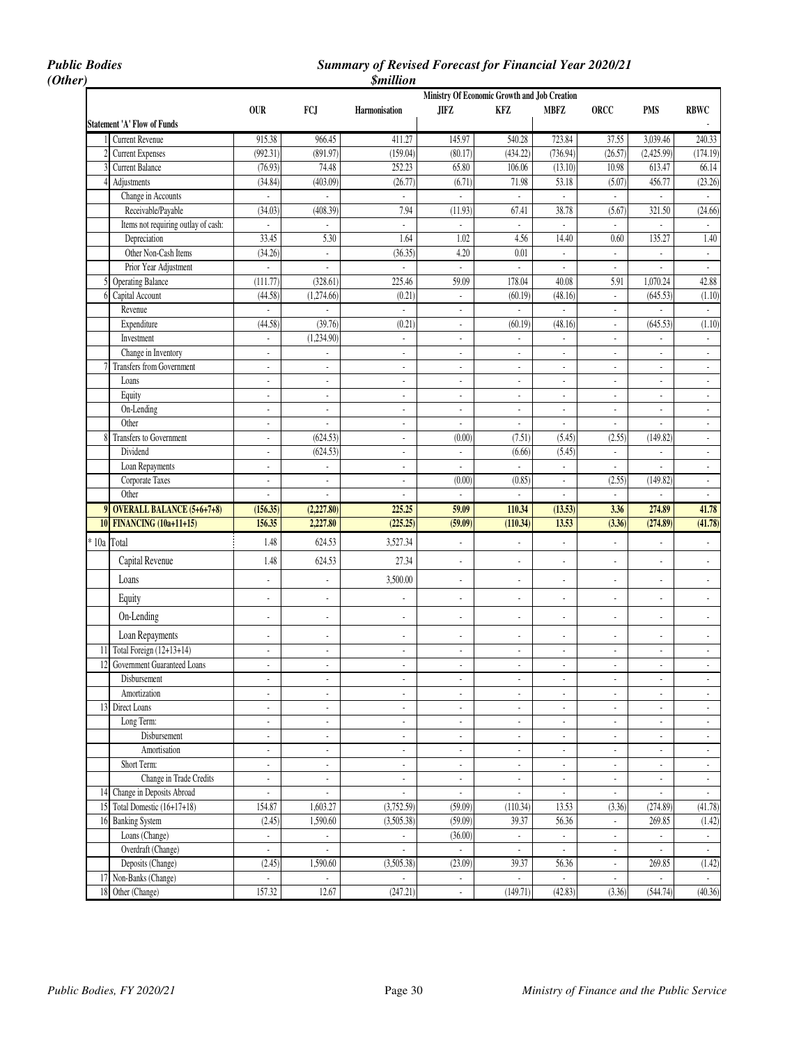*Public Bodies (Other)*

***Summary of Revised Forecast for Financial Year 2020/21***
***$million***

| | | OUR | FCJ | Harmonisation | JIFZ | KFZ | MBFZ | ORCC | PMS | RBWC |
|---|---|---|---|---|---|---|---|---|---|---|
| | | | | | Ministry Of Economic Growth and Job Creation | | | | | |
| | **Statement 'A' Flow of Funds** | | | | | | | | | - |
| 1 | Current Revenue | 915.38 | 966.45 | 411.27 | 145.97 | 540.28 | 723.84 | 37.55 | 3,039.46 | 240.33 |
| 2 | Current Expenses | (992.31) | (891.97) | (159.04) | (80.17) | (434.22) | (736.94) | (26.57) | (2,425.99) | (174.19) |
| 3 | Current Balance | (76.93) | 74.48 | 252.23 | 65.80 | 106.06 | (13.10) | 10.98 | 613.47 | 66.14 |
| 4 | Adjustments | (34.84) | (403.09) | (26.77) | (6.71) | 71.98 | 53.18 | (5.07) | 456.77 | (23.26) |
| | Change in Accounts | - | - | - | - | - | - | - | - | - |
| | Receivable/Payable | (34.03) | (408.39) | 7.94 | (11.93) | 67.41 | 38.78 | (5.67) | 321.50 | (24.66) |
| | Items not requiring outlay of cash: | - | - | - | - | - | - | - | - | - |
| | Depreciation | 33.45 | 5.30 | 1.64 | 1.02 | 4.56 | 14.40 | 0.60 | 135.27 | 1.40 |
| | Other Non-Cash Items | (34.26) | - | (36.35) | 4.20 | 0.01 | - | - | - | - |
| | Prior Year Adjustment | - | - | - | - | - | - | - | - | - |
| 5 | Operating Balance | (111.77) | (328.61) | 225.46 | 59.09 | 178.04 | 40.08 | 5.91 | 1,070.24 | 42.88 |
| 6 | Capital Account | (44.58) | (1,274.66) | (0.21) | - | (60.19) | (48.16) | - | (645.53) | (1.10) |
| | Revenue | - | - | - | - | - | - | - | - | - |
| | Expenditure | (44.58) | (39.76) | (0.21) | - | (60.19) | (48.16) | - | (645.53) | (1.10) |
| | Investment | - | (1,234.90) | - | - | - | - | - | - | - |
| | Change in Inventory | - | - | - | - | - | - | - | - | - |
| 7 | Transfers from Government | - | - | - | - | - | - | - | - | - |
| | Loans | - | - | - | - | - | - | - | - | - |
| | Equity | - | - | - | - | - | - | - | - | - |
| | On-Lending | - | - | - | - | - | - | - | - | - |
| | Other | - | - | - | - | - | - | - | - | - |
| 8 | Transfers to Government | - | (624.53) | - | (0.00) | (7.51) | (5.45) | (2.55) | (149.82) | - |
| | Dividend | - | (624.53) | - | - | (6.66) | (5.45) | - | - | - |
| | Loan Repayments | - | - | - | - | - | - | - | - | - |
| | Corporate Taxes | - | - | - | (0.00) | (0.85) | - | (2.55) | (149.82) | - |
| | Other | - | - | - | - | - | - | - | - | - |
| **9** | **OVERALL BALANCE (5+6+7+8)** | **(156.35)** | **(2,227.80)** | **225.25** | **59.09** | **110.34** | **(13.53)** | **3.36** | **274.89** | **41.78** |
| **10** | **FINANCING (10a+11+15)** | **156.35** | **2,227.80** | **(225.25)** | **(59.09)** | **(110.34)** | **13.53** | **(3.36)** | **(274.89)** | **(41.78)** |
| * 10a | Total | 1.48 | 624.53 | 3,527.34 | - | - | - | - | - | - |
| | Capital Revenue | 1.48 | 624.53 | 27.34 | - | - | - | - | - | - |
| | Loans | - | - | 3,500.00 | - | - | - | - | - | - |
| | Equity | - | - | - | - | - | - | - | - | - |
| | On-Lending | - | - | - | - | - | - | - | - | - |
| | Loan Repayments | - | - | - | - | - | - | - | - | - |
| 11 | Total Foreign (12+13+14) | - | - | - | - | - | - | - | - | - |
| 12 | Government Guaranteed Loans | - | - | - | - | - | - | - | - | - |
| | Disbursement | - | - | - | - | - | - | - | - | - |
| | Amortization | - | - | - | - | - | - | - | - | - |
| 13 | Direct Loans | - | - | - | - | - | - | - | - | - |
| | Long Term: | - | - | - | - | - | - | - | - | - |
| | Disbursement | - | - | - | - | - | - | - | - | - |
| | Amortisation | - | - | - | - | - | - | - | - | - |
| | Short Term: | - | - | - | - | - | - | - | - | - |
| | Change in Trade Credits | - | - | - | - | - | - | - | - | - |
| 14 | Change in Deposits Abroad | - | - | - | - | - | - | - | - | - |
| 15 | Total Domestic (16+17+18) | 154.87 | 1,603.27 | (3,752.59) | (59.09) | (110.34) | 13.53 | (3.36) | (274.89) | (41.78) |
| 16 | Banking System | (2.45) | 1,590.60 | (3,505.38) | (59.09) | 39.37 | 56.36 | - | 269.85 | (1.42) |
| | Loans (Change) | - | - | - | (36.00) | - | - | - | - | - |
| | Overdraft (Change) | - | - | - | - | - | - | - | - | - |
| | Deposits (Change) | (2.45) | 1,590.60 | (3,505.38) | (23.09) | 39.37 | 56.36 | - | 269.85 | (1.42) |
| 17 | Non-Banks (Change) | - | - | - | - | - | - | - | - | - |
| 18 | Other (Change) | 157.32 | 12.67 | (247.21) | - | (149.71) | (42.83) | (3.36) | (544.74) | (40.36) |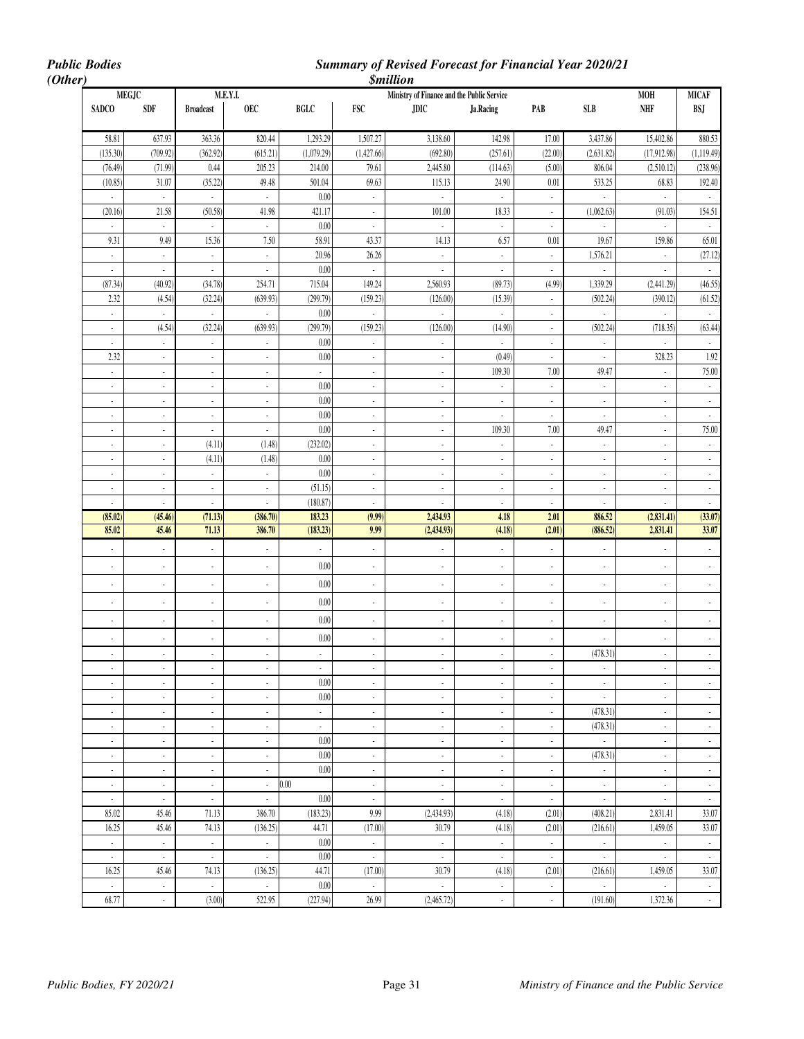*Public Bodies (Other)*

## *Summary of Revised Forecast for Financial Year 2020/21*

*$million*

| MEGJC | | M.E.Y.I. | | Ministry of Finance and the Public Service | | | | | | MOH | MICAF |
|---|---|---|---|---|---|---|---|---|---|---|---|
| SADCO | SDF | Broadcast | OEC | BGLC | FSC | JDIC | Ja.Racing | PAB | SLB | NHF | BSJ |
| 58.81 | 637.93 | 363.36 | 820.44 | 1,293.29 | 1,507.27 | 3,138.60 | 142.98 | 17.00 | 3,437.86 | 15,402.86 | 880.53 |
| (135.30) | (709.92) | (362.92) | (615.21) | (1,079.29) | (1,427.66) | (692.80) | (257.61) | (22.00) | (2,631.82) | (17,912.98) | (1,119.49) |
| (76.49) | (71.99) | 0.44 | 205.23 | 214.00 | 79.61 | 2,445.80 | (114.63) | (5.00) | 806.04 | (2,510.12) | (238.96) |
| (10.85) | 31.07 | (35.22) | 49.48 | 501.04 | 69.63 | 115.13 | 24.90 | 0.01 | 533.25 | 68.83 | 192.40 |
| - | - | - | - | 0.00 | - | - | - | - | - | - | - |
| (20.16) | 21.58 | (50.58) | 41.98 | 421.17 | - | 101.00 | 18.33 | - | (1,062.63) | (91.03) | 154.51 |
| - | - | - | - | 0.00 | - | - | - | - | - | - | - |
| 9.31 | 9.49 | 15.36 | 7.50 | 58.91 | 43.37 | 14.13 | 6.57 | 0.01 | 19.67 | 159.86 | 65.01 |
| - | - | - | - | 20.96 | 26.26 | - | - | - | 1,576.21 | - | (27.12) |
| - | - | - | - | 0.00 | - | - | - | - | - | - | - |
| (87.34) | (40.92) | (34.78) | 254.71 | 715.04 | 149.24 | 2,560.93 | (89.73) | (4.99) | 1,339.29 | (2,441.29) | (46.55) |
| 2.32 | (4.54) | (32.24) | (639.93) | (299.79) | (159.23) | (126.00) | (15.39) | - | (502.24) | (390.12) | (61.52) |
| - | - | - | - | 0.00 | - | - | - | - | - | - | - |
| - | (4.54) | (32.24) | (639.93) | (299.79) | (159.23) | (126.00) | (14.90) | - | (502.24) | (718.35) | (63.44) |
| - | - | - | - | 0.00 | - | - | - | - | - | - | - |
| 2.32 | - | - | - | 0.00 | - | - | (0.49) | - | - | 328.23 | 1.92 |
| - | - | - | - | - | - | - | 109.30 | 7.00 | 49.47 | - | 75.00 |
| - | - | - | - | 0.00 | - | - | - | - | - | - | - |
| - | - | - | - | 0.00 | - | - | - | - | - | - | - |
| - | - | - | - | 0.00 | - | - | - | - | - | - | - |
| - | - | - | - | 0.00 | - | - | 109.30 | 7.00 | 49.47 | - | 75.00 |
| - | - | (4.11) | (1.48) | (232.02) | - | - | - | - | - | - | - |
| - | - | (4.11) | (1.48) | 0.00 | - | - | - | - | - | - | - |
| - | - | - | - | 0.00 | - | - | - | - | - | - | - |
| - | - | - | - | (51.15) | - | - | - | - | - | - | - |
| - | - | - | - | (180.87) | - | - | - | - | - | - | - |
| **(85.02)** | **(45.46)** | **(71.13)** | **(386.70)** | **183.23** | **(9.99)** | **2,434.93** | **4.18** | **2.01** | **886.52** | **(2,831.41)** | **(33.07)** |
| **85.02** | **45.46** | **71.13** | **386.70** | **(183.23)** | **9.99** | **(2,434.93)** | **(4.18)** | **(2.01)** | **(886.52)** | **2,831.41** | **33.07** |
| - | - | - | - | - | - | - | - | - | - | - | - |
| - | - | - | - | 0.00 | - | - | - | - | - | - | - |
| - | - | - | - | 0.00 | - | - | - | - | - | - | - |
| - | - | - | - | 0.00 | - | - | - | - | - | - | - |
| - | - | - | - | 0.00 | - | - | - | - | - | - | - |
| - | - | - | - | 0.00 | - | - | - | - | - | - | - |
| - | - | - | - | - | - | - | - | - | (478.31) | - | - |
| - | - | - | - | - | - | - | - | - | - | - | - |
| - | - | - | - | 0.00 | - | - | - | - | - | - | - |
| - | - | - | - | 0.00 | - | - | - | - | - | - | - |
| - | - | - | - | - | - | - | - | - | (478.31) | - | - |
| - | - | - | - | - | - | - | - | - | (478.31) | - | - |
| - | - | - | - | 0.00 | - | - | - | - | - | - | - |
| - | - | - | - | 0.00 | - | - | - | - | (478.31) | - | - |
| - | - | - | - | 0.00 | - | - | - | - | - | - | - |
| - | - | - | - | 0.00 | - | - | - | - | - | - | - |
| - | - | - | - | 0.00 | - | - | - | - | - | - | - |
| 85.02 | 45.46 | 71.13 | 386.70 | (183.23) | 9.99 | (2,434.93) | (4.18) | (2.01) | (408.21) | 2,831.41 | 33.07 |
| 16.25 | 45.46 | 74.13 | (136.25) | 44.71 | (17.00) | 30.79 | (4.18) | (2.01) | (216.61) | 1,459.05 | 33.07 |
| - | - | - | - | 0.00 | - | - | - | - | - | - | - |
| - | - | - | - | 0.00 | - | - | - | - | - | - | - |
| 16.25 | 45.46 | 74.13 | (136.25) | 44.71 | (17.00) | 30.79 | (4.18) | (2.01) | (216.61) | 1,459.05 | 33.07 |
| - | - | - | - | 0.00 | - | - | - | - | - | - | - |
| 68.77 | - | (3.00) | 522.95 | (227.94) | 26.99 | (2,465.72) | - | - | (191.60) | 1,372.36 | - |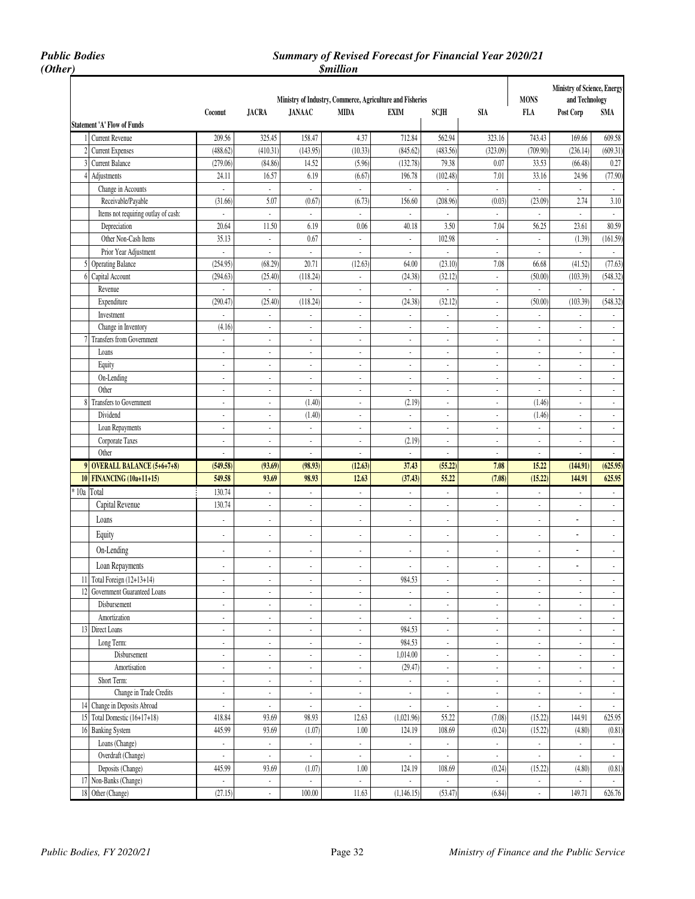*Public Bodies (Other)*

## *Summary of Revised Forecast for Financial Year 2020/21*

*$million*

| | | Ministry of Industry, Commerce, Agriculture and Fisheries | | | | | | | MONS | Ministry of Science, Energy and Technology | |
|---|---|---|---|---|---|---|---|---|---|---|---|
| | | Coconut | JACRA | JANAAC | MIDA | EXIM | SCJH | SIA | FLA | Post Corp | SMA |
| | **Statement 'A' Flow of Funds** | | | | | | | | | | |
| 1 | Current Revenue | 209.56 | 325.45 | 158.47 | 4.37 | 712.84 | 562.94 | 323.16 | 743.43 | 169.66 | 609.58 |
| 2 | Current Expenses | (488.62) | (410.31) | (143.95) | (10.33) | (845.62) | (483.56) | (323.09) | (709.90) | (236.14) | (609.31) |
| 3 | Current Balance | (279.06) | (84.86) | 14.52 | (5.96) | (132.78) | 79.38 | 0.07 | 33.53 | (66.48) | 0.27 |
| 4 | Adjustments | 24.11 | 16.57 | 6.19 | (6.67) | 196.78 | (102.48) | 7.01 | 33.16 | 24.96 | (77.90) |
| | Change in Accounts | - | - | - | - | - | - | - | - | - | - |
| | Receivable/Payable | (31.66) | 5.07 | (0.67) | (6.73) | 156.60 | (208.96) | (0.03) | (23.09) | 2.74 | 3.10 |
| | Items not requiring outlay of cash: | - | - | - | - | - | - | - | - | - | - |
| | Depreciation | 20.64 | 11.50 | 6.19 | 0.06 | 40.18 | 3.50 | 7.04 | 56.25 | 23.61 | 80.59 |
| | Other Non-Cash Items | 35.13 | - | 0.67 | - | - | 102.98 | - | - | (1.39) | (161.59) |
| | Prior Year Adjustment | - | - | - | - | - | - | - | - | - | - |
| 5 | Operating Balance | (254.95) | (68.29) | 20.71 | (12.63) | 64.00 | (23.10) | 7.08 | 66.68 | (41.52) | (77.63) |
| 6 | Capital Account | (294.63) | (25.40) | (118.24) | - | (24.38) | (32.12) | - | (50.00) | (103.39) | (548.32) |
| | Revenue | - | - | - | - | - | - | - | - | - | - |
| | Expenditure | (290.47) | (25.40) | (118.24) | - | (24.38) | (32.12) | - | (50.00) | (103.39) | (548.32) |
| | Investment | - | - | - | - | - | - | - | - | - | - |
| | Change in Inventory | (4.16) | - | - | - | - | - | - | - | - | - |
| 7 | Transfers from Government | - | - | - | - | - | - | - | - | - | - |
| | Loans | - | - | - | - | - | - | - | - | - | - |
| | Equity | - | - | - | - | - | - | - | - | - | - |
| | On-Lending | - | - | - | - | - | - | - | - | - | - |
| | Other | - | - | - | - | - | - | - | - | - | - |
| 8 | Transfers to Government | - | - | (1.40) | - | (2.19) | - | - | (1.46) | - | - |
| | Dividend | - | - | (1.40) | - | - | - | - | (1.46) | - | - |
| | Loan Repayments | - | - | - | - | - | - | - | - | - | - |
| | Corporate Taxes | - | - | - | - | (2.19) | - | - | - | - | - |
| | Other | - | - | - | - | - | - | - | - | - | - |
| **9** | **OVERALL BALANCE (5+6+7+8)** | **(549.58)** | **(93.69)** | **(98.93)** | **(12.63)** | **37.43** | **(55.22)** | **7.08** | **15.22** | **(144.91)** | **(625.95)** |
| **10** | **FINANCING (10a+11+15)** | **549.58** | **93.69** | **98.93** | **12.63** | **(37.43)** | **55.22** | **(7.08)** | **(15.22)** | **144.91** | **625.95** |
| * 10a | Total | 130.74 | - | - | - | - | - | - | - | - | - |
| | Capital Revenue | 130.74 | - | - | - | - | - | - | - | - | - |
| | Loans | - | - | - | - | - | - | - | - | - | - |
| | Equity | - | - | - | - | - | - | - | - | - | - |
| | On-Lending | - | - | - | - | - | - | - | - | - | - |
| | Loan Repayments | - | - | - | - | - | - | - | - | - | - |
| 11 | Total Foreign (12+13+14) | - | - | - | - | 984.53 | - | - | - | - | - |
| 12 | Government Guaranteed Loans | - | - | - | - | - | - | - | - | - | - |
| | Disbursement | - | - | - | - | - | - | - | - | - | - |
| | Amortization | - | - | - | - | - | - | - | - | - | - |
| 13 | Direct Loans | - | - | - | - | 984.53 | - | - | - | - | - |
| | Long Term: | - | - | - | - | 984.53 | - | - | - | - | - |
| | Disbursement | - | - | - | - | 1,014.00 | - | - | - | - | - |
| | Amortisation | - | - | - | - | (29.47) | - | - | - | - | - |
| | Short Term: | - | - | - | - | - | - | - | - | - | - |
| | Change in Trade Credits | - | - | - | - | - | - | - | - | - | - |
| 14 | Change in Deposits Abroad | - | - | - | - | - | - | - | - | - | - |
| 15 | Total Domestic (16+17+18) | 418.84 | 93.69 | 98.93 | 12.63 | (1,021.96) | 55.22 | (7.08) | (15.22) | 144.91 | 625.95 |
| 16 | Banking System | 445.99 | 93.69 | (1.07) | 1.00 | 124.19 | 108.69 | (0.24) | (15.22) | (4.80) | (0.81) |
| | Loans (Change) | - | - | - | - | - | - | - | - | - | - |
| | Overdraft (Change) | - | - | - | - | - | - | - | - | - | - |
| | Deposits (Change) | 445.99 | 93.69 | (1.07) | 1.00 | 124.19 | 108.69 | (0.24) | (15.22) | (4.80) | (0.81) |
| 17 | Non-Banks (Change) | - | - | - | - | - | - | - | - | - | - |
| 18 | Other (Change) | (27.15) | - | 100.00 | 11.63 | (1,146.15) | (53.47) | (6.84) | - | 149.71 | 626.76 |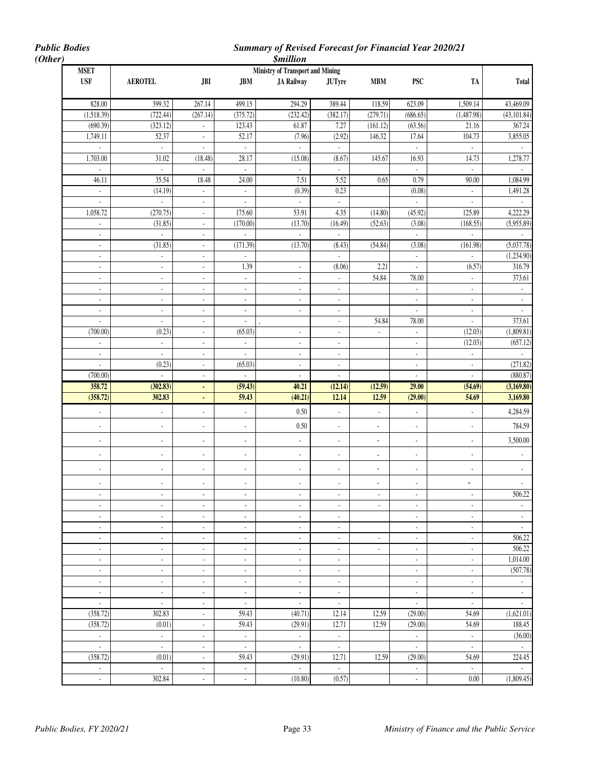*Public Bodies (Other)*

***Summary of Revised Forecast for Financial Year 2020/21***
***$million***

| MSET | Ministry of Transport and Mining | | | | | | | | |
|---|---|---|---|---|---|---|---|---|---|
| USF | AEROTEL | JBI | JBM | JA Railway | JUTyre | MBM | PSC | TA | Total |
| 828.00 | 399.32 | 267.14 | 499.15 | 294.29 | 389.44 | 118.59 | 623.09 | 1,509.14 | 43,469.09 |
| (1,518.39) | (722.44) | (267.14) | (375.72) | (232.42) | (382.17) | (279.71) | (686.65) | (1,487.98) | (43,101.84) |
| (690.39) | (323.12) | - | 123.43 | 61.87 | 7.27 | (161.12) | (63.56) | 21.16 | 367.24 |
| 1,749.11 | 52.37 | - | 52.17 | (7.96) | (2.92) | 146.32 | 17.64 | 104.73 | 3,855.05 |
| - | - | - | - | - | - | | - | - | - |
| 1,703.00 | 31.02 | (18.48) | 28.17 | (15.08) | (8.67) | 145.67 | 16.93 | 14.73 | 1,278.77 |
| - | - | - | - | - | - | | - | - | - |
| 46.11 | 35.54 | 18.48 | 24.00 | 7.51 | 5.52 | 0.65 | 0.79 | 90.00 | 1,084.99 |
| - | (14.19) | - | - | (0.39) | 0.23 | | (0.08) | - | 1,491.28 |
| - | - | - | - | - | - | | - | - | - |
| 1,058.72 | (270.75) | - | 175.60 | 53.91 | 4.35 | (14.80) | (45.92) | 125.89 | 4,222.29 |
| - | (31.85) | - | (170.00) | (13.70) | (16.49) | (52.63) | (3.08) | (168.55) | (5,955.89) |
| - | - | - | - | - | - | | - | - | - |
| - | (31.85) | - | (171.39) | (13.70) | (8.43) | (54.84) | (3.08) | (161.98) | (5,037.78) |
| - | - | - | - | | - | | - | - | (1,234.90) |
| - | - | - | 1.39 | - | (8.06) | 2.21 | - | (6.57) | 316.79 |
| - | - | - | - | - | - | 54.84 | 78.00 | - | 373.61 |
| - | - | - | - | - | - | | - | - | - |
| - | - | - | - | - | - | | - | - | - |
| - | - | - | - | - | - | | - | - | - |
| - | - | - | - | , | - | 54.84 | 78.00 | - | 373.61 |
| (700.00) | (0.23) | - | (65.03) | - | - | - | - | (12.03) | (1,809.81) |
| - | - | - | - | - | - | | - | (12.03) | (657.12) |
| - | - | - | - | - | - | | - | - | - |
| - | (0.23) | - | (65.03) | - | - | | - | - | (271.82) |
| (700.00) | - | - | - | - | - | | - | - | (880.87) |
| **358.72** | **(302.83)** | **-** | **(59.43)** | **40.21** | **(12.14)** | **(12.59)** | **29.00** | **(54.69)** | **(3,169.80)** |
| **(358.72)** | **302.83** | **-** | **59.43** | **(40.21)** | **12.14** | **12.59** | **(29.00)** | **54.69** | **3,169.80** |
| - | - | - | - | 0.50 | - | - | - | - | 4,284.59 |
| - | - | - | - | 0.50 | - | - | - | - | 784.59 |
| - | - | - | - | - | - | - | - | - | 3,500.00 |
| - | - | - | - | - | - | - | - | - | - |
| - | - | - | - | - | - | - | - | - | - |
| - | - | - | - | - | - | - | - | - | - |
| - | - | - | - | - | - | - | - | - | 506.22 |
| - | - | - | - | - | - | | - | - | - |
| - | - | - | - | - | - | | - | - | - |
| - | - | - | - | - | - | | - | - | - |
| - | - | - | - | - | - | - | - | - | 506.22 |
| - | - | - | - | - | - | - | - | - | 506.22 |
| - | - | - | - | - | - | | - | - | 1,014.00 |
| - | - | - | - | - | - | | - | - | (507.78) |
| - | - | - | - | - | - | | - | - | - |
| - | - | - | - | - | - | | - | - | - |
| - | - | - | - | - | - | | - | - | - |
| (358.72) | 302.83 | - | 59.43 | (40.71) | 12.14 | 12.59 | (29.00) | 54.69 | (1,621.01) |
| (358.72) | (0.01) | - | 59.43 | (29.91) | 12.71 | 12.59 | (29.00) | 54.69 | 188.45 |
| - | - | - | - | - | - | | - | - | (36.00) |
| - | - | - | - | - | - | | - | - | - |
| (358.72) | (0.01) | - | 59.43 | (29.91) | 12.71 | 12.59 | (29.00) | 54.69 | 224.45 |
| - | - | - | - | - | - | | - | - | - |
| - | 302.84 | - | - | (10.80) | (0.57) | | - | 0.00 | (1,809.45) |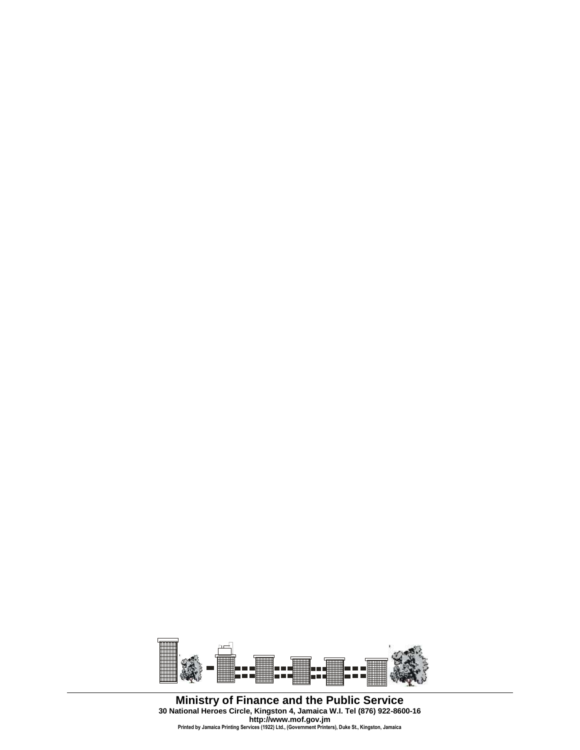**Ministry of Finance and the Public Service**

**30 National Heroes Circle, Kingston 4, Jamaica W.I. Tel (876) 922-8600-16**

**http://www.mof.gov.jm**

**Printed by Jamaica Printing Services (1922) Ltd., (Government Printers), Duke St., Kingston, Jamaica**